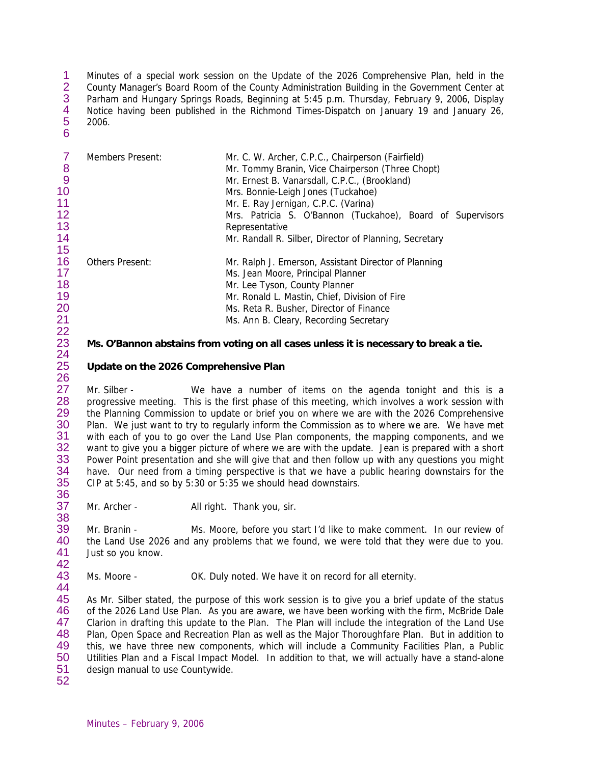Minutes of a special work session on the Update of the 2026 Comprehensive Plan, held in the County Manager's Board Room of the County Administration Building in the Government Center at Parham and Hungary Springs Roads, Beginning at 5:45 p.m. Thursday, February 9, 2006, Display Notice having been published in the Richmond Times-Dispatch on January 19 and January 26, 2006.

| | |
|---|---|
| Members Present: | Mr. C. W. Archer, C.P.C., Chairperson (Fairfield) |
| | Mr. Tommy Branin, Vice Chairperson (Three Chopt) |
| | Mr. Ernest B. Vanarsdall, C.P.C., (Brookland) |
| | Mrs. Bonnie-Leigh Jones (Tuckahoe) |
| | Mr. E. Ray Jernigan, C.P.C. (Varina) |
| | Mrs. Patricia S. O'Bannon (Tuckahoe), Board of Supervisors Representative |
| | Mr. Randall R. Silber, Director of Planning, Secretary |
| Others Present: | Mr. Ralph J. Emerson, Assistant Director of Planning |
| | Ms. Jean Moore, Principal Planner |
| | Mr. Lee Tyson, County Planner |
| | Mr. Ronald L. Mastin, Chief, Division of Fire |
| | Ms. Reta R. Busher, Director of Finance |
| | Ms. Ann B. Cleary, Recording Secretary |

**Ms. O'Bannon abstains from voting on all cases unless it is necessary to break a tie.**

**Update on the 2026 Comprehensive Plan**

Mr. Silber - We have a number of items on the agenda tonight and this is a progressive meeting. This is the first phase of this meeting, which involves a work session with the Planning Commission to update or brief you on where we are with the 2026 Comprehensive Plan. We just want to try to regularly inform the Commission as to where we are. We have met with each of you to go over the Land Use Plan components, the mapping components, and we want to give you a bigger picture of where we are with the update. Jean is prepared with a short Power Point presentation and she will give that and then follow up with any questions you might have. Our need from a timing perspective is that we have a public hearing downstairs for the CIP at 5:45, and so by 5:30 or 5:35 we should head downstairs.

Mr. Archer - All right. Thank you, sir.

Mr. Branin - Ms. Moore, before you start I'd like to make comment. In our review of the Land Use 2026 and any problems that we found, we were told that they were due to you. Just so you know.

Ms. Moore - OK. Duly noted. We have it on record for all eternity.

As Mr. Silber stated, the purpose of this work session is to give you a brief update of the status of the 2026 Land Use Plan. As you are aware, we have been working with the firm, McBride Dale Clarion in drafting this update to the Plan. The Plan will include the integration of the Land Use Plan, Open Space and Recreation Plan as well as the Major Thoroughfare Plan. But in addition to this, we have three new components, which will include a Community Facilities Plan, a Public Utilities Plan and a Fiscal Impact Model. In addition to that, we will actually have a stand-alone design manual to use Countywide.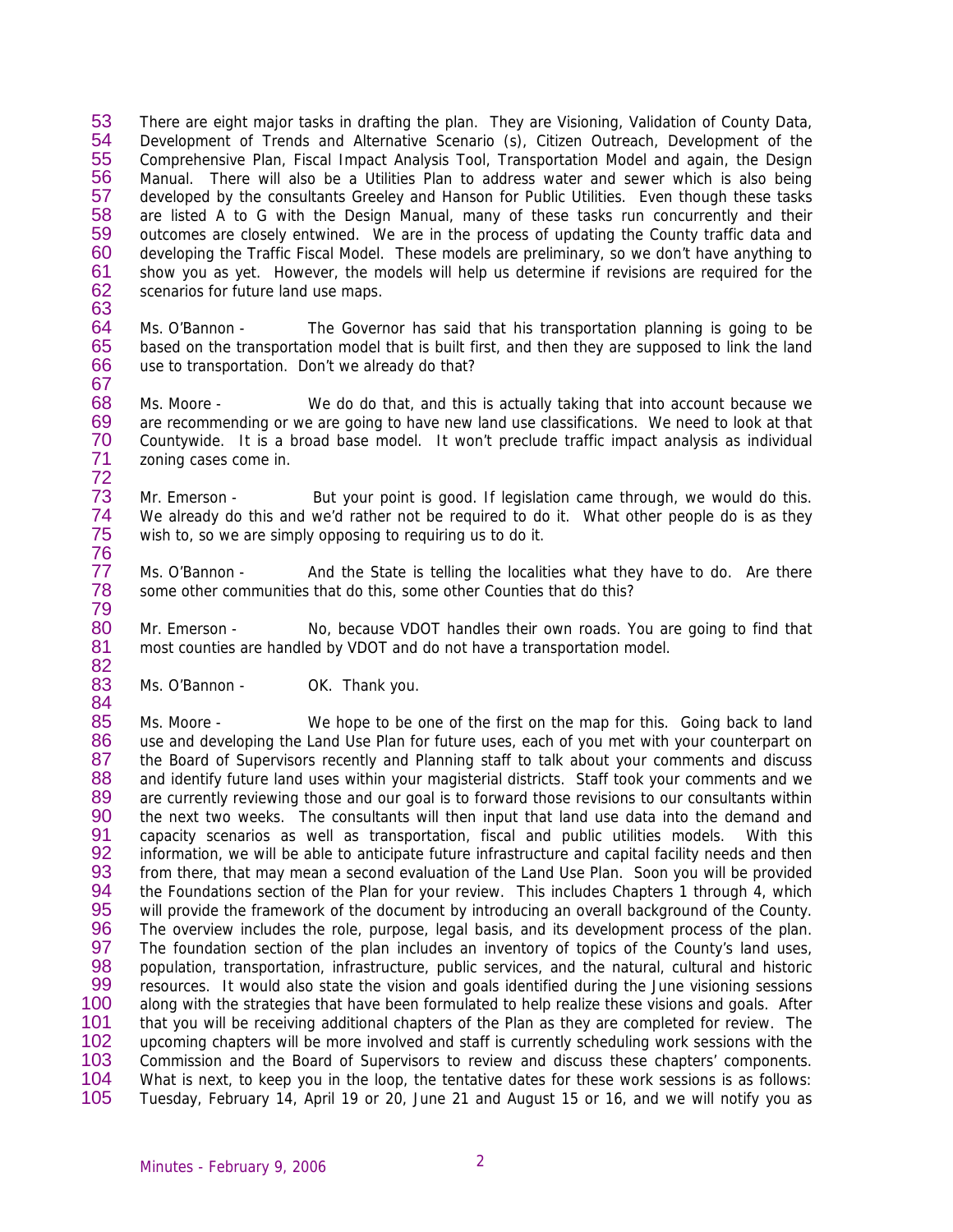There are eight major tasks in drafting the plan. They are Visioning, Validation of County Data, Development of Trends and Alternative Scenario (s), Citizen Outreach, Development of the Comprehensive Plan, Fiscal Impact Analysis Tool, Transportation Model and again, the Design Manual. There will also be a Utilities Plan to address water and sewer which is also being developed by the consultants Greeley and Hanson for Public Utilities. Even though these tasks are listed A to G with the Design Manual, many of these tasks run concurrently and their outcomes are closely entwined. We are in the process of updating the County traffic data and developing the Traffic Fiscal Model. These models are preliminary, so we don't have anything to show you as yet. However, the models will help us determine if revisions are required for the scenarios for future land use maps.

Ms. O'Bannon - The Governor has said that his transportation planning is going to be based on the transportation model that is built first, and then they are supposed to link the land use to transportation. Don't we already do that?

Ms. Moore - We do do that, and this is actually taking that into account because we are recommending or we are going to have new land use classifications. We need to look at that Countywide. It is a broad base model. It won't preclude traffic impact analysis as individual zoning cases come in.

Mr. Emerson - But your point is good. If legislation came through, we would do this. We already do this and we'd rather not be required to do it. What other people do is as they wish to, so we are simply opposing to requiring us to do it.

Ms. O'Bannon - And the State is telling the localities what they have to do. Are there some other communities that do this, some other Counties that do this?

Mr. Emerson - No, because VDOT handles their own roads. You are going to find that most counties are handled by VDOT and do not have a transportation model.

Ms. O'Bannon - OK. Thank you.

Ms. Moore - We hope to be one of the first on the map for this. Going back to land use and developing the Land Use Plan for future uses, each of you met with your counterpart on the Board of Supervisors recently and Planning staff to talk about your comments and discuss and identify future land uses within your magisterial districts. Staff took your comments and we are currently reviewing those and our goal is to forward those revisions to our consultants within the next two weeks. The consultants will then input that land use data into the demand and capacity scenarios as well as transportation, fiscal and public utilities models. With this information, we will be able to anticipate future infrastructure and capital facility needs and then from there, that may mean a second evaluation of the Land Use Plan. Soon you will be provided the Foundations section of the Plan for your review. This includes Chapters 1 through 4, which will provide the framework of the document by introducing an overall background of the County. The overview includes the role, purpose, legal basis, and its development process of the plan. The foundation section of the plan includes an inventory of topics of the County's land uses, population, transportation, infrastructure, public services, and the natural, cultural and historic resources. It would also state the vision and goals identified during the June visioning sessions along with the strategies that have been formulated to help realize these visions and goals. After that you will be receiving additional chapters of the Plan as they are completed for review. The upcoming chapters will be more involved and staff is currently scheduling work sessions with the Commission and the Board of Supervisors to review and discuss these chapters' components. What is next, to keep you in the loop, the tentative dates for these work sessions is as follows: Tuesday, February 14, April 19 or 20, June 21 and August 15 or 16, and we will notify you as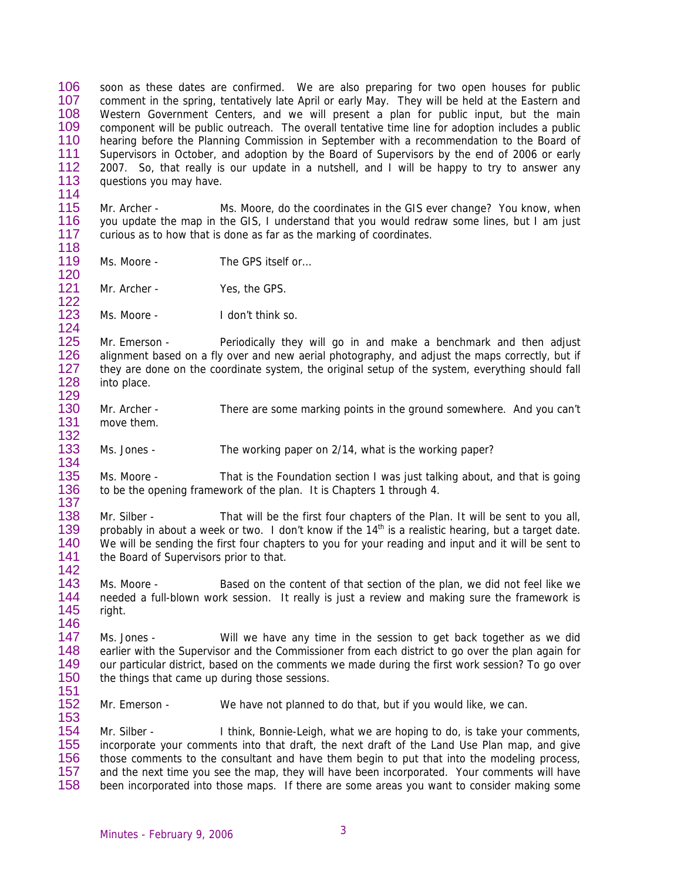soon as these dates are confirmed. We are also preparing for two open houses for public comment in the spring, tentatively late April or early May. They will be held at the Eastern and Western Government Centers, and we will present a plan for public input, but the main component will be public outreach. The overall tentative time line for adoption includes a public hearing before the Planning Commission in September with a recommendation to the Board of Supervisors in October, and adoption by the Board of Supervisors by the end of 2006 or early 2007. So, that really is our update in a nutshell, and I will be happy to try to answer any questions you may have.

Mr. Archer - Ms. Moore, do the coordinates in the GIS ever change? You know, when you update the map in the GIS, I understand that you would redraw some lines, but I am just curious as to how that is done as far as the marking of coordinates.

Ms. Moore - The GPS itself or…

Mr. Archer - Yes, the GPS.

Ms. Moore - I don't think so.

Mr. Emerson - Periodically they will go in and make a benchmark and then adjust alignment based on a fly over and new aerial photography, and adjust the maps correctly, but if they are done on the coordinate system, the original setup of the system, everything should fall into place.

Mr. Archer - There are some marking points in the ground somewhere. And you can't move them.

Ms. Jones - The working paper on 2/14, what is the working paper?

Ms. Moore - That is the Foundation section I was just talking about, and that is going to be the opening framework of the plan. It is Chapters 1 through 4.

Mr. Silber - That will be the first four chapters of the Plan. It will be sent to you all, probably in about a week or two. I don't know if the 14th is a realistic hearing, but a target date. We will be sending the first four chapters to you for your reading and input and it will be sent to the Board of Supervisors prior to that.

Ms. Moore - Based on the content of that section of the plan, we did not feel like we needed a full-blown work session. It really is just a review and making sure the framework is right.

Ms. Jones - Will we have any time in the session to get back together as we did earlier with the Supervisor and the Commissioner from each district to go over the plan again for our particular district, based on the comments we made during the first work session? To go over the things that came up during those sessions.

Mr. Emerson - We have not planned to do that, but if you would like, we can.

Mr. Silber - I think, Bonnie-Leigh, what we are hoping to do, is take your comments, incorporate your comments into that draft, the next draft of the Land Use Plan map, and give those comments to the consultant and have them begin to put that into the modeling process, and the next time you see the map, they will have been incorporated. Your comments will have been incorporated into those maps. If there are some areas you want to consider making some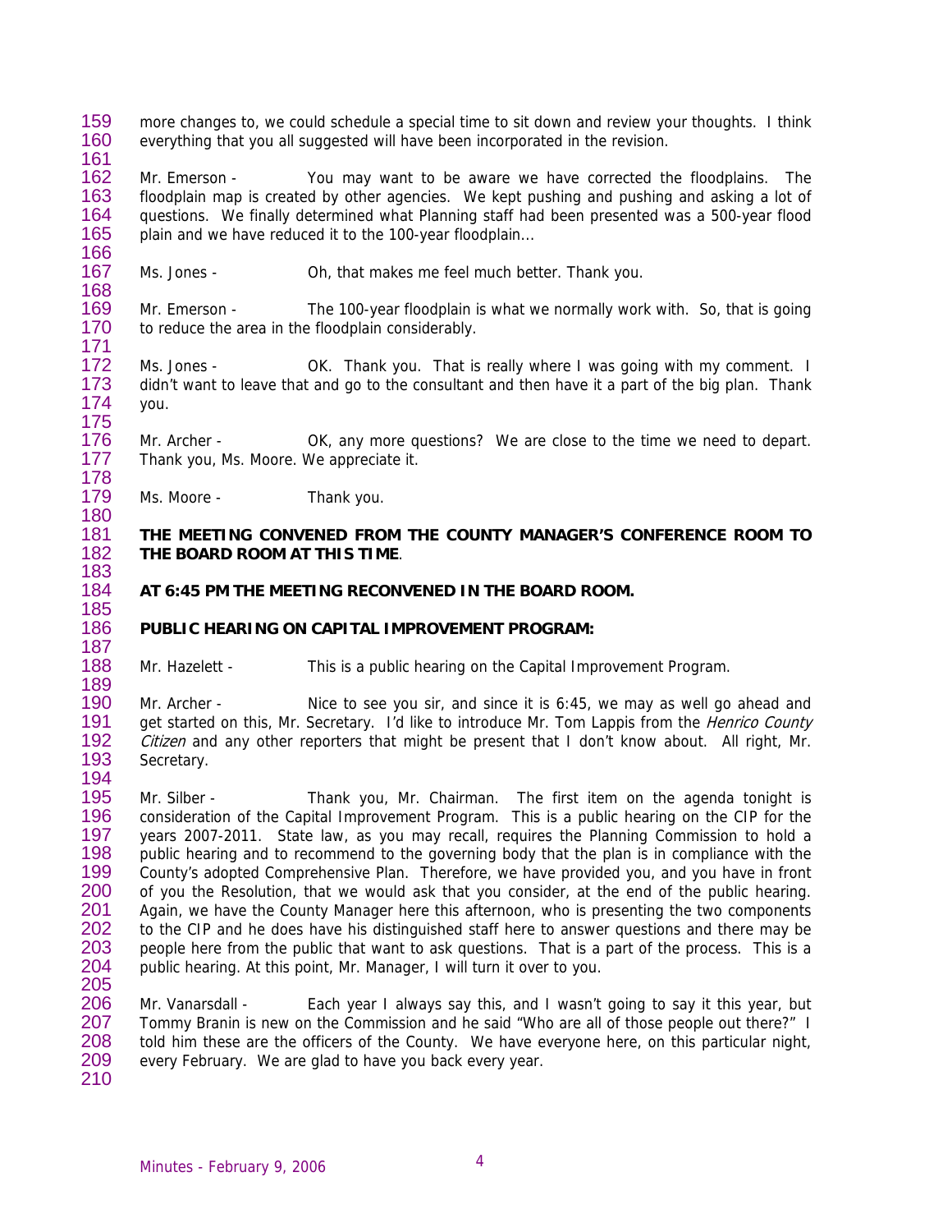more changes to, we could schedule a special time to sit down and review your thoughts. I think everything that you all suggested will have been incorporated in the revision.

Mr. Emerson - You may want to be aware we have corrected the floodplains. The floodplain map is created by other agencies. We kept pushing and pushing and asking a lot of questions. We finally determined what Planning staff had been presented was a 500-year flood plain and we have reduced it to the 100-year floodplain...

Ms. Jones - Oh, that makes me feel much better. Thank you.

Mr. Emerson - The 100-year floodplain is what we normally work with. So, that is going to reduce the area in the floodplain considerably.

Ms. Jones - OK. Thank you. That is really where I was going with my comment. I didn't want to leave that and go to the consultant and then have it a part of the big plan. Thank you.

Mr. Archer - OK, any more questions? We are close to the time we need to depart. Thank you, Ms. Moore. We appreciate it.

Ms. Moore - Thank you.

**THE MEETING CONVENED FROM THE COUNTY MANAGER'S CONFERENCE ROOM TO THE BOARD ROOM AT THIS TIME**.

**AT 6:45 PM THE MEETING RECONVENED IN THE BOARD ROOM.**

**PUBLIC HEARING ON CAPITAL IMPROVEMENT PROGRAM:**

Mr. Hazelett - This is a public hearing on the Capital Improvement Program.

Mr. Archer - Nice to see you sir, and since it is 6:45, we may as well go ahead and get started on this, Mr. Secretary. I'd like to introduce Mr. Tom Lappis from the *Henrico County Citizen* and any other reporters that might be present that I don't know about. All right, Mr. Secretary.

Mr. Silber - Thank you, Mr. Chairman. The first item on the agenda tonight is consideration of the Capital Improvement Program. This is a public hearing on the CIP for the years 2007-2011. State law, as you may recall, requires the Planning Commission to hold a public hearing and to recommend to the governing body that the plan is in compliance with the County's adopted Comprehensive Plan. Therefore, we have provided you, and you have in front of you the Resolution, that we would ask that you consider, at the end of the public hearing. Again, we have the County Manager here this afternoon, who is presenting the two components to the CIP and he does have his distinguished staff here to answer questions and there may be people here from the public that want to ask questions. That is a part of the process. This is a public hearing. At this point, Mr. Manager, I will turn it over to you.

Mr. Vanarsdall - Each year I always say this, and I wasn't going to say it this year, but Tommy Branin is new on the Commission and he said "Who are all of those people out there?" I told him these are the officers of the County. We have everyone here, on this particular night, every February. We are glad to have you back every year.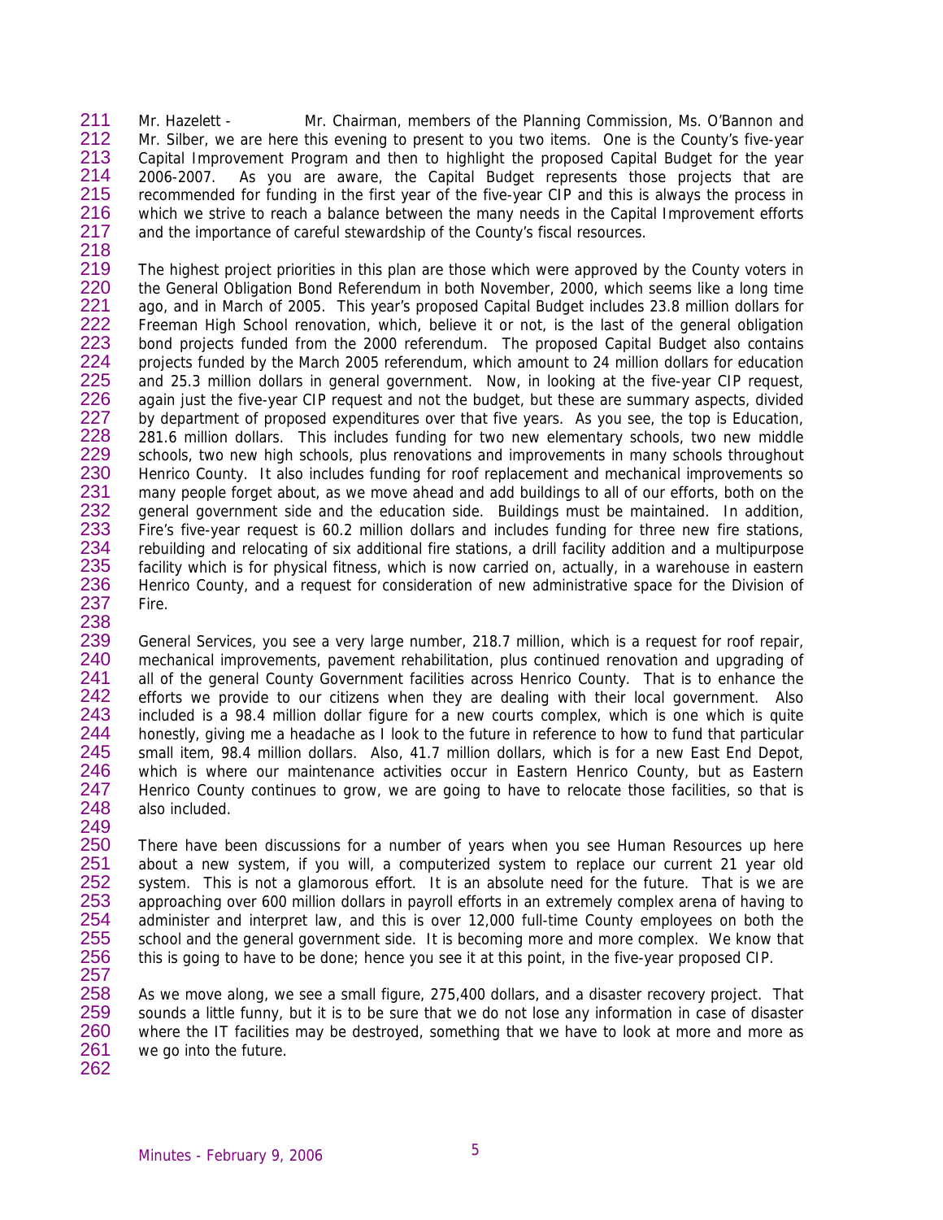Mr. Hazelett - Mr. Chairman, members of the Planning Commission, Ms. O'Bannon and Mr. Silber, we are here this evening to present to you two items. One is the County's five-year Capital Improvement Program and then to highlight the proposed Capital Budget for the year 2006-2007. As you are aware, the Capital Budget represents those projects that are recommended for funding in the first year of the five-year CIP and this is always the process in which we strive to reach a balance between the many needs in the Capital Improvement efforts and the importance of careful stewardship of the County's fiscal resources.

The highest project priorities in this plan are those which were approved by the County voters in the General Obligation Bond Referendum in both November, 2000, which seems like a long time ago, and in March of 2005. This year's proposed Capital Budget includes 23.8 million dollars for Freeman High School renovation, which, believe it or not, is the last of the general obligation bond projects funded from the 2000 referendum. The proposed Capital Budget also contains projects funded by the March 2005 referendum, which amount to 24 million dollars for education and 25.3 million dollars in general government. Now, in looking at the five-year CIP request, again just the five-year CIP request and not the budget, but these are summary aspects, divided by department of proposed expenditures over that five years. As you see, the top is Education, 281.6 million dollars. This includes funding for two new elementary schools, two new middle schools, two new high schools, plus renovations and improvements in many schools throughout Henrico County. It also includes funding for roof replacement and mechanical improvements so many people forget about, as we move ahead and add buildings to all of our efforts, both on the general government side and the education side. Buildings must be maintained. In addition, Fire's five-year request is 60.2 million dollars and includes funding for three new fire stations, rebuilding and relocating of six additional fire stations, a drill facility addition and a multipurpose facility which is for physical fitness, which is now carried on, actually, in a warehouse in eastern Henrico County, and a request for consideration of new administrative space for the Division of Fire.

General Services, you see a very large number, 218.7 million, which is a request for roof repair, mechanical improvements, pavement rehabilitation, plus continued renovation and upgrading of all of the general County Government facilities across Henrico County. That is to enhance the efforts we provide to our citizens when they are dealing with their local government. Also included is a 98.4 million dollar figure for a new courts complex, which is one which is quite honestly, giving me a headache as I look to the future in reference to how to fund that particular small item, 98.4 million dollars. Also, 41.7 million dollars, which is for a new East End Depot, which is where our maintenance activities occur in Eastern Henrico County, but as Eastern Henrico County continues to grow, we are going to have to relocate those facilities, so that is also included.

There have been discussions for a number of years when you see Human Resources up here about a new system, if you will, a computerized system to replace our current 21 year old system. This is not a glamorous effort. It is an absolute need for the future. That is we are approaching over 600 million dollars in payroll efforts in an extremely complex arena of having to administer and interpret law, and this is over 12,000 full-time County employees on both the school and the general government side. It is becoming more and more complex. We know that this is going to have to be done; hence you see it at this point, in the five-year proposed CIP.

As we move along, we see a small figure, 275,400 dollars, and a disaster recovery project. That sounds a little funny, but it is to be sure that we do not lose any information in case of disaster where the IT facilities may be destroyed, something that we have to look at more and more as we go into the future.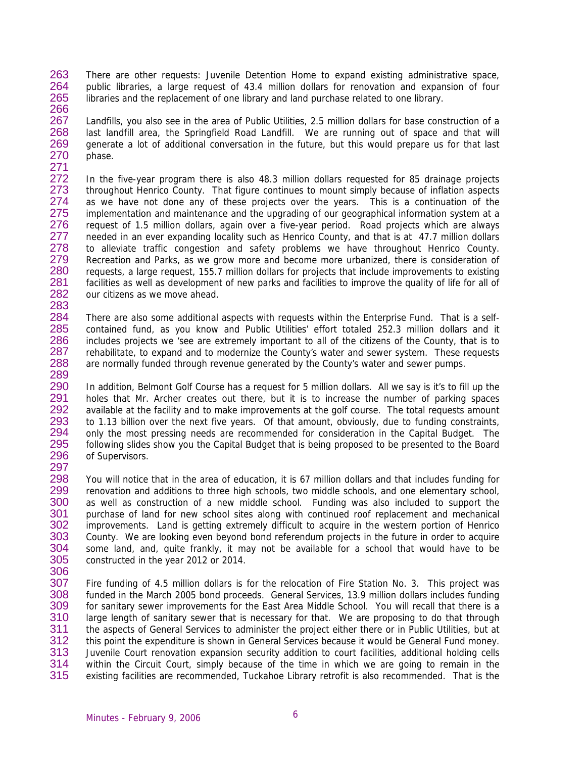There are other requests: Juvenile Detention Home to expand existing administrative space, public libraries, a large request of 43.4 million dollars for renovation and expansion of four libraries and the replacement of one library and land purchase related to one library.

Landfills, you also see in the area of Public Utilities, 2.5 million dollars for base construction of a last landfill area, the Springfield Road Landfill. We are running out of space and that will generate a lot of additional conversation in the future, but this would prepare us for that last phase.

In the five-year program there is also 48.3 million dollars requested for 85 drainage projects throughout Henrico County. That figure continues to mount simply because of inflation aspects as we have not done any of these projects over the years. This is a continuation of the implementation and maintenance and the upgrading of our geographical information system at a request of 1.5 million dollars, again over a five-year period. Road projects which are always needed in an ever expanding locality such as Henrico County, and that is at 47.7 million dollars to alleviate traffic congestion and safety problems we have throughout Henrico County. Recreation and Parks, as we grow more and become more urbanized, there is consideration of requests, a large request, 155.7 million dollars for projects that include improvements to existing facilities as well as development of new parks and facilities to improve the quality of life for all of our citizens as we move ahead.

There are also some additional aspects with requests within the Enterprise Fund. That is a self-contained fund, as you know and Public Utilities' effort totaled 252.3 million dollars and it includes projects we 'see are extremely important to all of the citizens of the County, that is to rehabilitate, to expand and to modernize the County's water and sewer system. These requests are normally funded through revenue generated by the County's water and sewer pumps.

In addition, Belmont Golf Course has a request for 5 million dollars. All we say is it's to fill up the holes that Mr. Archer creates out there, but it is to increase the number of parking spaces available at the facility and to make improvements at the golf course. The total requests amount to 1.13 billion over the next five years. Of that amount, obviously, due to funding constraints, only the most pressing needs are recommended for consideration in the Capital Budget. The following slides show you the Capital Budget that is being proposed to be presented to the Board of Supervisors.

You will notice that in the area of education, it is 67 million dollars and that includes funding for renovation and additions to three high schools, two middle schools, and one elementary school, as well as construction of a new middle school. Funding was also included to support the purchase of land for new school sites along with continued roof replacement and mechanical improvements. Land is getting extremely difficult to acquire in the western portion of Henrico County. We are looking even beyond bond referendum projects in the future in order to acquire some land, and, quite frankly, it may not be available for a school that would have to be constructed in the year 2012 or 2014.

Fire funding of 4.5 million dollars is for the relocation of Fire Station No. 3. This project was funded in the March 2005 bond proceeds. General Services, 13.9 million dollars includes funding for sanitary sewer improvements for the East Area Middle School. You will recall that there is a large length of sanitary sewer that is necessary for that. We are proposing to do that through the aspects of General Services to administer the project either there or in Public Utilities, but at this point the expenditure is shown in General Services because it would be General Fund money. Juvenile Court renovation expansion security addition to court facilities, additional holding cells within the Circuit Court, simply because of the time in which we are going to remain in the existing facilities are recommended, Tuckahoe Library retrofit is also recommended. That is the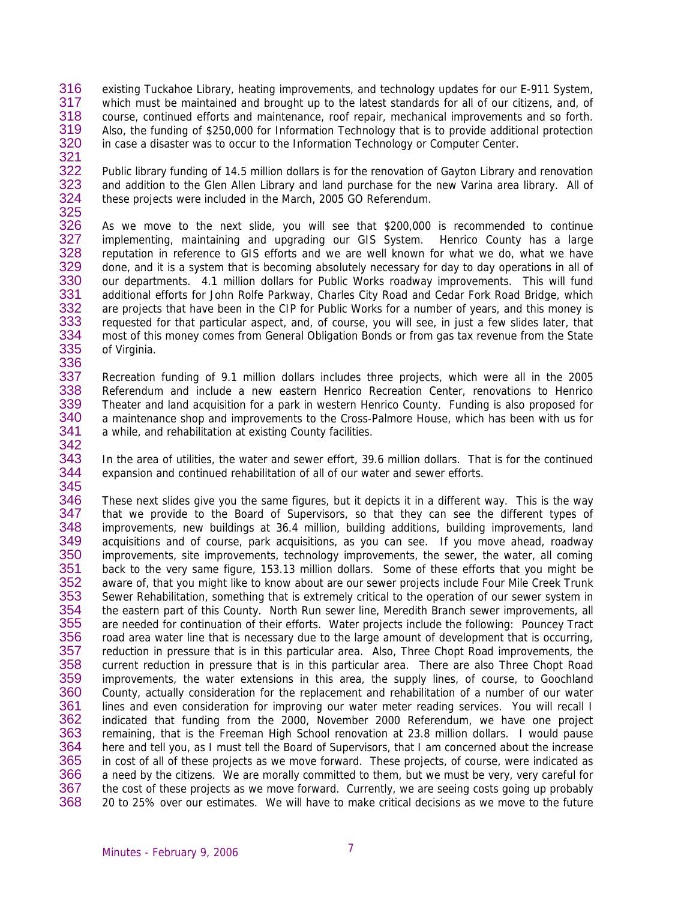existing Tuckahoe Library, heating improvements, and technology updates for our E-911 System, which must be maintained and brought up to the latest standards for all of our citizens, and, of course, continued efforts and maintenance, roof repair, mechanical improvements and so forth. Also, the funding of $250,000 for Information Technology that is to provide additional protection in case a disaster was to occur to the Information Technology or Computer Center.

Public library funding of 14.5 million dollars is for the renovation of Gayton Library and renovation and addition to the Glen Allen Library and land purchase for the new Varina area library. All of these projects were included in the March, 2005 GO Referendum.

As we move to the next slide, you will see that $200,000 is recommended to continue implementing, maintaining and upgrading our GIS System. Henrico County has a large reputation in reference to GIS efforts and we are well known for what we do, what we have done, and it is a system that is becoming absolutely necessary for day to day operations in all of our departments. 4.1 million dollars for Public Works roadway improvements. This will fund additional efforts for John Rolfe Parkway, Charles City Road and Cedar Fork Road Bridge, which are projects that have been in the CIP for Public Works for a number of years, and this money is requested for that particular aspect, and, of course, you will see, in just a few slides later, that most of this money comes from General Obligation Bonds or from gas tax revenue from the State of Virginia.

Recreation funding of 9.1 million dollars includes three projects, which were all in the 2005 Referendum and include a new eastern Henrico Recreation Center, renovations to Henrico Theater and land acquisition for a park in western Henrico County. Funding is also proposed for a maintenance shop and improvements to the Cross-Palmore House, which has been with us for a while, and rehabilitation at existing County facilities.

In the area of utilities, the water and sewer effort, 39.6 million dollars. That is for the continued expansion and continued rehabilitation of all of our water and sewer efforts.

These next slides give you the same figures, but it depicts it in a different way. This is the way that we provide to the Board of Supervisors, so that they can see the different types of improvements, new buildings at 36.4 million, building additions, building improvements, land acquisitions and of course, park acquisitions, as you can see. If you move ahead, roadway improvements, site improvements, technology improvements, the sewer, the water, all coming back to the very same figure, 153.13 million dollars. Some of these efforts that you might be aware of, that you might like to know about are our sewer projects include Four Mile Creek Trunk Sewer Rehabilitation, something that is extremely critical to the operation of our sewer system in the eastern part of this County. North Run sewer line, Meredith Branch sewer improvements, all are needed for continuation of their efforts. Water projects include the following: Pouncey Tract road area water line that is necessary due to the large amount of development that is occurring, reduction in pressure that is in this particular area. Also, Three Chopt Road improvements, the current reduction in pressure that is in this particular area. There are also Three Chopt Road improvements, the water extensions in this area, the supply lines, of course, to Goochland County, actually consideration for the replacement and rehabilitation of a number of our water lines and even consideration for improving our water meter reading services. You will recall I indicated that funding from the 2000, November 2000 Referendum, we have one project remaining, that is the Freeman High School renovation at 23.8 million dollars. I would pause here and tell you, as I must tell the Board of Supervisors, that I am concerned about the increase in cost of all of these projects as we move forward. These projects, of course, were indicated as a need by the citizens. We are morally committed to them, but we must be very, very careful for the cost of these projects as we move forward. Currently, we are seeing costs going up probably 20 to 25% over our estimates. We will have to make critical decisions as we move to the future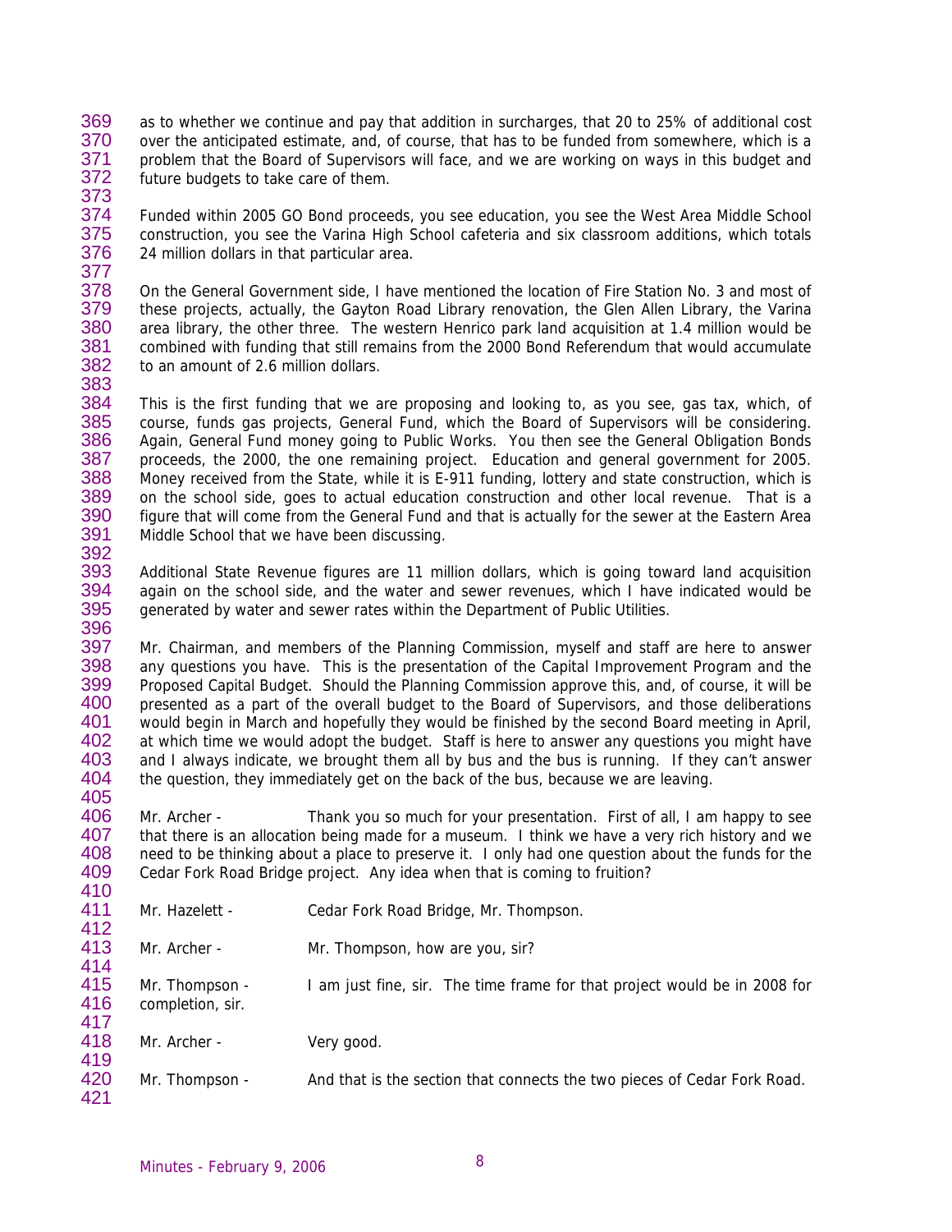as to whether we continue and pay that addition in surcharges, that 20 to 25% of additional cost over the anticipated estimate, and, of course, that has to be funded from somewhere, which is a problem that the Board of Supervisors will face, and we are working on ways in this budget and future budgets to take care of them.

Funded within 2005 GO Bond proceeds, you see education, you see the West Area Middle School construction, you see the Varina High School cafeteria and six classroom additions, which totals 24 million dollars in that particular area.

On the General Government side, I have mentioned the location of Fire Station No. 3 and most of these projects, actually, the Gayton Road Library renovation, the Glen Allen Library, the Varina area library, the other three. The western Henrico park land acquisition at 1.4 million would be combined with funding that still remains from the 2000 Bond Referendum that would accumulate to an amount of 2.6 million dollars.

This is the first funding that we are proposing and looking to, as you see, gas tax, which, of course, funds gas projects, General Fund, which the Board of Supervisors will be considering. Again, General Fund money going to Public Works. You then see the General Obligation Bonds proceeds, the 2000, the one remaining project. Education and general government for 2005. Money received from the State, while it is E-911 funding, lottery and state construction, which is on the school side, goes to actual education construction and other local revenue. That is a figure that will come from the General Fund and that is actually for the sewer at the Eastern Area Middle School that we have been discussing.

Additional State Revenue figures are 11 million dollars, which is going toward land acquisition again on the school side, and the water and sewer revenues, which I have indicated would be generated by water and sewer rates within the Department of Public Utilities.

Mr. Chairman, and members of the Planning Commission, myself and staff are here to answer any questions you have. This is the presentation of the Capital Improvement Program and the Proposed Capital Budget. Should the Planning Commission approve this, and, of course, it will be presented as a part of the overall budget to the Board of Supervisors, and those deliberations would begin in March and hopefully they would be finished by the second Board meeting in April, at which time we would adopt the budget. Staff is here to answer any questions you might have and I always indicate, we brought them all by bus and the bus is running. If they can't answer the question, they immediately get on the back of the bus, because we are leaving.

Mr. Archer - Thank you so much for your presentation. First of all, I am happy to see that there is an allocation being made for a museum. I think we have a very rich history and we need to be thinking about a place to preserve it. I only had one question about the funds for the Cedar Fork Road Bridge project. Any idea when that is coming to fruition?

Mr. Hazelett - Cedar Fork Road Bridge, Mr. Thompson.

Mr. Archer - Mr. Thompson, how are you, sir?

Mr. Thompson - I am just fine, sir. The time frame for that project would be in 2008 for completion, sir.

Mr. Archer - Very good.

Mr. Thompson - And that is the section that connects the two pieces of Cedar Fork Road.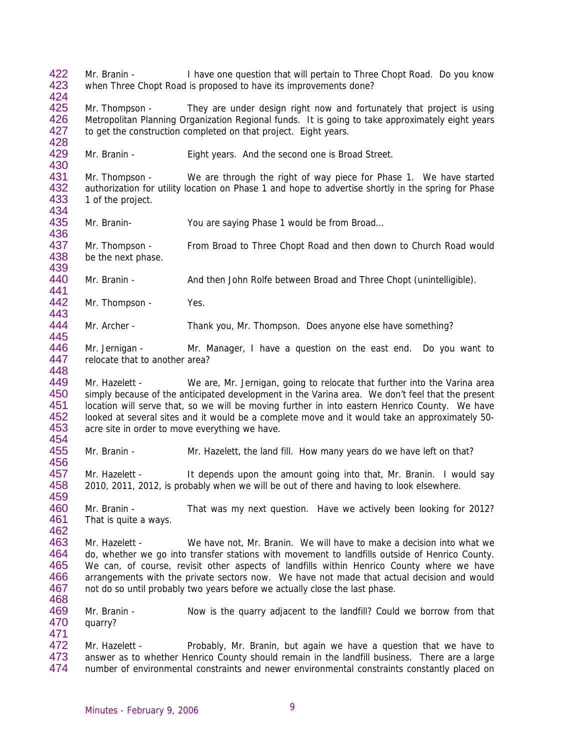Mr. Branin - I have one question that will pertain to Three Chopt Road. Do you know when Three Chopt Road is proposed to have its improvements done?

Mr. Thompson - They are under design right now and fortunately that project is using Metropolitan Planning Organization Regional funds. It is going to take approximately eight years to get the construction completed on that project. Eight years.

Mr. Branin - Eight years. And the second one is Broad Street.

Mr. Thompson - We are through the right of way piece for Phase 1. We have started authorization for utility location on Phase 1 and hope to advertise shortly in the spring for Phase 1 of the project.

Mr. Branin- You are saying Phase 1 would be from Broad…

Mr. Thompson - From Broad to Three Chopt Road and then down to Church Road would be the next phase.

Mr. Branin - And then John Rolfe between Broad and Three Chopt (unintelligible).

Mr. Thompson - Yes.

Mr. Archer - Thank you, Mr. Thompson. Does anyone else have something?

Mr. Jernigan - Mr. Manager, I have a question on the east end. Do you want to relocate that to another area?

Mr. Hazelett - We are, Mr. Jernigan, going to relocate that further into the Varina area simply because of the anticipated development in the Varina area. We don't feel that the present location will serve that, so we will be moving further in into eastern Henrico County. We have looked at several sites and it would be a complete move and it would take an approximately 50-acre site in order to move everything we have.

Mr. Branin - Mr. Hazelett, the land fill. How many years do we have left on that?

Mr. Hazelett - It depends upon the amount going into that, Mr. Branin. I would say 2010, 2011, 2012, is probably when we will be out of there and having to look elsewhere.

Mr. Branin - That was my next question. Have we actively been looking for 2012? That is quite a ways.

Mr. Hazelett - We have not, Mr. Branin. We will have to make a decision into what we do, whether we go into transfer stations with movement to landfills outside of Henrico County. We can, of course, revisit other aspects of landfills within Henrico County where we have arrangements with the private sectors now. We have not made that actual decision and would not do so until probably two years before we actually close the last phase.

Mr. Branin - Now is the quarry adjacent to the landfill? Could we borrow from that quarry?

Mr. Hazelett - Probably, Mr. Branin, but again we have a question that we have to answer as to whether Henrico County should remain in the landfill business. There are a large number of environmental constraints and newer environmental constraints constantly placed on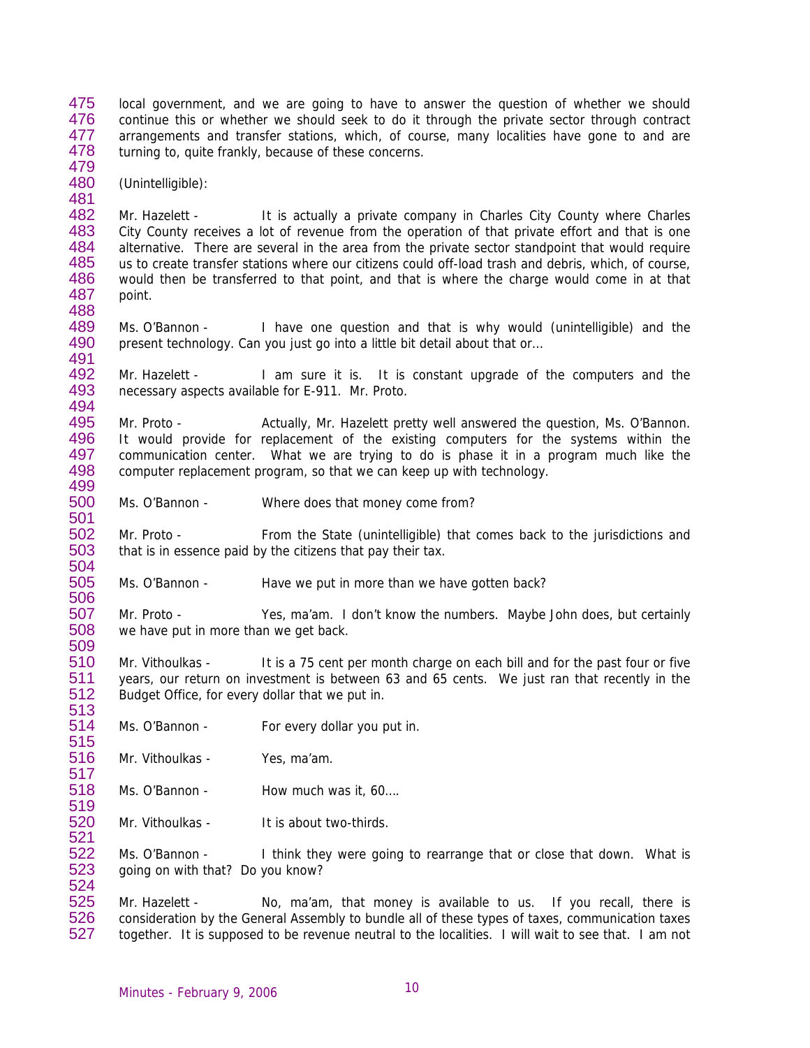local government, and we are going to have to answer the question of whether we should continue this or whether we should seek to do it through the private sector through contract arrangements and transfer stations, which, of course, many localities have gone to and are turning to, quite frankly, because of these concerns.

(Unintelligible):

Mr. Hazelett - It is actually a private company in Charles City County where Charles City County receives a lot of revenue from the operation of that private effort and that is one alternative. There are several in the area from the private sector standpoint that would require us to create transfer stations where our citizens could off-load trash and debris, which, of course, would then be transferred to that point, and that is where the charge would come in at that point.

Ms. O'Bannon - I have one question and that is why would (unintelligible) and the present technology. Can you just go into a little bit detail about that or…

Mr. Hazelett - I am sure it is. It is constant upgrade of the computers and the necessary aspects available for E-911. Mr. Proto.

Mr. Proto - Actually, Mr. Hazelett pretty well answered the question, Ms. O'Bannon. It would provide for replacement of the existing computers for the systems within the communication center. What we are trying to do is phase it in a program much like the computer replacement program, so that we can keep up with technology.

Ms. O'Bannon - Where does that money come from?

Mr. Proto - From the State (unintelligible) that comes back to the jurisdictions and that is in essence paid by the citizens that pay their tax.

Ms. O'Bannon - Have we put in more than we have gotten back?

Mr. Proto - Yes, ma'am. I don't know the numbers. Maybe John does, but certainly we have put in more than we get back.

Mr. Vithoulkas - It is a 75 cent per month charge on each bill and for the past four or five years, our return on investment is between 63 and 65 cents. We just ran that recently in the Budget Office, for every dollar that we put in.

Ms. O'Bannon - For every dollar you put in.

Mr. Vithoulkas - Yes, ma'am.

Ms. O'Bannon - How much was it, 60….

Mr. Vithoulkas - It is about two-thirds.

Ms. O'Bannon - I think they were going to rearrange that or close that down. What is going on with that? Do you know?

Mr. Hazelett - No, ma'am, that money is available to us. If you recall, there is consideration by the General Assembly to bundle all of these types of taxes, communication taxes together. It is supposed to be revenue neutral to the localities. I will wait to see that. I am not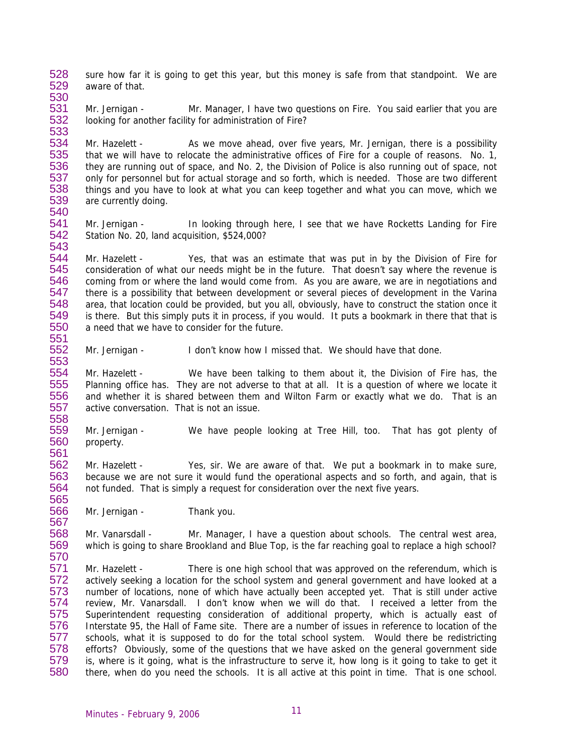sure how far it is going to get this year, but this money is safe from that standpoint. We are aware of that.

Mr. Jernigan - Mr. Manager, I have two questions on Fire. You said earlier that you are looking for another facility for administration of Fire?

Mr. Hazelett - As we move ahead, over five years, Mr. Jernigan, there is a possibility that we will have to relocate the administrative offices of Fire for a couple of reasons. No. 1, they are running out of space, and No. 2, the Division of Police is also running out of space, not only for personnel but for actual storage and so forth, which is needed. Those are two different things and you have to look at what you can keep together and what you can move, which we are currently doing.

Mr. Jernigan - In looking through here, I see that we have Rocketts Landing for Fire Station No. 20, land acquisition, $524,000?

Mr. Hazelett - Yes, that was an estimate that was put in by the Division of Fire for consideration of what our needs might be in the future. That doesn't say where the revenue is coming from or where the land would come from. As you are aware, we are in negotiations and there is a possibility that between development or several pieces of development in the Varina area, that location could be provided, but you all, obviously, have to construct the station once it is there. But this simply puts it in process, if you would. It puts a bookmark in there that that is a need that we have to consider for the future.

Mr. Jernigan - I don't know how I missed that. We should have that done.

Mr. Hazelett - We have been talking to them about it, the Division of Fire has, the Planning office has. They are not adverse to that at all. It is a question of where we locate it and whether it is shared between them and Wilton Farm or exactly what we do. That is an active conversation. That is not an issue.

Mr. Jernigan - We have people looking at Tree Hill, too. That has got plenty of property.

Mr. Hazelett - Yes, sir. We are aware of that. We put a bookmark in to make sure, because we are not sure it would fund the operational aspects and so forth, and again, that is not funded. That is simply a request for consideration over the next five years.

Mr. Jernigan - Thank you.

Mr. Vanarsdall - Mr. Manager, I have a question about schools. The central west area, which is going to share Brookland and Blue Top, is the far reaching goal to replace a high school?

Mr. Hazelett - There is one high school that was approved on the referendum, which is actively seeking a location for the school system and general government and have looked at a number of locations, none of which have actually been accepted yet. That is still under active review, Mr. Vanarsdall. I don't know when we will do that. I received a letter from the Superintendent requesting consideration of additional property, which is actually east of Interstate 95, the Hall of Fame site. There are a number of issues in reference to location of the schools, what it is supposed to do for the total school system. Would there be redistricting efforts? Obviously, some of the questions that we have asked on the general government side is, where is it going, what is the infrastructure to serve it, how long is it going to take to get it there, when do you need the schools. It is all active at this point in time. That is one school.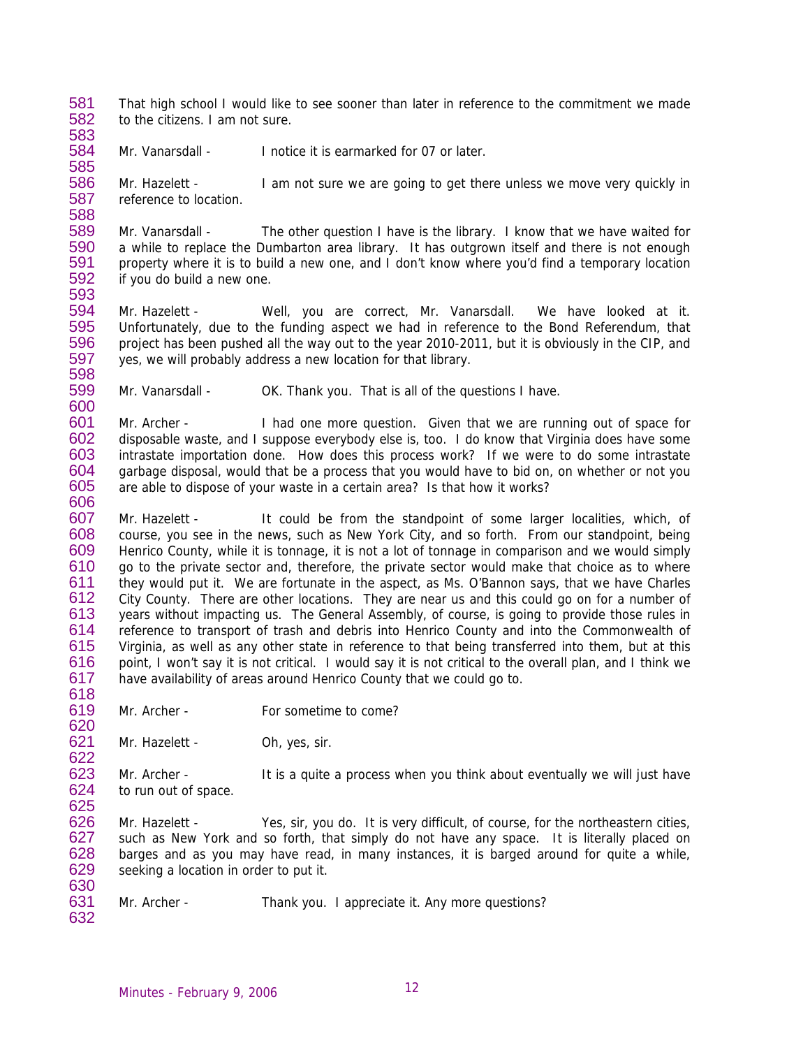That high school I would like to see sooner than later in reference to the commitment we made to the citizens. I am not sure.

Mr. Vanarsdall - I notice it is earmarked for 07 or later.

Mr. Hazelett - I am not sure we are going to get there unless we move very quickly in reference to location.

Mr. Vanarsdall - The other question I have is the library. I know that we have waited for a while to replace the Dumbarton area library. It has outgrown itself and there is not enough property where it is to build a new one, and I don't know where you'd find a temporary location if you do build a new one.

Mr. Hazelett - Well, you are correct, Mr. Vanarsdall. We have looked at it. Unfortunately, due to the funding aspect we had in reference to the Bond Referendum, that project has been pushed all the way out to the year 2010-2011, but it is obviously in the CIP, and yes, we will probably address a new location for that library.

Mr. Vanarsdall - OK. Thank you. That is all of the questions I have.

Mr. Archer - I had one more question. Given that we are running out of space for disposable waste, and I suppose everybody else is, too. I do know that Virginia does have some intrastate importation done. How does this process work? If we were to do some intrastate garbage disposal, would that be a process that you would have to bid on, on whether or not you are able to dispose of your waste in a certain area? Is that how it works?

Mr. Hazelett - It could be from the standpoint of some larger localities, which, of course, you see in the news, such as New York City, and so forth. From our standpoint, being Henrico County, while it is tonnage, it is not a lot of tonnage in comparison and we would simply go to the private sector and, therefore, the private sector would make that choice as to where they would put it. We are fortunate in the aspect, as Ms. O'Bannon says, that we have Charles City County. There are other locations. They are near us and this could go on for a number of years without impacting us. The General Assembly, of course, is going to provide those rules in reference to transport of trash and debris into Henrico County and into the Commonwealth of Virginia, as well as any other state in reference to that being transferred into them, but at this point, I won't say it is not critical. I would say it is not critical to the overall plan, and I think we have availability of areas around Henrico County that we could go to.

Mr. Archer - For sometime to come?

Mr. Hazelett - Oh, yes, sir.

Mr. Archer - It is a quite a process when you think about eventually we will just have to run out of space.

Mr. Hazelett - Yes, sir, you do. It is very difficult, of course, for the northeastern cities, such as New York and so forth, that simply do not have any space. It is literally placed on barges and as you may have read, in many instances, it is barged around for quite a while, seeking a location in order to put it.

Mr. Archer - Thank you. I appreciate it. Any more questions?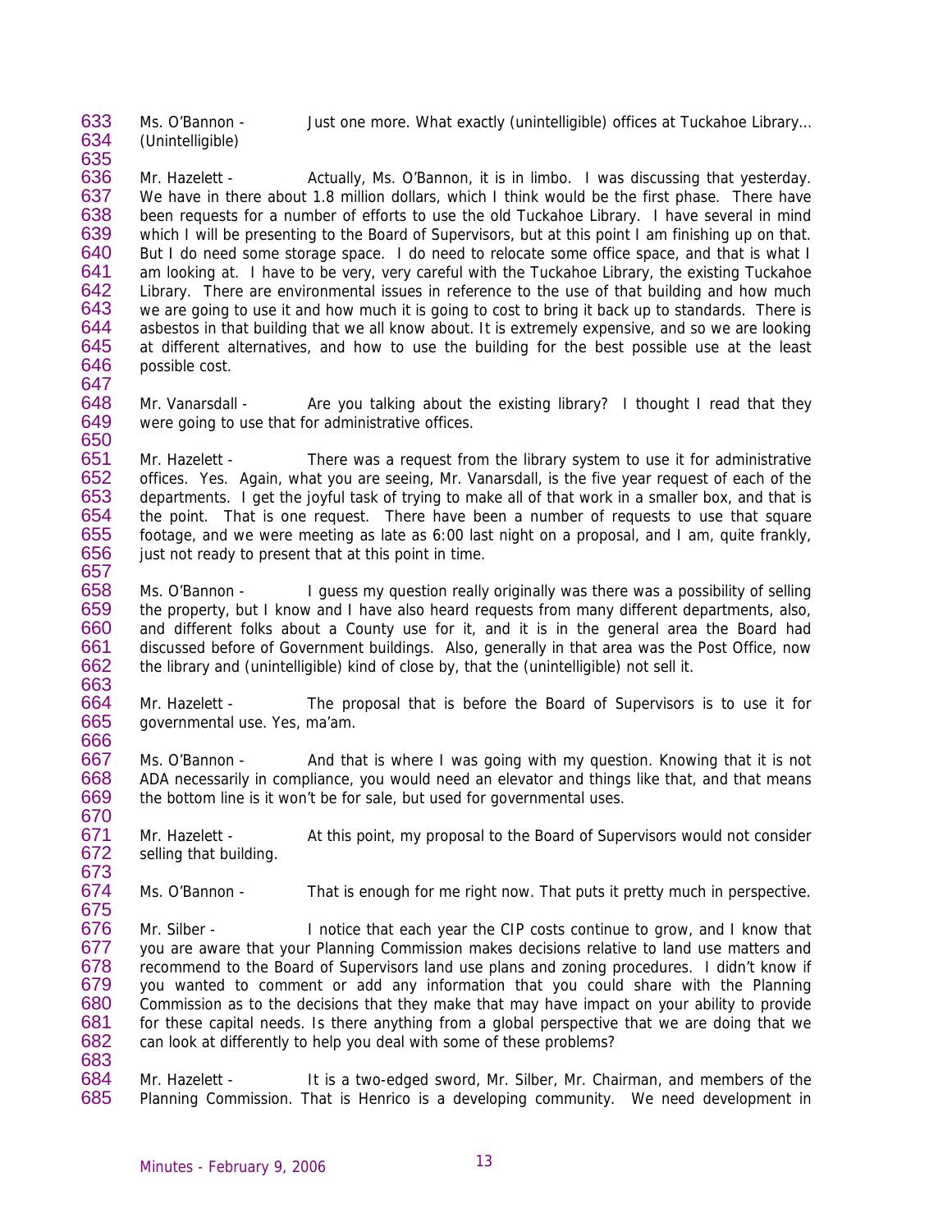633 Ms. O'Bannon - Just one more. What exactly (unintelligible) offices at Tuckahoe Library…
634 (Unintelligible)
635
636 Mr. Hazelett - Actually, Ms. O'Bannon, it is in limbo. I was discussing that yesterday.
637 We have in there about 1.8 million dollars, which I think would be the first phase. There have
638 been requests for a number of efforts to use the old Tuckahoe Library. I have several in mind
639 which I will be presenting to the Board of Supervisors, but at this point I am finishing up on that.
640 But I do need some storage space. I do need to relocate some office space, and that is what I
641 am looking at. I have to be very, very careful with the Tuckahoe Library, the existing Tuckahoe
642 Library. There are environmental issues in reference to the use of that building and how much
643 we are going to use it and how much it is going to cost to bring it back up to standards. There is
644 asbestos in that building that we all know about. It is extremely expensive, and so we are looking
645 at different alternatives, and how to use the building for the best possible use at the least
646 possible cost.
647
648 Mr. Vanarsdall - Are you talking about the existing library? I thought I read that they
649 were going to use that for administrative offices.
650
651 Mr. Hazelett - There was a request from the library system to use it for administrative
652 offices. Yes. Again, what you are seeing, Mr. Vanarsdall, is the five year request of each of the
653 departments. I get the joyful task of trying to make all of that work in a smaller box, and that is
654 the point. That is one request. There have been a number of requests to use that square
655 footage, and we were meeting as late as 6:00 last night on a proposal, and I am, quite frankly,
656 just not ready to present that at this point in time.
657
658 Ms. O'Bannon - I guess my question really originally was there was a possibility of selling
659 the property, but I know and I have also heard requests from many different departments, also,
660 and different folks about a County use for it, and it is in the general area the Board had
661 discussed before of Government buildings. Also, generally in that area was the Post Office, now
662 the library and (unintelligible) kind of close by, that the (unintelligible) not sell it.
663
664 Mr. Hazelett - The proposal that is before the Board of Supervisors is to use it for
665 governmental use. Yes, ma'am.
666
667 Ms. O'Bannon - And that is where I was going with my question. Knowing that it is not
668 ADA necessarily in compliance, you would need an elevator and things like that, and that means
669 the bottom line is it won't be for sale, but used for governmental uses.
670
671 Mr. Hazelett - At this point, my proposal to the Board of Supervisors would not consider
672 selling that building.
673
674 Ms. O'Bannon - That is enough for me right now. That puts it pretty much in perspective.
675
676 Mr. Silber - I notice that each year the CIP costs continue to grow, and I know that
677 you are aware that your Planning Commission makes decisions relative to land use matters and
678 recommend to the Board of Supervisors land use plans and zoning procedures. I didn't know if
679 you wanted to comment or add any information that you could share with the Planning
680 Commission as to the decisions that they make that may have impact on your ability to provide
681 for these capital needs. Is there anything from a global perspective that we are doing that we
682 can look at differently to help you deal with some of these problems?
683
684 Mr. Hazelett - It is a two-edged sword, Mr. Silber, Mr. Chairman, and members of the
685 Planning Commission. That is Henrico is a developing community. We need development in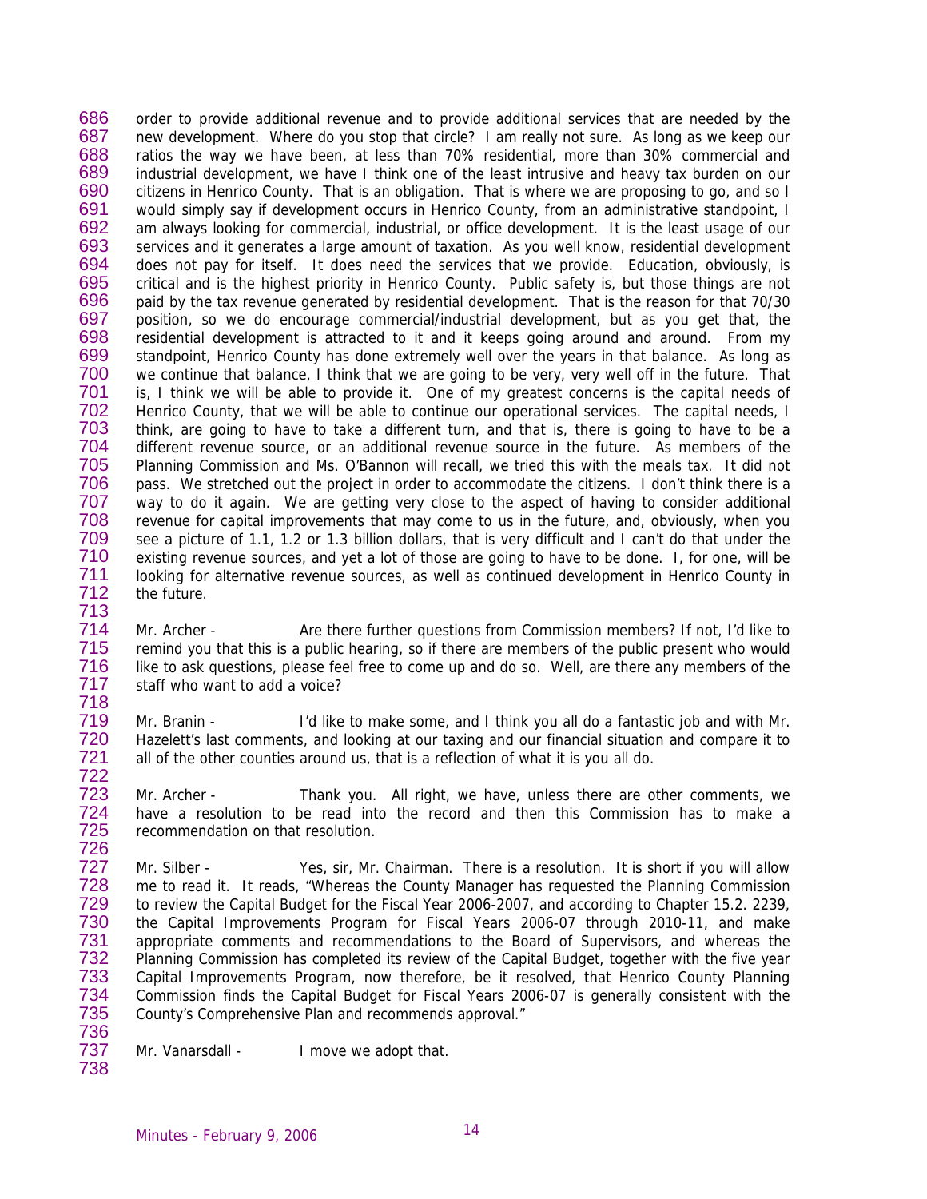order to provide additional revenue and to provide additional services that are needed by the new development. Where do you stop that circle? I am really not sure. As long as we keep our ratios the way we have been, at less than 70% residential, more than 30% commercial and industrial development, we have I think one of the least intrusive and heavy tax burden on our citizens in Henrico County. That is an obligation. That is where we are proposing to go, and so I would simply say if development occurs in Henrico County, from an administrative standpoint, I am always looking for commercial, industrial, or office development. It is the least usage of our services and it generates a large amount of taxation. As you well know, residential development does not pay for itself. It does need the services that we provide. Education, obviously, is critical and is the highest priority in Henrico County. Public safety is, but those things are not paid by the tax revenue generated by residential development. That is the reason for that 70/30 position, so we do encourage commercial/industrial development, but as you get that, the residential development is attracted to it and it keeps going around and around. From my standpoint, Henrico County has done extremely well over the years in that balance. As long as we continue that balance, I think that we are going to be very, very well off in the future. That is, I think we will be able to provide it. One of my greatest concerns is the capital needs of Henrico County, that we will be able to continue our operational services. The capital needs, I think, are going to have to take a different turn, and that is, there is going to have to be a different revenue source, or an additional revenue source in the future. As members of the Planning Commission and Ms. O'Bannon will recall, we tried this with the meals tax. It did not pass. We stretched out the project in order to accommodate the citizens. I don't think there is a way to do it again. We are getting very close to the aspect of having to consider additional revenue for capital improvements that may come to us in the future, and, obviously, when you see a picture of 1.1, 1.2 or 1.3 billion dollars, that is very difficult and I can't do that under the existing revenue sources, and yet a lot of those are going to have to be done. I, for one, will be looking for alternative revenue sources, as well as continued development in Henrico County in the future.

Mr. Archer - Are there further questions from Commission members? If not, I'd like to remind you that this is a public hearing, so if there are members of the public present who would like to ask questions, please feel free to come up and do so. Well, are there any members of the staff who want to add a voice?

Mr. Branin - I'd like to make some, and I think you all do a fantastic job and with Mr. Hazelett's last comments, and looking at our taxing and our financial situation and compare it to all of the other counties around us, that is a reflection of what it is you all do.

Mr. Archer - Thank you. All right, we have, unless there are other comments, we have a resolution to be read into the record and then this Commission has to make a recommendation on that resolution.

Mr. Silber - Yes, sir, Mr. Chairman. There is a resolution. It is short if you will allow me to read it. It reads, "Whereas the County Manager has requested the Planning Commission to review the Capital Budget for the Fiscal Year 2006-2007, and according to Chapter 15.2. 2239, the Capital Improvements Program for Fiscal Years 2006-07 through 2010-11, and make appropriate comments and recommendations to the Board of Supervisors, and whereas the Planning Commission has completed its review of the Capital Budget, together with the five year Capital Improvements Program, now therefore, be it resolved, that Henrico County Planning Commission finds the Capital Budget for Fiscal Years 2006-07 is generally consistent with the County's Comprehensive Plan and recommends approval."

Mr. Vanarsdall - I move we adopt that.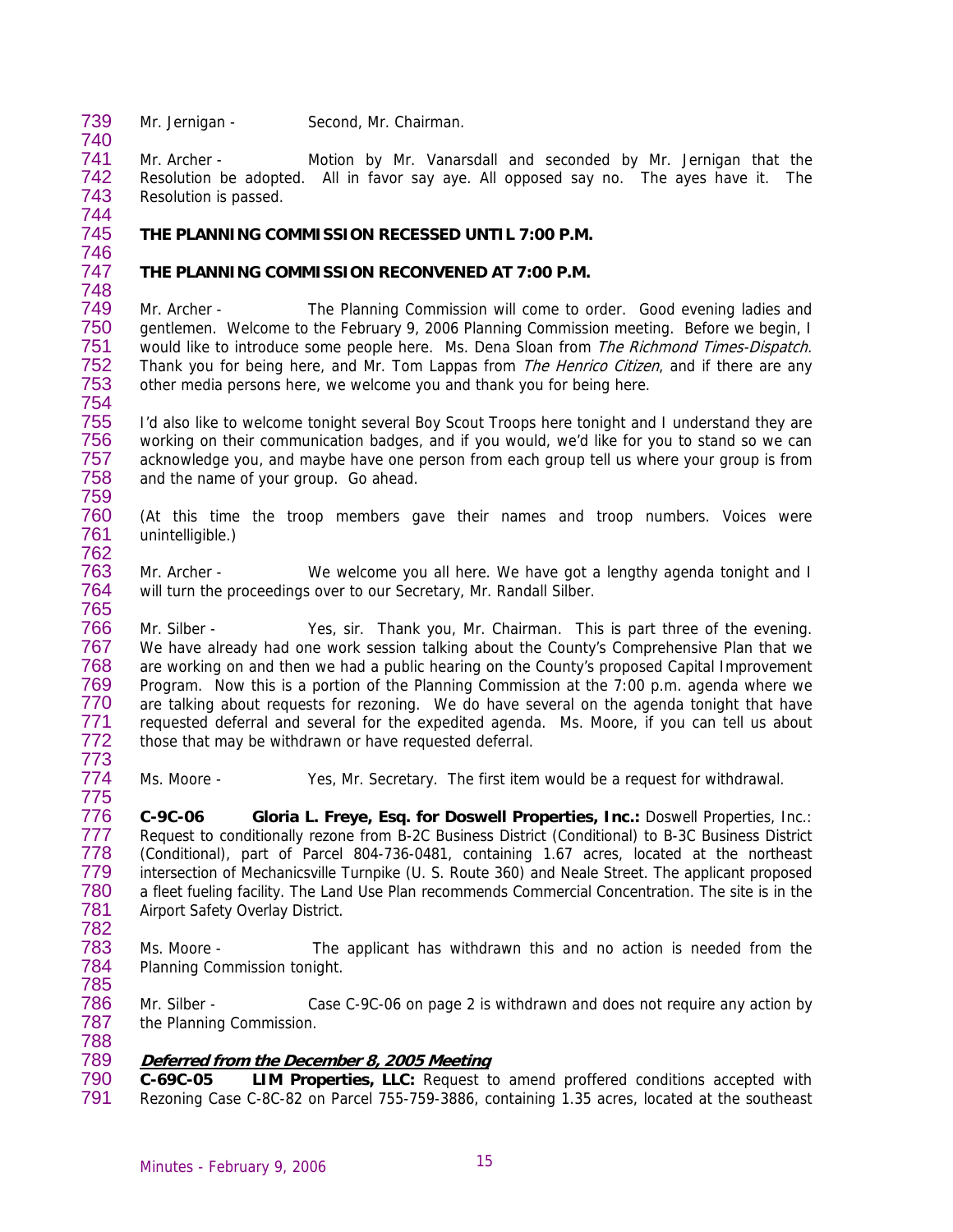Mr. Jernigan - Second, Mr. Chairman.

Mr. Archer - Motion by Mr. Vanarsdall and seconded by Mr. Jernigan that the Resolution be adopted. All in favor say aye. All opposed say no. The ayes have it. The Resolution is passed.

**THE PLANNING COMMISSION RECESSED UNTIL 7:00 P.M.**

**THE PLANNING COMMISSION RECONVENED AT 7:00 P.M.**

Mr. Archer - The Planning Commission will come to order. Good evening ladies and gentlemen. Welcome to the February 9, 2006 Planning Commission meeting. Before we begin, I would like to introduce some people here. Ms. Dena Sloan from *The Richmond Times-Dispatch.* Thank you for being here, and Mr. Tom Lappas from *The Henrico Citizen*, and if there are any other media persons here, we welcome you and thank you for being here.

I'd also like to welcome tonight several Boy Scout Troops here tonight and I understand they are working on their communication badges, and if you would, we'd like for you to stand so we can acknowledge you, and maybe have one person from each group tell us where your group is from and the name of your group. Go ahead.

(At this time the troop members gave their names and troop numbers. Voices were unintelligible.)

Mr. Archer - We welcome you all here. We have got a lengthy agenda tonight and I will turn the proceedings over to our Secretary, Mr. Randall Silber.

Mr. Silber - Yes, sir. Thank you, Mr. Chairman. This is part three of the evening. We have already had one work session talking about the County's Comprehensive Plan that we are working on and then we had a public hearing on the County's proposed Capital Improvement Program. Now this is a portion of the Planning Commission at the 7:00 p.m. agenda where we are talking about requests for rezoning. We do have several on the agenda tonight that have requested deferral and several for the expedited agenda. Ms. Moore, if you can tell us about those that may be withdrawn or have requested deferral.

Ms. Moore - Yes, Mr. Secretary. The first item would be a request for withdrawal.

**C-9C-06 Gloria L. Freye, Esq. for Doswell Properties, Inc.:** Doswell Properties, Inc.: Request to conditionally rezone from B-2C Business District (Conditional) to B-3C Business District (Conditional), part of Parcel 804-736-0481, containing 1.67 acres, located at the northeast intersection of Mechanicsville Turnpike (U. S. Route 360) and Neale Street. The applicant proposed a fleet fueling facility. The Land Use Plan recommends Commercial Concentration. The site is in the Airport Safety Overlay District.

Ms. Moore - The applicant has withdrawn this and no action is needed from the Planning Commission tonight.

Mr. Silber - Case C-9C-06 on page 2 is withdrawn and does not require any action by the Planning Commission.

***Deferred from the December 8, 2005 Meeting***

**C-69C-05 LIM Properties, LLC:** Request to amend proffered conditions accepted with Rezoning Case C-8C-82 on Parcel 755-759-3886, containing 1.35 acres, located at the southeast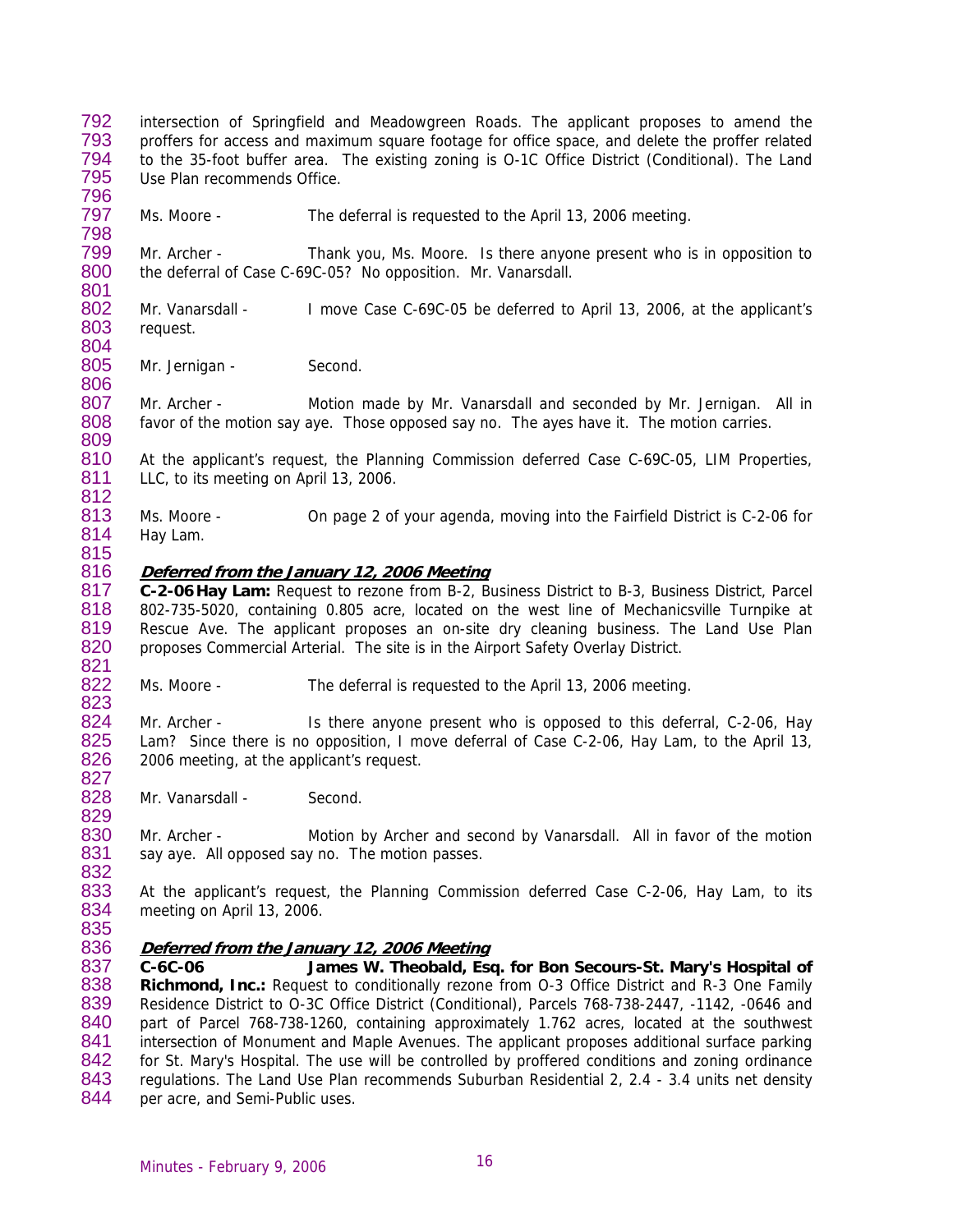intersection of Springfield and Meadowgreen Roads. The applicant proposes to amend the proffers for access and maximum square footage for office space, and delete the proffer related to the 35-foot buffer area. The existing zoning is O-1C Office District (Conditional). The Land Use Plan recommends Office.

Ms. Moore - The deferral is requested to the April 13, 2006 meeting.

Mr. Archer - Thank you, Ms. Moore. Is there anyone present who is in opposition to the deferral of Case C-69C-05? No opposition. Mr. Vanarsdall.

Mr. Vanarsdall - I move Case C-69C-05 be deferred to April 13, 2006, at the applicant's request.

Mr. Jernigan - Second.

Mr. Archer - Motion made by Mr. Vanarsdall and seconded by Mr. Jernigan. All in favor of the motion say aye. Those opposed say no. The ayes have it. The motion carries.

At the applicant's request, the Planning Commission deferred Case C-69C-05, LIM Properties, LLC, to its meeting on April 13, 2006.

Ms. Moore - On page 2 of your agenda, moving into the Fairfield District is C-2-06 for Hay Lam.

***Deferred from the January 12, 2006 Meeting***

**C-2-06 Hay Lam:** Request to rezone from B-2, Business District to B-3, Business District, Parcel 802-735-5020, containing 0.805 acre, located on the west line of Mechanicsville Turnpike at Rescue Ave. The applicant proposes an on-site dry cleaning business. The Land Use Plan proposes Commercial Arterial. The site is in the Airport Safety Overlay District.

Ms. Moore - The deferral is requested to the April 13, 2006 meeting.

Mr. Archer - Is there anyone present who is opposed to this deferral, C-2-06, Hay Lam? Since there is no opposition, I move deferral of Case C-2-06, Hay Lam, to the April 13, 2006 meeting, at the applicant's request.

Mr. Vanarsdall - Second.

Mr. Archer - Motion by Archer and second by Vanarsdall. All in favor of the motion say aye. All opposed say no. The motion passes.

At the applicant's request, the Planning Commission deferred Case C-2-06, Hay Lam, to its meeting on April 13, 2006.

***Deferred from the January 12, 2006 Meeting***

**C-6C-06 James W. Theobald, Esq. for Bon Secours-St. Mary's Hospital of Richmond, Inc.:** Request to conditionally rezone from O-3 Office District and R-3 One Family Residence District to O-3C Office District (Conditional), Parcels 768-738-2447, -1142, -0646 and part of Parcel 768-738-1260, containing approximately 1.762 acres, located at the southwest intersection of Monument and Maple Avenues. The applicant proposes additional surface parking for St. Mary's Hospital. The use will be controlled by proffered conditions and zoning ordinance regulations. The Land Use Plan recommends Suburban Residential 2, 2.4 - 3.4 units net density per acre, and Semi-Public uses.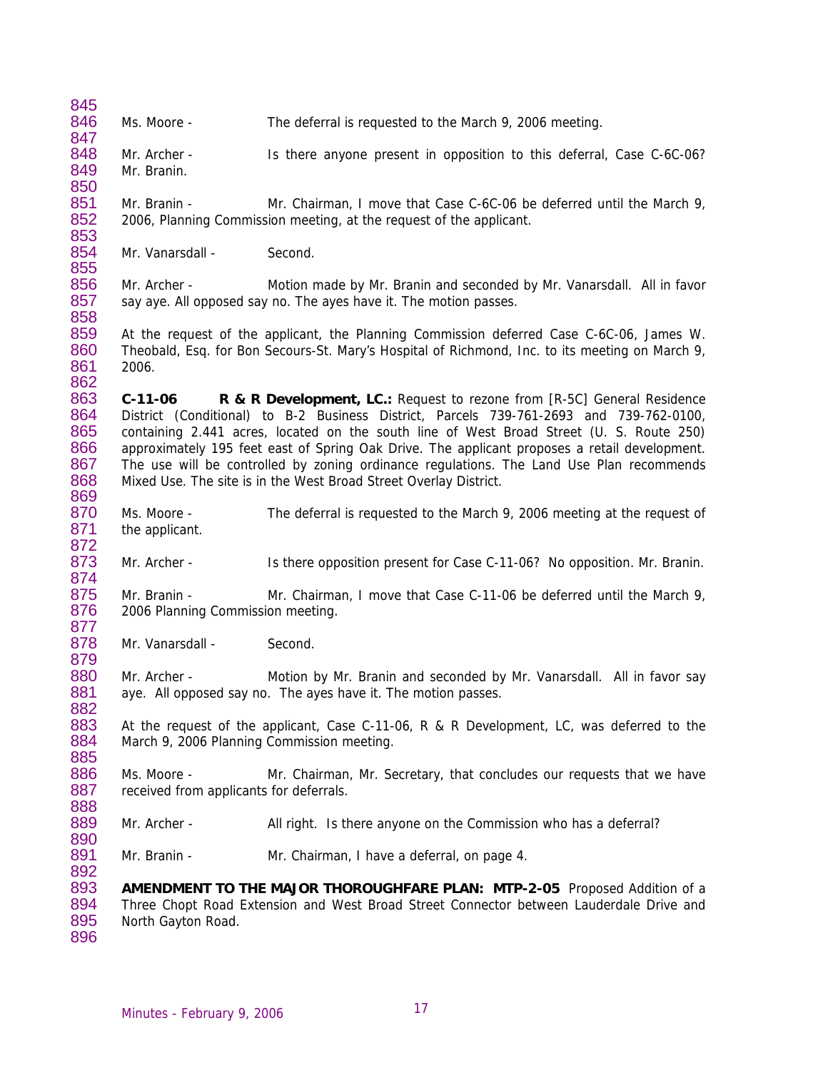Ms. Moore - The deferral is requested to the March 9, 2006 meeting.

Mr. Archer - Is there anyone present in opposition to this deferral, Case C-6C-06? Mr. Branin.

Mr. Branin - Mr. Chairman, I move that Case C-6C-06 be deferred until the March 9, 2006, Planning Commission meeting, at the request of the applicant.

Mr. Vanarsdall - Second.

Mr. Archer - Motion made by Mr. Branin and seconded by Mr. Vanarsdall. All in favor say aye. All opposed say no. The ayes have it. The motion passes.

At the request of the applicant, the Planning Commission deferred Case C-6C-06, James W. Theobald, Esq. for Bon Secours-St. Mary's Hospital of Richmond, Inc. to its meeting on March 9, 2006.

**C-11-06 R & R Development, LC.:** Request to rezone from [R-5C] General Residence District (Conditional) to B-2 Business District, Parcels 739-761-2693 and 739-762-0100, containing 2.441 acres, located on the south line of West Broad Street (U. S. Route 250) approximately 195 feet east of Spring Oak Drive. The applicant proposes a retail development. The use will be controlled by zoning ordinance regulations. The Land Use Plan recommends Mixed Use. The site is in the West Broad Street Overlay District.

Ms. Moore - The deferral is requested to the March 9, 2006 meeting at the request of the applicant.

Mr. Archer - Is there opposition present for Case C-11-06? No opposition. Mr. Branin.

Mr. Branin - Mr. Chairman, I move that Case C-11-06 be deferred until the March 9, 2006 Planning Commission meeting.

Mr. Vanarsdall - Second.

Mr. Archer - Motion by Mr. Branin and seconded by Mr. Vanarsdall. All in favor say aye. All opposed say no. The ayes have it. The motion passes.

At the request of the applicant, Case C-11-06, R & R Development, LC, was deferred to the March 9, 2006 Planning Commission meeting.

Ms. Moore - Mr. Chairman, Mr. Secretary, that concludes our requests that we have received from applicants for deferrals.

Mr. Archer - All right. Is there anyone on the Commission who has a deferral?

Mr. Branin - Mr. Chairman, I have a deferral, on page 4.

**AMENDMENT TO THE MAJOR THOROUGHFARE PLAN: MTP-2-05** Proposed Addition of a Three Chopt Road Extension and West Broad Street Connector between Lauderdale Drive and North Gayton Road.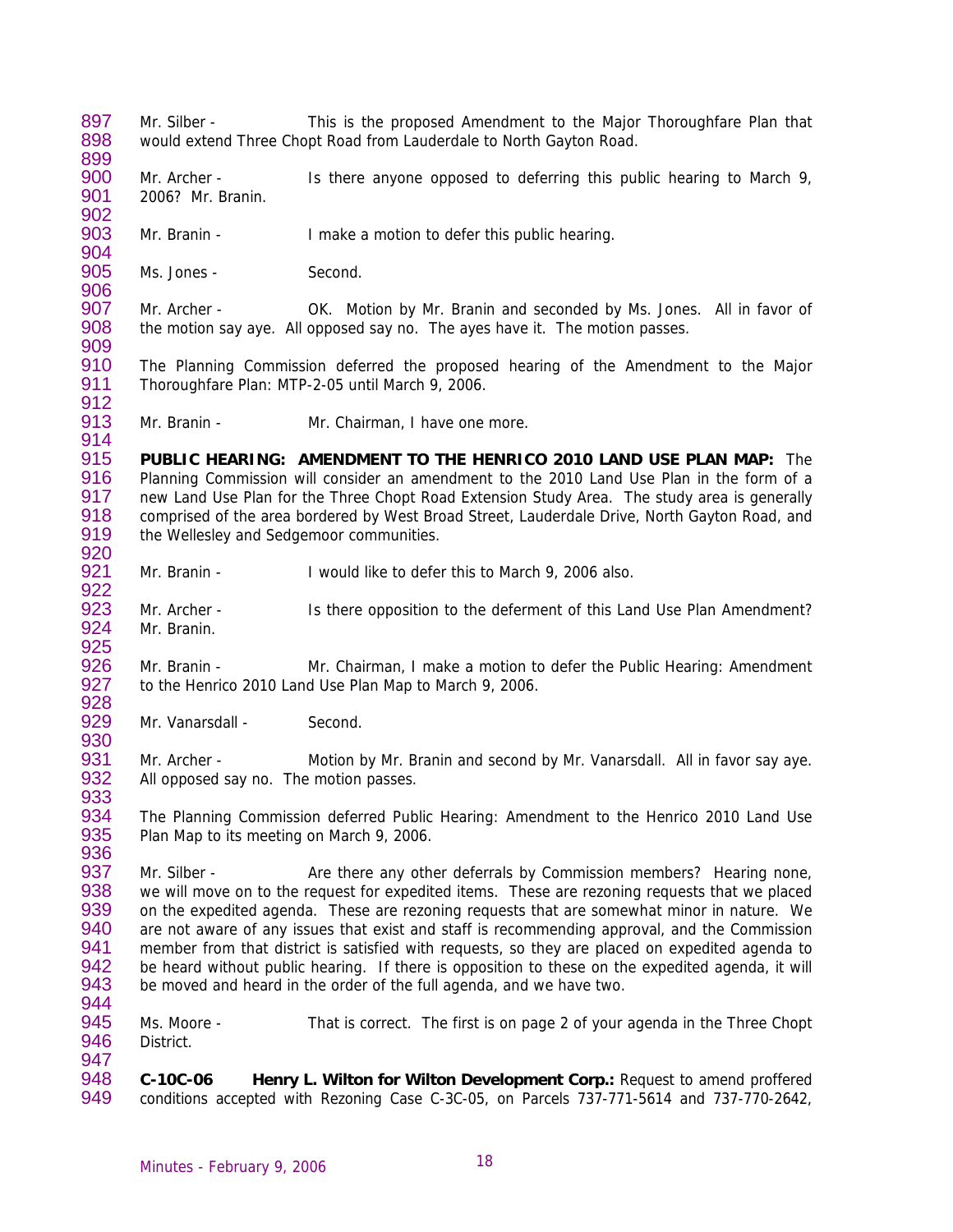Mr. Silber - This is the proposed Amendment to the Major Thoroughfare Plan that would extend Three Chopt Road from Lauderdale to North Gayton Road.

Mr. Archer - Is there anyone opposed to deferring this public hearing to March 9, 2006? Mr. Branin.

Mr. Branin - I make a motion to defer this public hearing.

Ms. Jones - Second.

Mr. Archer - OK. Motion by Mr. Branin and seconded by Ms. Jones. All in favor of the motion say aye. All opposed say no. The ayes have it. The motion passes.

The Planning Commission deferred the proposed hearing of the Amendment to the Major Thoroughfare Plan: MTP-2-05 until March 9, 2006.

Mr. Branin - Mr. Chairman, I have one more.

**PUBLIC HEARING: AMENDMENT TO THE HENRICO 2010 LAND USE PLAN MAP:** The Planning Commission will consider an amendment to the 2010 Land Use Plan in the form of a new Land Use Plan for the Three Chopt Road Extension Study Area. The study area is generally comprised of the area bordered by West Broad Street, Lauderdale Drive, North Gayton Road, and the Wellesley and Sedgemoor communities.

Mr. Branin - I would like to defer this to March 9, 2006 also.

Mr. Archer - Is there opposition to the deferment of this Land Use Plan Amendment? Mr. Branin.

Mr. Branin - Mr. Chairman, I make a motion to defer the Public Hearing: Amendment to the Henrico 2010 Land Use Plan Map to March 9, 2006.

Mr. Vanarsdall - Second.

Mr. Archer - Motion by Mr. Branin and second by Mr. Vanarsdall. All in favor say aye. All opposed say no. The motion passes.

The Planning Commission deferred Public Hearing: Amendment to the Henrico 2010 Land Use Plan Map to its meeting on March 9, 2006.

Mr. Silber - Are there any other deferrals by Commission members? Hearing none, we will move on to the request for expedited items. These are rezoning requests that we placed on the expedited agenda. These are rezoning requests that are somewhat minor in nature. We are not aware of any issues that exist and staff is recommending approval, and the Commission member from that district is satisfied with requests, so they are placed on expedited agenda to be heard without public hearing. If there is opposition to these on the expedited agenda, it will be moved and heard in the order of the full agenda, and we have two.

Ms. Moore - That is correct. The first is on page 2 of your agenda in the Three Chopt District.

**C-10C-06 Henry L. Wilton for Wilton Development Corp.:** Request to amend proffered conditions accepted with Rezoning Case C-3C-05, on Parcels 737-771-5614 and 737-770-2642,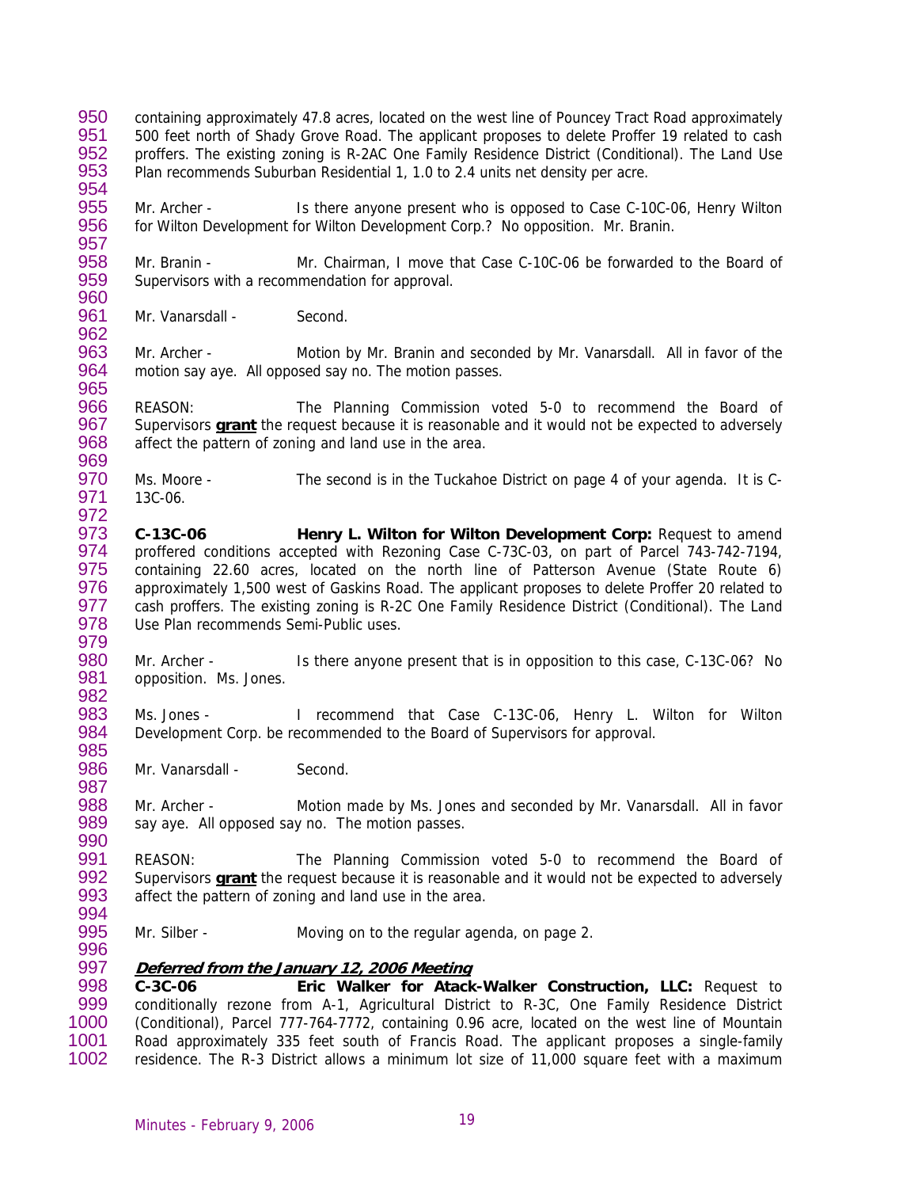containing approximately 47.8 acres, located on the west line of Pouncey Tract Road approximately 500 feet north of Shady Grove Road. The applicant proposes to delete Proffer 19 related to cash proffers. The existing zoning is R-2AC One Family Residence District (Conditional). The Land Use Plan recommends Suburban Residential 1, 1.0 to 2.4 units net density per acre.

Mr. Archer - Is there anyone present who is opposed to Case C-10C-06, Henry Wilton for Wilton Development for Wilton Development Corp.? No opposition. Mr. Branin.

Mr. Branin - Mr. Chairman, I move that Case C-10C-06 be forwarded to the Board of Supervisors with a recommendation for approval.

Mr. Vanarsdall - Second.

Mr. Archer - Motion by Mr. Branin and seconded by Mr. Vanarsdall. All in favor of the motion say aye. All opposed say no. The motion passes.

REASON: The Planning Commission voted 5-0 to recommend the Board of Supervisors **grant** the request because it is reasonable and it would not be expected to adversely affect the pattern of zoning and land use in the area.

Ms. Moore - The second is in the Tuckahoe District on page 4 of your agenda. It is C-13C-06.

**C-13C-06 Henry L. Wilton for Wilton Development Corp:** Request to amend proffered conditions accepted with Rezoning Case C-73C-03, on part of Parcel 743-742-7194, containing 22.60 acres, located on the north line of Patterson Avenue (State Route 6) approximately 1,500 west of Gaskins Road. The applicant proposes to delete Proffer 20 related to cash proffers. The existing zoning is R-2C One Family Residence District (Conditional). The Land Use Plan recommends Semi-Public uses.

Mr. Archer - Is there anyone present that is in opposition to this case, C-13C-06? No opposition. Ms. Jones.

Ms. Jones - I recommend that Case C-13C-06, Henry L. Wilton for Wilton Development Corp. be recommended to the Board of Supervisors for approval.

Mr. Vanarsdall - Second.

Mr. Archer - Motion made by Ms. Jones and seconded by Mr. Vanarsdall. All in favor say aye. All opposed say no. The motion passes.

REASON: The Planning Commission voted 5-0 to recommend the Board of Supervisors **grant** the request because it is reasonable and it would not be expected to adversely affect the pattern of zoning and land use in the area.

Mr. Silber - Moving on to the regular agenda, on page 2.

***Deferred from the January 12, 2006 Meeting***

**C-3C-06 Eric Walker for Atack-Walker Construction, LLC:** Request to conditionally rezone from A-1, Agricultural District to R-3C, One Family Residence District (Conditional), Parcel 777-764-7772, containing 0.96 acre, located on the west line of Mountain Road approximately 335 feet south of Francis Road. The applicant proposes a single-family residence. The R-3 District allows a minimum lot size of 11,000 square feet with a maximum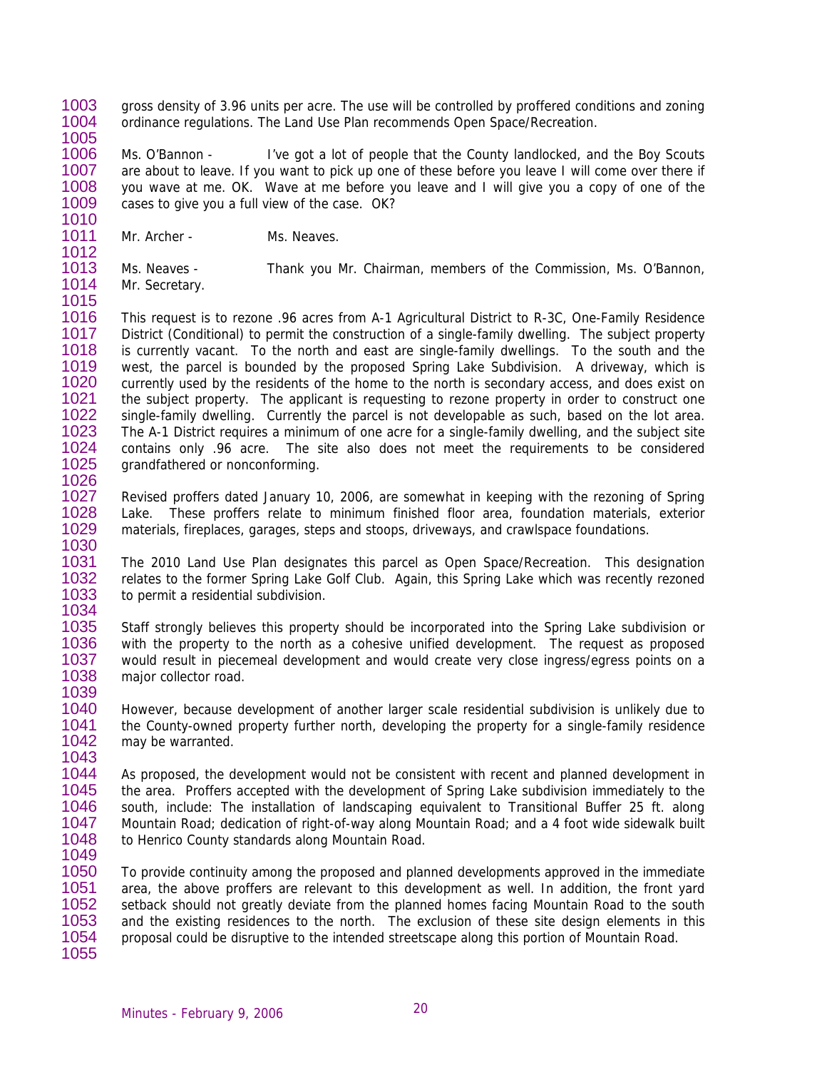gross density of 3.96 units per acre. The use will be controlled by proffered conditions and zoning ordinance regulations. The Land Use Plan recommends Open Space/Recreation.

Ms. O'Bannon - I've got a lot of people that the County landlocked, and the Boy Scouts are about to leave. If you want to pick up one of these before you leave I will come over there if you wave at me. OK. Wave at me before you leave and I will give you a copy of one of the cases to give you a full view of the case. OK?

Mr. Archer - Ms. Neaves.

Ms. Neaves - Thank you Mr. Chairman, members of the Commission, Ms. O'Bannon, Mr. Secretary.

This request is to rezone .96 acres from A-1 Agricultural District to R-3C, One-Family Residence District (Conditional) to permit the construction of a single-family dwelling. The subject property is currently vacant. To the north and east are single-family dwellings. To the south and the west, the parcel is bounded by the proposed Spring Lake Subdivision. A driveway, which is currently used by the residents of the home to the north is secondary access, and does exist on the subject property. The applicant is requesting to rezone property in order to construct one single-family dwelling. Currently the parcel is not developable as such, based on the lot area. The A-1 District requires a minimum of one acre for a single-family dwelling, and the subject site contains only .96 acre. The site also does not meet the requirements to be considered grandfathered or nonconforming.

Revised proffers dated January 10, 2006, are somewhat in keeping with the rezoning of Spring Lake. These proffers relate to minimum finished floor area, foundation materials, exterior materials, fireplaces, garages, steps and stoops, driveways, and crawlspace foundations.

The 2010 Land Use Plan designates this parcel as Open Space/Recreation. This designation relates to the former Spring Lake Golf Club. Again, this Spring Lake which was recently rezoned to permit a residential subdivision.

Staff strongly believes this property should be incorporated into the Spring Lake subdivision or with the property to the north as a cohesive unified development. The request as proposed would result in piecemeal development and would create very close ingress/egress points on a major collector road.

However, because development of another larger scale residential subdivision is unlikely due to the County-owned property further north, developing the property for a single-family residence may be warranted.

As proposed, the development would not be consistent with recent and planned development in the area. Proffers accepted with the development of Spring Lake subdivision immediately to the south, include: The installation of landscaping equivalent to Transitional Buffer 25 ft. along Mountain Road; dedication of right-of-way along Mountain Road; and a 4 foot wide sidewalk built to Henrico County standards along Mountain Road.

To provide continuity among the proposed and planned developments approved in the immediate area, the above proffers are relevant to this development as well. In addition, the front yard setback should not greatly deviate from the planned homes facing Mountain Road to the south and the existing residences to the north. The exclusion of these site design elements in this proposal could be disruptive to the intended streetscape along this portion of Mountain Road.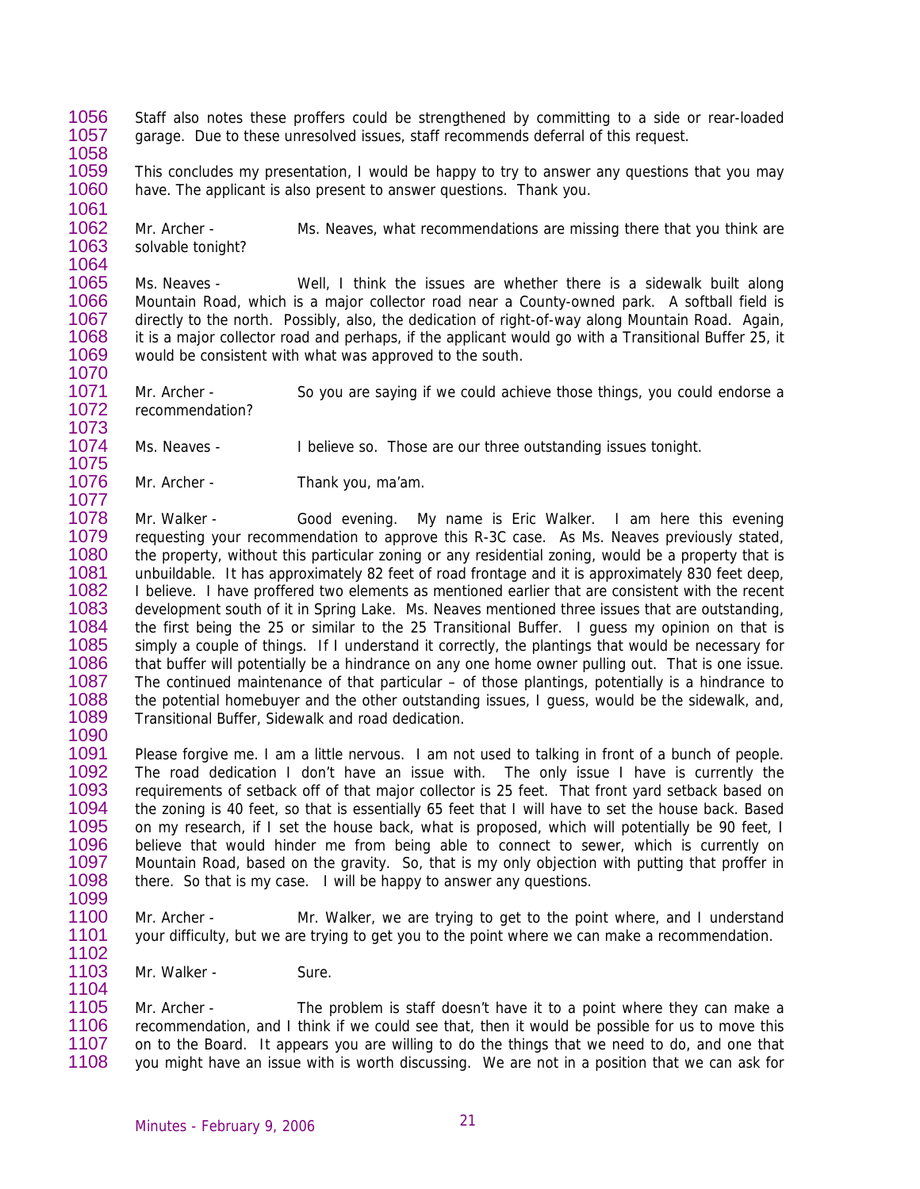Staff also notes these proffers could be strengthened by committing to a side or rear-loaded garage. Due to these unresolved issues, staff recommends deferral of this request.

This concludes my presentation, I would be happy to try to answer any questions that you may have. The applicant is also present to answer questions. Thank you.

Mr. Archer - Ms. Neaves, what recommendations are missing there that you think are solvable tonight?

Ms. Neaves - Well, I think the issues are whether there is a sidewalk built along Mountain Road, which is a major collector road near a County-owned park. A softball field is directly to the north. Possibly, also, the dedication of right-of-way along Mountain Road. Again, it is a major collector road and perhaps, if the applicant would go with a Transitional Buffer 25, it would be consistent with what was approved to the south.

Mr. Archer - So you are saying if we could achieve those things, you could endorse a recommendation?

Ms. Neaves - I believe so. Those are our three outstanding issues tonight.

Mr. Archer - Thank you, ma'am.

Mr. Walker - Good evening. My name is Eric Walker. I am here this evening requesting your recommendation to approve this R-3C case. As Ms. Neaves previously stated, the property, without this particular zoning or any residential zoning, would be a property that is unbuildable. It has approximately 82 feet of road frontage and it is approximately 830 feet deep, I believe. I have proffered two elements as mentioned earlier that are consistent with the recent development south of it in Spring Lake. Ms. Neaves mentioned three issues that are outstanding, the first being the 25 or similar to the 25 Transitional Buffer. I guess my opinion on that is simply a couple of things. If I understand it correctly, the plantings that would be necessary for that buffer will potentially be a hindrance on any one home owner pulling out. That is one issue. The continued maintenance of that particular – of those plantings, potentially is a hindrance to the potential homebuyer and the other outstanding issues, I guess, would be the sidewalk, and, Transitional Buffer, Sidewalk and road dedication.

Please forgive me. I am a little nervous. I am not used to talking in front of a bunch of people. The road dedication I don't have an issue with. The only issue I have is currently the requirements of setback off of that major collector is 25 feet. That front yard setback based on the zoning is 40 feet, so that is essentially 65 feet that I will have to set the house back. Based on my research, if I set the house back, what is proposed, which will potentially be 90 feet, I believe that would hinder me from being able to connect to sewer, which is currently on Mountain Road, based on the gravity. So, that is my only objection with putting that proffer in there. So that is my case. I will be happy to answer any questions.

Mr. Archer - Mr. Walker, we are trying to get to the point where, and I understand your difficulty, but we are trying to get you to the point where we can make a recommendation.

Mr. Walker - Sure.

Mr. Archer - The problem is staff doesn't have it to a point where they can make a recommendation, and I think if we could see that, then it would be possible for us to move this on to the Board. It appears you are willing to do the things that we need to do, and one that you might have an issue with is worth discussing. We are not in a position that we can ask for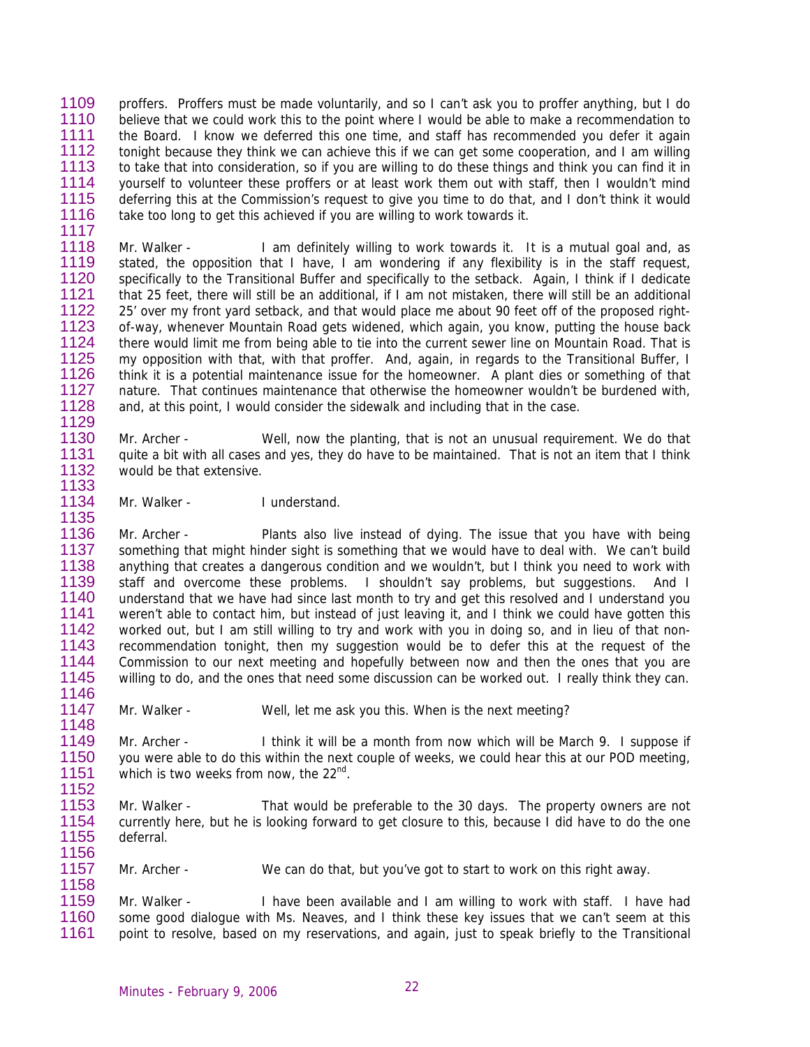proffers. Proffers must be made voluntarily, and so I can't ask you to proffer anything, but I do believe that we could work this to the point where I would be able to make a recommendation to the Board. I know we deferred this one time, and staff has recommended you defer it again tonight because they think we can achieve this if we can get some cooperation, and I am willing to take that into consideration, so if you are willing to do these things and think you can find it in yourself to volunteer these proffers or at least work them out with staff, then I wouldn't mind deferring this at the Commission's request to give you time to do that, and I don't think it would take too long to get this achieved if you are willing to work towards it.

Mr. Walker - I am definitely willing to work towards it. It is a mutual goal and, as stated, the opposition that I have, I am wondering if any flexibility is in the staff request, specifically to the Transitional Buffer and specifically to the setback. Again, I think if I dedicate that 25 feet, there will still be an additional, if I am not mistaken, there will still be an additional 25' over my front yard setback, and that would place me about 90 feet off of the proposed right-of-way, whenever Mountain Road gets widened, which again, you know, putting the house back there would limit me from being able to tie into the current sewer line on Mountain Road. That is my opposition with that, with that proffer. And, again, in regards to the Transitional Buffer, I think it is a potential maintenance issue for the homeowner. A plant dies or something of that nature. That continues maintenance that otherwise the homeowner wouldn't be burdened with, and, at this point, I would consider the sidewalk and including that in the case.

Mr. Archer - Well, now the planting, that is not an unusual requirement. We do that quite a bit with all cases and yes, they do have to be maintained. That is not an item that I think would be that extensive.

Mr. Walker - I understand.

Mr. Archer - Plants also live instead of dying. The issue that you have with being something that might hinder sight is something that we would have to deal with. We can't build anything that creates a dangerous condition and we wouldn't, but I think you need to work with staff and overcome these problems. I shouldn't say problems, but suggestions. And I understand that we have had since last month to try and get this resolved and I understand you weren't able to contact him, but instead of just leaving it, and I think we could have gotten this worked out, but I am still willing to try and work with you in doing so, and in lieu of that non-recommendation tonight, then my suggestion would be to defer this at the request of the Commission to our next meeting and hopefully between now and then the ones that you are willing to do, and the ones that need some discussion can be worked out. I really think they can.

Mr. Walker - Well, let me ask you this. When is the next meeting?

Mr. Archer - I think it will be a month from now which will be March 9. I suppose if you were able to do this within the next couple of weeks, we could hear this at our POD meeting, which is two weeks from now, the 22nd.

Mr. Walker - That would be preferable to the 30 days. The property owners are not currently here, but he is looking forward to get closure to this, because I did have to do the one deferral.

Mr. Archer - We can do that, but you've got to start to work on this right away.

Mr. Walker - I have been available and I am willing to work with staff. I have had some good dialogue with Ms. Neaves, and I think these key issues that we can't seem at this point to resolve, based on my reservations, and again, just to speak briefly to the Transitional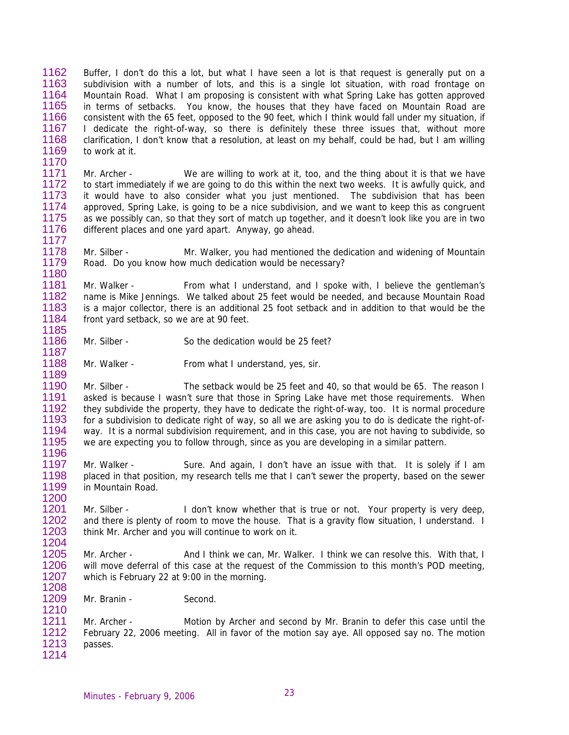Buffer, I don't do this a lot, but what I have seen a lot is that request is generally put on a subdivision with a number of lots, and this is a single lot situation, with road frontage on Mountain Road. What I am proposing is consistent with what Spring Lake has gotten approved in terms of setbacks. You know, the houses that they have faced on Mountain Road are consistent with the 65 feet, opposed to the 90 feet, which I think would fall under my situation, if I dedicate the right-of-way, so there is definitely these three issues that, without more clarification, I don't know that a resolution, at least on my behalf, could be had, but I am willing to work at it.

Mr. Archer - We are willing to work at it, too, and the thing about it is that we have to start immediately if we are going to do this within the next two weeks. It is awfully quick, and it would have to also consider what you just mentioned. The subdivision that has been approved, Spring Lake, is going to be a nice subdivision, and we want to keep this as congruent as we possibly can, so that they sort of match up together, and it doesn't look like you are in two different places and one yard apart. Anyway, go ahead.

Mr. Silber - Mr. Walker, you had mentioned the dedication and widening of Mountain Road. Do you know how much dedication would be necessary?

Mr. Walker - From what I understand, and I spoke with, I believe the gentleman's name is Mike Jennings. We talked about 25 feet would be needed, and because Mountain Road is a major collector, there is an additional 25 foot setback and in addition to that would be the front yard setback, so we are at 90 feet.

Mr. Silber - So the dedication would be 25 feet?

Mr. Walker - From what I understand, yes, sir.

Mr. Silber - The setback would be 25 feet and 40, so that would be 65. The reason I asked is because I wasn't sure that those in Spring Lake have met those requirements. When they subdivide the property, they have to dedicate the right-of-way, too. It is normal procedure for a subdivision to dedicate right of way, so all we are asking you to do is dedicate the right-of-way. It is a normal subdivision requirement, and in this case, you are not having to subdivide, so we are expecting you to follow through, since as you are developing in a similar pattern.

Mr. Walker - Sure. And again, I don't have an issue with that. It is solely if I am placed in that position, my research tells me that I can't sewer the property, based on the sewer in Mountain Road.

Mr. Silber - I don't know whether that is true or not. Your property is very deep, and there is plenty of room to move the house. That is a gravity flow situation, I understand. I think Mr. Archer and you will continue to work on it.

Mr. Archer - And I think we can, Mr. Walker. I think we can resolve this. With that, I will move deferral of this case at the request of the Commission to this month's POD meeting, which is February 22 at 9:00 in the morning.

Mr. Branin - Second.

Mr. Archer - Motion by Archer and second by Mr. Branin to defer this case until the February 22, 2006 meeting. All in favor of the motion say aye. All opposed say no. The motion passes.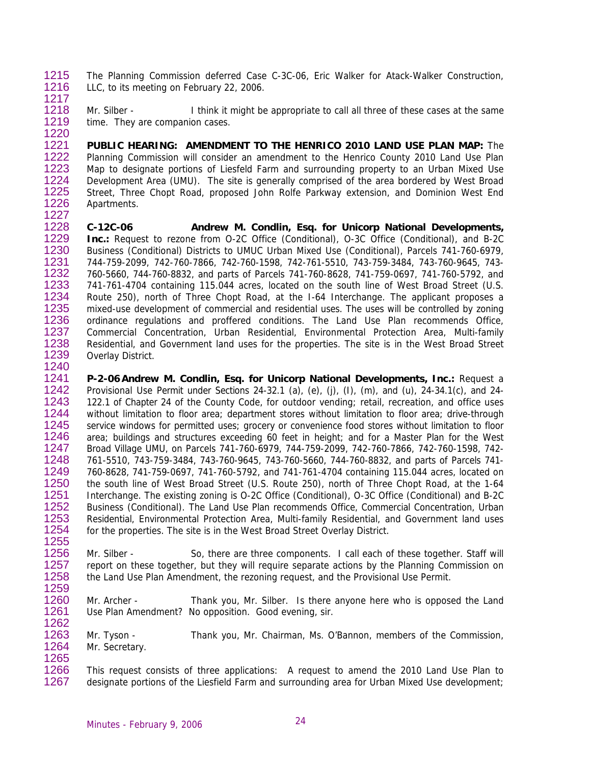The Planning Commission deferred Case C-3C-06, Eric Walker for Atack-Walker Construction, LLC, to its meeting on February 22, 2006.

Mr. Silber - I think it might be appropriate to call all three of these cases at the same time. They are companion cases.

**PUBLIC HEARING: AMENDMENT TO THE HENRICO 2010 LAND USE PLAN MAP:** The Planning Commission will consider an amendment to the Henrico County 2010 Land Use Plan Map to designate portions of Liesfeld Farm and surrounding property to an Urban Mixed Use Development Area (UMU). The site is generally comprised of the area bordered by West Broad Street, Three Chopt Road, proposed John Rolfe Parkway extension, and Dominion West End Apartments.

**C-12C-06 Andrew M. Condlin, Esq. for Unicorp National Developments, Inc.:** Request to rezone from O-2C Office (Conditional), O-3C Office (Conditional), and B-2C Business (Conditional) Districts to UMUC Urban Mixed Use (Conditional), Parcels 741-760-6979, 744-759-2099, 742-760-7866, 742-760-1598, 742-761-5510, 743-759-3484, 743-760-9645, 743-760-5660, 744-760-8832, and parts of Parcels 741-760-8628, 741-759-0697, 741-760-5792, and 741-761-4704 containing 115.044 acres, located on the south line of West Broad Street (U.S. Route 250), north of Three Chopt Road, at the I-64 Interchange. The applicant proposes a mixed-use development of commercial and residential uses. The uses will be controlled by zoning ordinance regulations and proffered conditions. The Land Use Plan recommends Office, Commercial Concentration, Urban Residential, Environmental Protection Area, Multi-family Residential, and Government land uses for the properties. The site is in the West Broad Street Overlay District.

**P-2-06 Andrew M. Condlin, Esq. for Unicorp National Developments, Inc.:** Request a Provisional Use Permit under Sections 24-32.1 (a), (e), (j), (I), (m), and (u), 24-34.1(c), and 24-122.1 of Chapter 24 of the County Code, for outdoor vending; retail, recreation, and office uses without limitation to floor area; department stores without limitation to floor area; drive-through service windows for permitted uses; grocery or convenience food stores without limitation to floor area; buildings and structures exceeding 60 feet in height; and for a Master Plan for the West Broad Village UMU, on Parcels 741-760-6979, 744-759-2099, 742-760-7866, 742-760-1598, 742-761-5510, 743-759-3484, 743-760-9645, 743-760-5660, 744-760-8832, and parts of Parcels 741-760-8628, 741-759-0697, 741-760-5792, and 741-761-4704 containing 115.044 acres, located on the south line of West Broad Street (U.S. Route 250), north of Three Chopt Road, at the 1-64 Interchange. The existing zoning is O-2C Office (Conditional), O-3C Office (Conditional) and B-2C Business (Conditional). The Land Use Plan recommends Office, Commercial Concentration, Urban Residential, Environmental Protection Area, Multi-family Residential, and Government land uses for the properties. The site is in the West Broad Street Overlay District.

Mr. Silber - So, there are three components. I call each of these together. Staff will report on these together, but they will require separate actions by the Planning Commission on the Land Use Plan Amendment, the rezoning request, and the Provisional Use Permit.

Mr. Archer - Thank you, Mr. Silber. Is there anyone here who is opposed the Land Use Plan Amendment? No opposition. Good evening, sir.

Mr. Tyson - Thank you, Mr. Chairman, Ms. O'Bannon, members of the Commission, Mr. Secretary.

This request consists of three applications: A request to amend the 2010 Land Use Plan to designate portions of the Liesfield Farm and surrounding area for Urban Mixed Use development;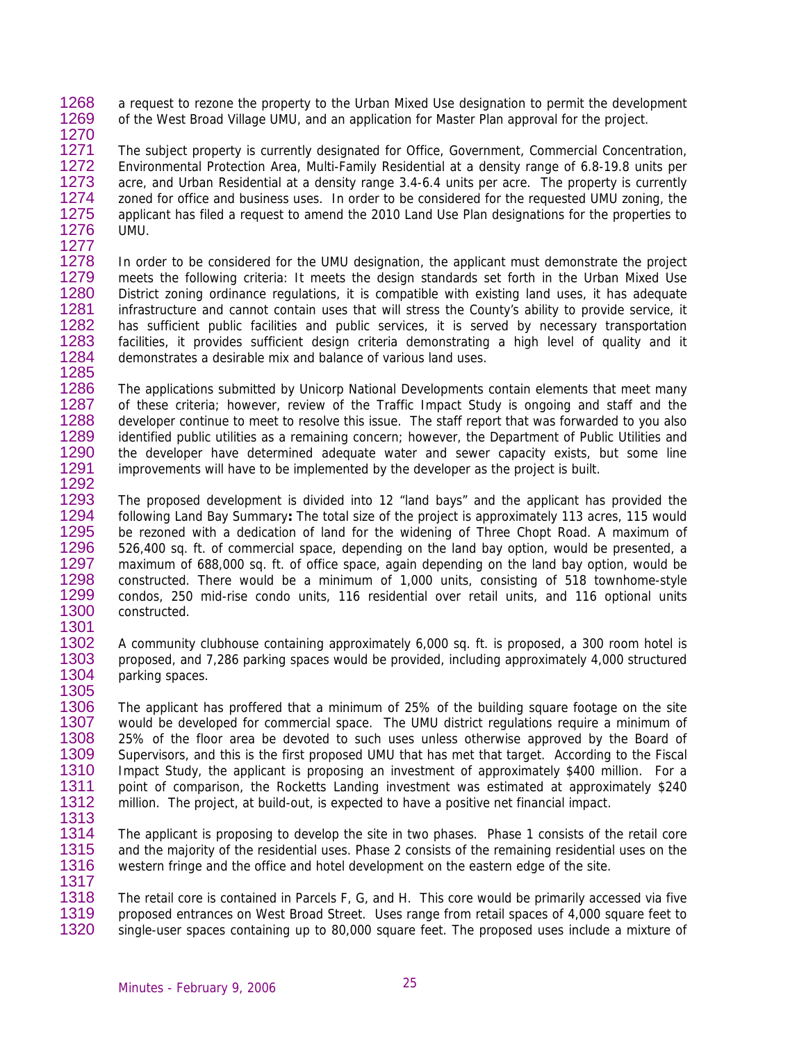a request to rezone the property to the Urban Mixed Use designation to permit the development of the West Broad Village UMU, and an application for Master Plan approval for the project.

The subject property is currently designated for Office, Government, Commercial Concentration, Environmental Protection Area, Multi-Family Residential at a density range of 6.8-19.8 units per acre, and Urban Residential at a density range 3.4-6.4 units per acre. The property is currently zoned for office and business uses. In order to be considered for the requested UMU zoning, the applicant has filed a request to amend the 2010 Land Use Plan designations for the properties to UMU.

In order to be considered for the UMU designation, the applicant must demonstrate the project meets the following criteria: It meets the design standards set forth in the Urban Mixed Use District zoning ordinance regulations, it is compatible with existing land uses, it has adequate infrastructure and cannot contain uses that will stress the County's ability to provide service, it has sufficient public facilities and public services, it is served by necessary transportation facilities, it provides sufficient design criteria demonstrating a high level of quality and it demonstrates a desirable mix and balance of various land uses.

The applications submitted by Unicorp National Developments contain elements that meet many of these criteria; however, review of the Traffic Impact Study is ongoing and staff and the developer continue to meet to resolve this issue. The staff report that was forwarded to you also identified public utilities as a remaining concern; however, the Department of Public Utilities and the developer have determined adequate water and sewer capacity exists, but some line improvements will have to be implemented by the developer as the project is built.

The proposed development is divided into 12 "land bays" and the applicant has provided the following Land Bay Summary**:** The total size of the project is approximately 113 acres, 115 would be rezoned with a dedication of land for the widening of Three Chopt Road. A maximum of 526,400 sq. ft. of commercial space, depending on the land bay option, would be presented, a maximum of 688,000 sq. ft. of office space, again depending on the land bay option, would be constructed. There would be a minimum of 1,000 units, consisting of 518 townhome-style condos, 250 mid-rise condo units, 116 residential over retail units, and 116 optional units constructed.

A community clubhouse containing approximately 6,000 sq. ft. is proposed, a 300 room hotel is proposed, and 7,286 parking spaces would be provided, including approximately 4,000 structured parking spaces.

The applicant has proffered that a minimum of 25% of the building square footage on the site would be developed for commercial space. The UMU district regulations require a minimum of 25% of the floor area be devoted to such uses unless otherwise approved by the Board of Supervisors, and this is the first proposed UMU that has met that target. According to the Fiscal Impact Study, the applicant is proposing an investment of approximately $400 million. For a point of comparison, the Rocketts Landing investment was estimated at approximately $240 million. The project, at build-out, is expected to have a positive net financial impact.

The applicant is proposing to develop the site in two phases. Phase 1 consists of the retail core and the majority of the residential uses. Phase 2 consists of the remaining residential uses on the western fringe and the office and hotel development on the eastern edge of the site.

The retail core is contained in Parcels F, G, and H. This core would be primarily accessed via five proposed entrances on West Broad Street. Uses range from retail spaces of 4,000 square feet to single-user spaces containing up to 80,000 square feet. The proposed uses include a mixture of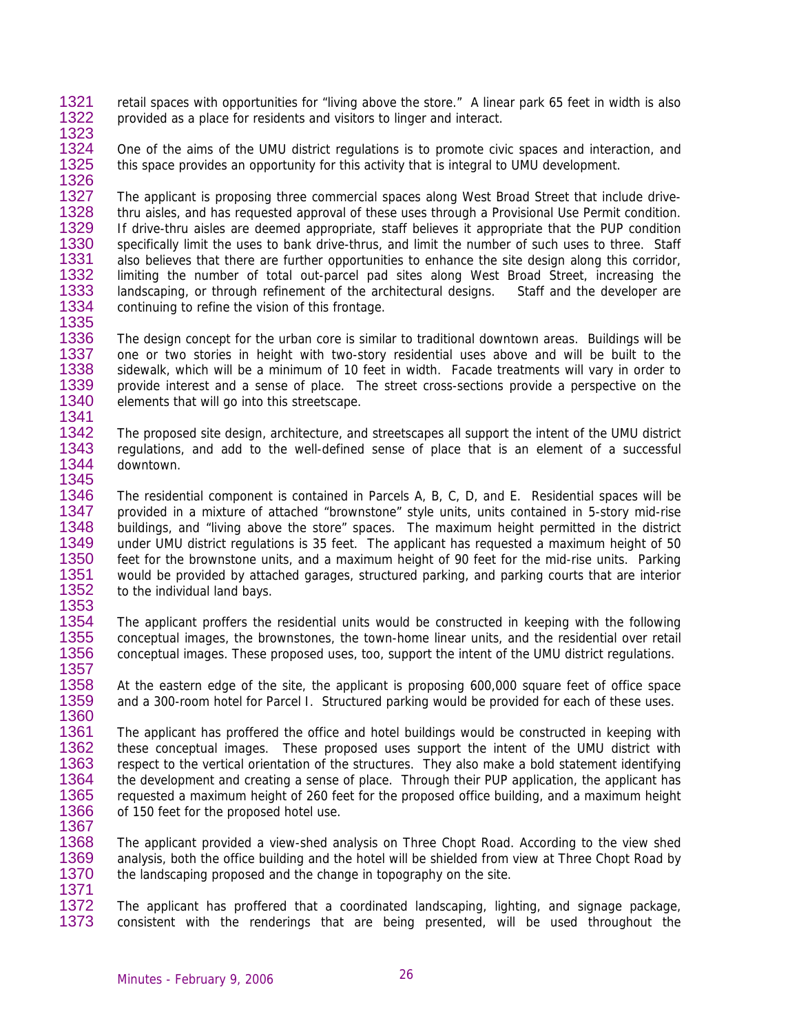retail spaces with opportunities for "living above the store." A linear park 65 feet in width is also provided as a place for residents and visitors to linger and interact.

One of the aims of the UMU district regulations is to promote civic spaces and interaction, and this space provides an opportunity for this activity that is integral to UMU development.

The applicant is proposing three commercial spaces along West Broad Street that include drive-thru aisles, and has requested approval of these uses through a Provisional Use Permit condition. If drive-thru aisles are deemed appropriate, staff believes it appropriate that the PUP condition specifically limit the uses to bank drive-thrus, and limit the number of such uses to three. Staff also believes that there are further opportunities to enhance the site design along this corridor, limiting the number of total out-parcel pad sites along West Broad Street, increasing the landscaping, or through refinement of the architectural designs. Staff and the developer are continuing to refine the vision of this frontage.

The design concept for the urban core is similar to traditional downtown areas. Buildings will be one or two stories in height with two-story residential uses above and will be built to the sidewalk, which will be a minimum of 10 feet in width. Facade treatments will vary in order to provide interest and a sense of place. The street cross-sections provide a perspective on the elements that will go into this streetscape.

The proposed site design, architecture, and streetscapes all support the intent of the UMU district regulations, and add to the well-defined sense of place that is an element of a successful downtown.

The residential component is contained in Parcels A, B, C, D, and E. Residential spaces will be provided in a mixture of attached "brownstone" style units, units contained in 5-story mid-rise buildings, and "living above the store" spaces. The maximum height permitted in the district under UMU district regulations is 35 feet. The applicant has requested a maximum height of 50 feet for the brownstone units, and a maximum height of 90 feet for the mid-rise units. Parking would be provided by attached garages, structured parking, and parking courts that are interior to the individual land bays.

The applicant proffers the residential units would be constructed in keeping with the following conceptual images, the brownstones, the town-home linear units, and the residential over retail conceptual images. These proposed uses, too, support the intent of the UMU district regulations.

At the eastern edge of the site, the applicant is proposing 600,000 square feet of office space and a 300-room hotel for Parcel I. Structured parking would be provided for each of these uses.

The applicant has proffered the office and hotel buildings would be constructed in keeping with these conceptual images. These proposed uses support the intent of the UMU district with respect to the vertical orientation of the structures. They also make a bold statement identifying the development and creating a sense of place. Through their PUP application, the applicant has requested a maximum height of 260 feet for the proposed office building, and a maximum height of 150 feet for the proposed hotel use.

The applicant provided a view-shed analysis on Three Chopt Road. According to the view shed analysis, both the office building and the hotel will be shielded from view at Three Chopt Road by the landscaping proposed and the change in topography on the site.

The applicant has proffered that a coordinated landscaping, lighting, and signage package, consistent with the renderings that are being presented, will be used throughout the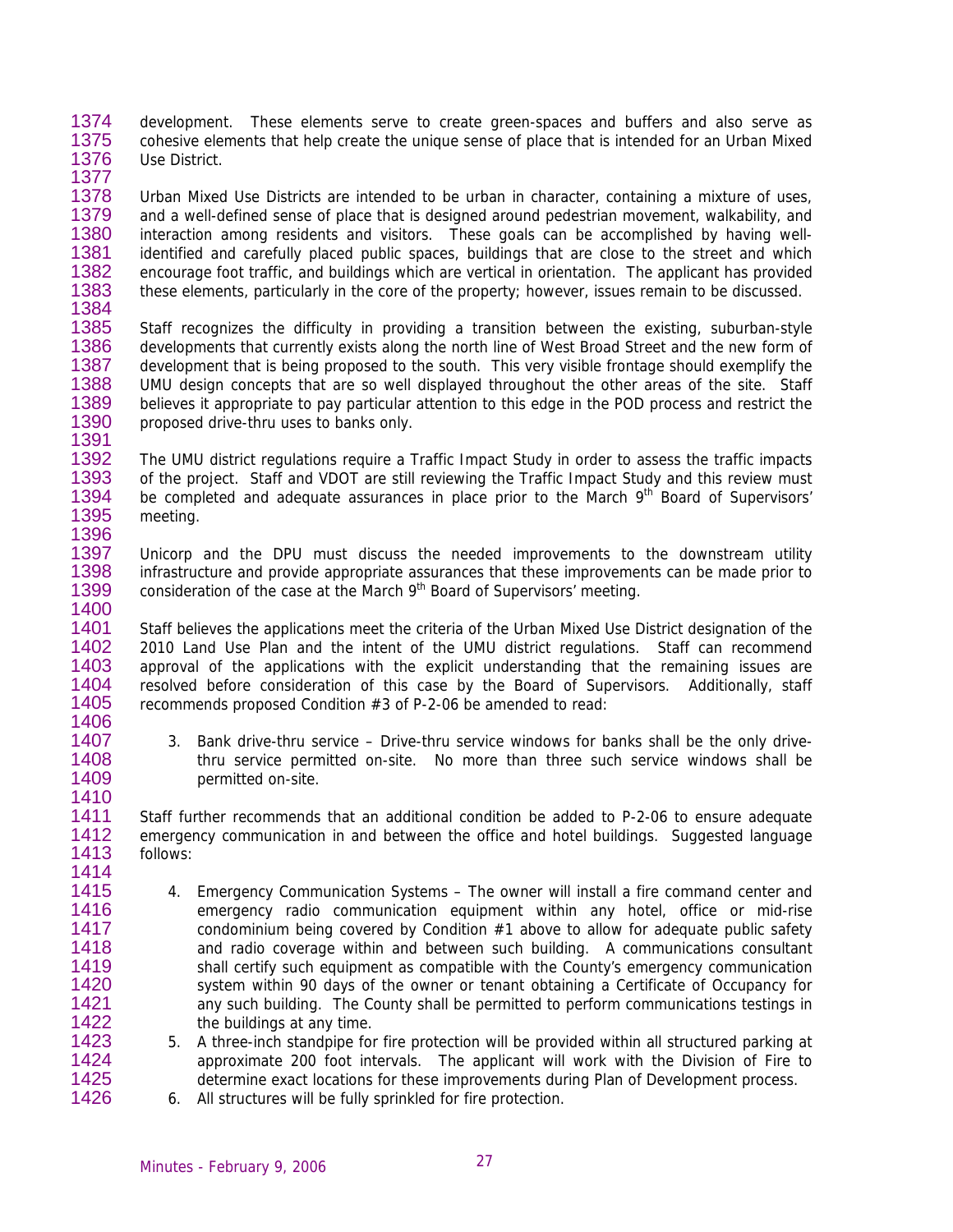development. These elements serve to create green-spaces and buffers and also serve as cohesive elements that help create the unique sense of place that is intended for an Urban Mixed Use District.

Urban Mixed Use Districts are intended to be urban in character, containing a mixture of uses, and a well-defined sense of place that is designed around pedestrian movement, walkability, and interaction among residents and visitors. These goals can be accomplished by having well-identified and carefully placed public spaces, buildings that are close to the street and which encourage foot traffic, and buildings which are vertical in orientation. The applicant has provided these elements, particularly in the core of the property; however, issues remain to be discussed.

Staff recognizes the difficulty in providing a transition between the existing, suburban-style developments that currently exists along the north line of West Broad Street and the new form of development that is being proposed to the south. This very visible frontage should exemplify the UMU design concepts that are so well displayed throughout the other areas of the site. Staff believes it appropriate to pay particular attention to this edge in the POD process and restrict the proposed drive-thru uses to banks only.

The UMU district regulations require a Traffic Impact Study in order to assess the traffic impacts of the project. Staff and VDOT are still reviewing the Traffic Impact Study and this review must be completed and adequate assurances in place prior to the March 9th Board of Supervisors' meeting.

Unicorp and the DPU must discuss the needed improvements to the downstream utility infrastructure and provide appropriate assurances that these improvements can be made prior to consideration of the case at the March 9th Board of Supervisors' meeting.

Staff believes the applications meet the criteria of the Urban Mixed Use District designation of the 2010 Land Use Plan and the intent of the UMU district regulations. Staff can recommend approval of the applications with the explicit understanding that the remaining issues are resolved before consideration of this case by the Board of Supervisors. Additionally, staff recommends proposed Condition #3 of P-2-06 be amended to read:

3. Bank drive-thru service – Drive-thru service windows for banks shall be the only drive-thru service permitted on-site. No more than three such service windows shall be permitted on-site.

Staff further recommends that an additional condition be added to P-2-06 to ensure adequate emergency communication in and between the office and hotel buildings. Suggested language follows:

4. Emergency Communication Systems – The owner will install a fire command center and emergency radio communication equipment within any hotel, office or mid-rise condominium being covered by Condition #1 above to allow for adequate public safety and radio coverage within and between such building. A communications consultant shall certify such equipment as compatible with the County's emergency communication system within 90 days of the owner or tenant obtaining a Certificate of Occupancy for any such building. The County shall be permitted to perform communications testings in the buildings at any time.
5. A three-inch standpipe for fire protection will be provided within all structured parking at approximate 200 foot intervals. The applicant will work with the Division of Fire to determine exact locations for these improvements during Plan of Development process.
6. All structures will be fully sprinkled for fire protection.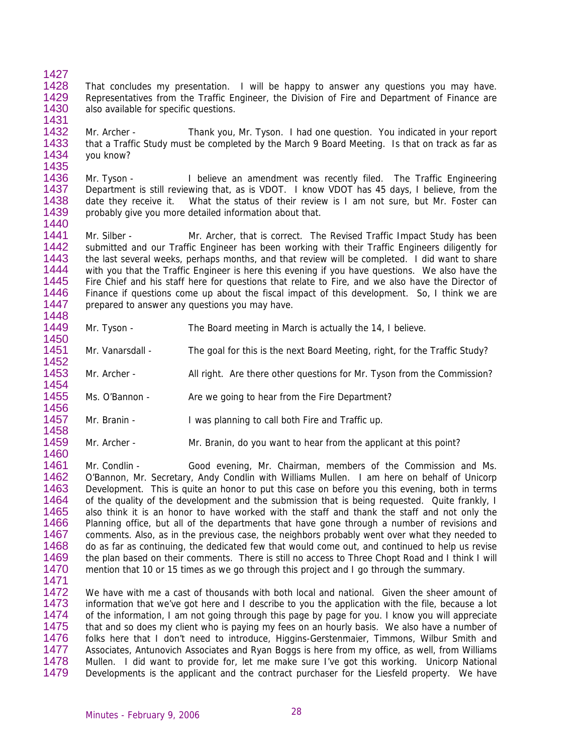That concludes my presentation. I will be happy to answer any questions you may have. Representatives from the Traffic Engineer, the Division of Fire and Department of Finance are also available for specific questions.

Mr. Archer - Thank you, Mr. Tyson. I had one question. You indicated in your report that a Traffic Study must be completed by the March 9 Board Meeting. Is that on track as far as you know?

Mr. Tyson - I believe an amendment was recently filed. The Traffic Engineering Department is still reviewing that, as is VDOT. I know VDOT has 45 days, I believe, from the date they receive it. What the status of their review is I am not sure, but Mr. Foster can probably give you more detailed information about that.

Mr. Silber - Mr. Archer, that is correct. The Revised Traffic Impact Study has been submitted and our Traffic Engineer has been working with their Traffic Engineers diligently for the last several weeks, perhaps months, and that review will be completed. I did want to share with you that the Traffic Engineer is here this evening if you have questions. We also have the Fire Chief and his staff here for questions that relate to Fire, and we also have the Director of Finance if questions come up about the fiscal impact of this development. So, I think we are prepared to answer any questions you may have.

Mr. Tyson - The Board meeting in March is actually the 14, I believe.

Mr. Vanarsdall - The goal for this is the next Board Meeting, right, for the Traffic Study?

Mr. Archer - All right. Are there other questions for Mr. Tyson from the Commission?

Ms. O'Bannon - Are we going to hear from the Fire Department?

Mr. Branin - I was planning to call both Fire and Traffic up.

Mr. Archer - Mr. Branin, do you want to hear from the applicant at this point?

Mr. Condlin - Good evening, Mr. Chairman, members of the Commission and Ms. O'Bannon, Mr. Secretary, Andy Condlin with Williams Mullen. I am here on behalf of Unicorp Development. This is quite an honor to put this case on before you this evening, both in terms of the quality of the development and the submission that is being requested. Quite frankly, I also think it is an honor to have worked with the staff and thank the staff and not only the Planning office, but all of the departments that have gone through a number of revisions and comments. Also, as in the previous case, the neighbors probably went over what they needed to do as far as continuing, the dedicated few that would come out, and continued to help us revise the plan based on their comments. There is still no access to Three Chopt Road and I think I will mention that 10 or 15 times as we go through this project and I go through the summary.

We have with me a cast of thousands with both local and national. Given the sheer amount of information that we've got here and I describe to you the application with the file, because a lot of the information, I am not going through this page by page for you. I know you will appreciate that and so does my client who is paying my fees on an hourly basis. We also have a number of folks here that I don't need to introduce, Higgins-Gerstenmaier, Timmons, Wilbur Smith and Associates, Antunovich Associates and Ryan Boggs is here from my office, as well, from Williams Mullen. I did want to provide for, let me make sure I've got this working. Unicorp National Developments is the applicant and the contract purchaser for the Liesfeld property. We have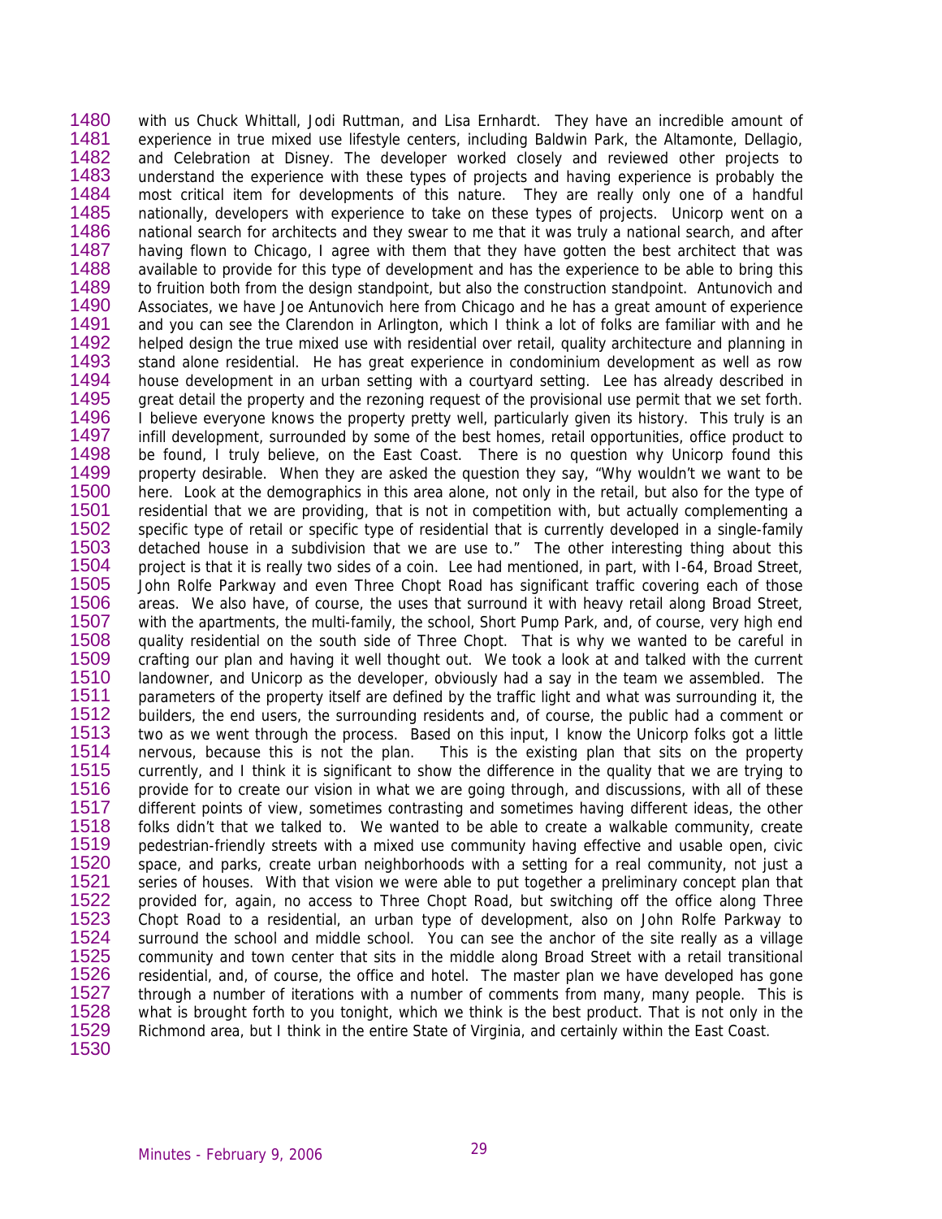with us Chuck Whittall, Jodi Ruttman, and Lisa Ernhardt. They have an incredible amount of experience in true mixed use lifestyle centers, including Baldwin Park, the Altamonte, Dellagio, and Celebration at Disney. The developer worked closely and reviewed other projects to understand the experience with these types of projects and having experience is probably the most critical item for developments of this nature. They are really only one of a handful nationally, developers with experience to take on these types of projects. Unicorp went on a national search for architects and they swear to me that it was truly a national search, and after having flown to Chicago, I agree with them that they have gotten the best architect that was available to provide for this type of development and has the experience to be able to bring this to fruition both from the design standpoint, but also the construction standpoint. Antunovich and Associates, we have Joe Antunovich here from Chicago and he has a great amount of experience and you can see the Clarendon in Arlington, which I think a lot of folks are familiar with and he helped design the true mixed use with residential over retail, quality architecture and planning in stand alone residential. He has great experience in condominium development as well as row house development in an urban setting with a courtyard setting. Lee has already described in great detail the property and the rezoning request of the provisional use permit that we set forth. I believe everyone knows the property pretty well, particularly given its history. This truly is an infill development, surrounded by some of the best homes, retail opportunities, office product to be found, I truly believe, on the East Coast. There is no question why Unicorp found this property desirable. When they are asked the question they say, "Why wouldn't we want to be here. Look at the demographics in this area alone, not only in the retail, but also for the type of residential that we are providing, that is not in competition with, but actually complementing a specific type of retail or specific type of residential that is currently developed in a single-family detached house in a subdivision that we are use to." The other interesting thing about this project is that it is really two sides of a coin. Lee had mentioned, in part, with I-64, Broad Street, John Rolfe Parkway and even Three Chopt Road has significant traffic covering each of those areas. We also have, of course, the uses that surround it with heavy retail along Broad Street, with the apartments, the multi-family, the school, Short Pump Park, and, of course, very high end quality residential on the south side of Three Chopt. That is why we wanted to be careful in crafting our plan and having it well thought out. We took a look at and talked with the current landowner, and Unicorp as the developer, obviously had a say in the team we assembled. The parameters of the property itself are defined by the traffic light and what was surrounding it, the builders, the end users, the surrounding residents and, of course, the public had a comment or two as we went through the process. Based on this input, I know the Unicorp folks got a little nervous, because this is not the plan. This is the existing plan that sits on the property currently, and I think it is significant to show the difference in the quality that we are trying to provide for to create our vision in what we are going through, and discussions, with all of these different points of view, sometimes contrasting and sometimes having different ideas, the other folks didn't that we talked to. We wanted to be able to create a walkable community, create pedestrian-friendly streets with a mixed use community having effective and usable open, civic space, and parks, create urban neighborhoods with a setting for a real community, not just a series of houses. With that vision we were able to put together a preliminary concept plan that provided for, again, no access to Three Chopt Road, but switching off the office along Three Chopt Road to a residential, an urban type of development, also on John Rolfe Parkway to surround the school and middle school. You can see the anchor of the site really as a village community and town center that sits in the middle along Broad Street with a retail transitional residential, and, of course, the office and hotel. The master plan we have developed has gone through a number of iterations with a number of comments from many, many people. This is what is brought forth to you tonight, which we think is the best product. That is not only in the Richmond area, but I think in the entire State of Virginia, and certainly within the East Coast.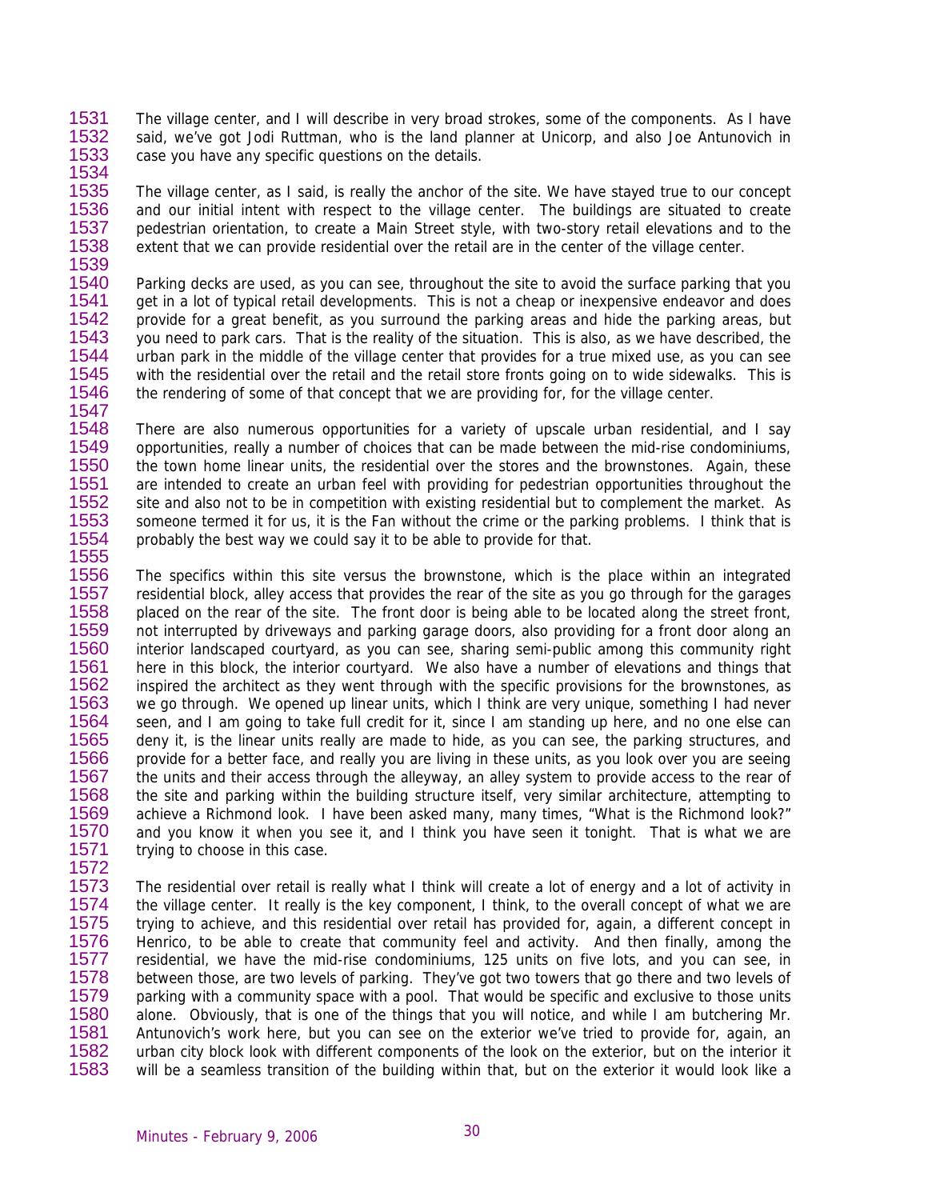The village center, and I will describe in very broad strokes, some of the components. As I have said, we've got Jodi Ruttman, who is the land planner at Unicorp, and also Joe Antunovich in case you have any specific questions on the details.

The village center, as I said, is really the anchor of the site. We have stayed true to our concept and our initial intent with respect to the village center. The buildings are situated to create pedestrian orientation, to create a Main Street style, with two-story retail elevations and to the extent that we can provide residential over the retail are in the center of the village center.

Parking decks are used, as you can see, throughout the site to avoid the surface parking that you get in a lot of typical retail developments. This is not a cheap or inexpensive endeavor and does provide for a great benefit, as you surround the parking areas and hide the parking areas, but you need to park cars. That is the reality of the situation. This is also, as we have described, the urban park in the middle of the village center that provides for a true mixed use, as you can see with the residential over the retail and the retail store fronts going on to wide sidewalks. This is the rendering of some of that concept that we are providing for, for the village center.

There are also numerous opportunities for a variety of upscale urban residential, and I say opportunities, really a number of choices that can be made between the mid-rise condominiums, the town home linear units, the residential over the stores and the brownstones. Again, these are intended to create an urban feel with providing for pedestrian opportunities throughout the site and also not to be in competition with existing residential but to complement the market. As someone termed it for us, it is the Fan without the crime or the parking problems. I think that is probably the best way we could say it to be able to provide for that.

The specifics within this site versus the brownstone, which is the place within an integrated residential block, alley access that provides the rear of the site as you go through for the garages placed on the rear of the site. The front door is being able to be located along the street front, not interrupted by driveways and parking garage doors, also providing for a front door along an interior landscaped courtyard, as you can see, sharing semi-public among this community right here in this block, the interior courtyard. We also have a number of elevations and things that inspired the architect as they went through with the specific provisions for the brownstones, as we go through. We opened up linear units, which I think are very unique, something I had never seen, and I am going to take full credit for it, since I am standing up here, and no one else can deny it, is the linear units really are made to hide, as you can see, the parking structures, and provide for a better face, and really you are living in these units, as you look over you are seeing the units and their access through the alleyway, an alley system to provide access to the rear of the site and parking within the building structure itself, very similar architecture, attempting to achieve a Richmond look. I have been asked many, many times, "What is the Richmond look?" and you know it when you see it, and I think you have seen it tonight. That is what we are trying to choose in this case.

The residential over retail is really what I think will create a lot of energy and a lot of activity in the village center. It really is the key component, I think, to the overall concept of what we are trying to achieve, and this residential over retail has provided for, again, a different concept in Henrico, to be able to create that community feel and activity. And then finally, among the residential, we have the mid-rise condominiums, 125 units on five lots, and you can see, in between those, are two levels of parking. They've got two towers that go there and two levels of parking with a community space with a pool. That would be specific and exclusive to those units alone. Obviously, that is one of the things that you will notice, and while I am butchering Mr. Antunovich's work here, but you can see on the exterior we've tried to provide for, again, an urban city block look with different components of the look on the exterior, but on the interior it will be a seamless transition of the building within that, but on the exterior it would look like a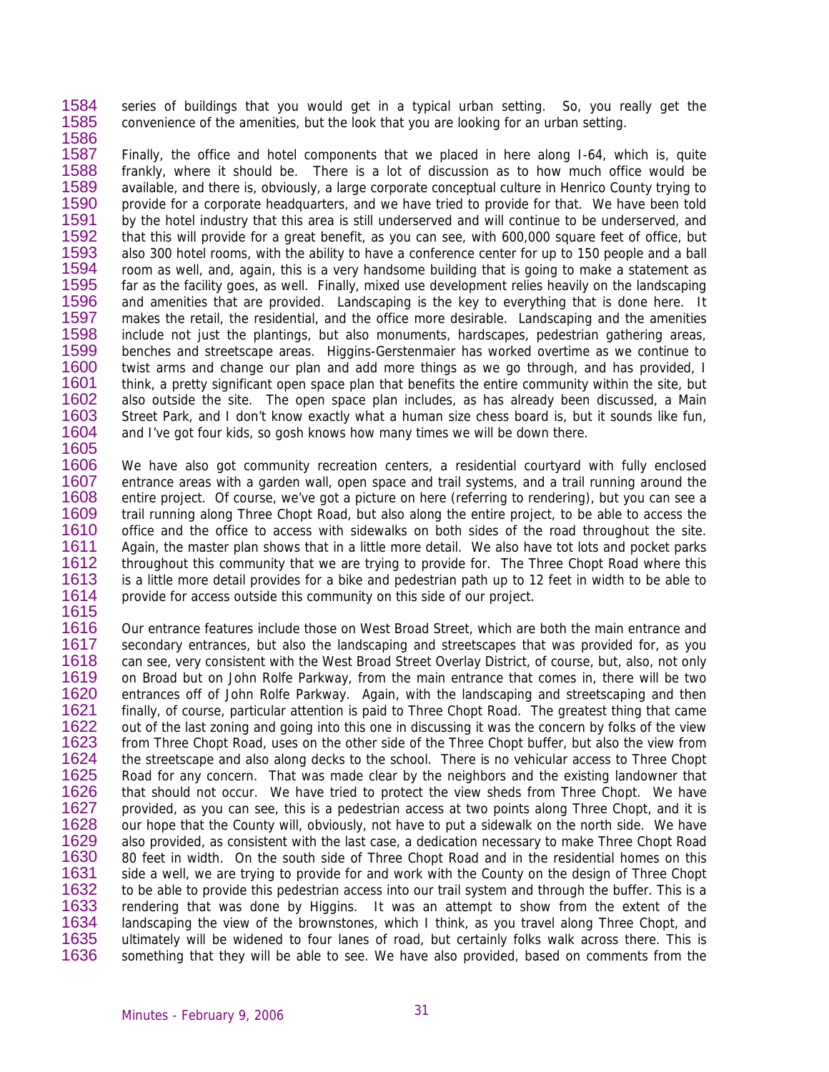series of buildings that you would get in a typical urban setting. So, you really get the convenience of the amenities, but the look that you are looking for an urban setting.

Finally, the office and hotel components that we placed in here along I-64, which is, quite frankly, where it should be. There is a lot of discussion as to how much office would be available, and there is, obviously, a large corporate conceptual culture in Henrico County trying to provide for a corporate headquarters, and we have tried to provide for that. We have been told by the hotel industry that this area is still underserved and will continue to be underserved, and that this will provide for a great benefit, as you can see, with 600,000 square feet of office, but also 300 hotel rooms, with the ability to have a conference center for up to 150 people and a ball room as well, and, again, this is a very handsome building that is going to make a statement as far as the facility goes, as well. Finally, mixed use development relies heavily on the landscaping and amenities that are provided. Landscaping is the key to everything that is done here. It makes the retail, the residential, and the office more desirable. Landscaping and the amenities include not just the plantings, but also monuments, hardscapes, pedestrian gathering areas, benches and streetscape areas. Higgins-Gerstenmaier has worked overtime as we continue to twist arms and change our plan and add more things as we go through, and has provided, I think, a pretty significant open space plan that benefits the entire community within the site, but also outside the site. The open space plan includes, as has already been discussed, a Main Street Park, and I don't know exactly what a human size chess board is, but it sounds like fun, and I've got four kids, so gosh knows how many times we will be down there.

We have also got community recreation centers, a residential courtyard with fully enclosed entrance areas with a garden wall, open space and trail systems, and a trail running around the entire project. Of course, we've got a picture on here (referring to rendering), but you can see a trail running along Three Chopt Road, but also along the entire project, to be able to access the office and the office to access with sidewalks on both sides of the road throughout the site. Again, the master plan shows that in a little more detail. We also have tot lots and pocket parks throughout this community that we are trying to provide for. The Three Chopt Road where this is a little more detail provides for a bike and pedestrian path up to 12 feet in width to be able to provide for access outside this community on this side of our project.

Our entrance features include those on West Broad Street, which are both the main entrance and secondary entrances, but also the landscaping and streetscapes that was provided for, as you can see, very consistent with the West Broad Street Overlay District, of course, but, also, not only on Broad but on John Rolfe Parkway, from the main entrance that comes in, there will be two entrances off of John Rolfe Parkway. Again, with the landscaping and streetscaping and then finally, of course, particular attention is paid to Three Chopt Road. The greatest thing that came out of the last zoning and going into this one in discussing it was the concern by folks of the view from Three Chopt Road, uses on the other side of the Three Chopt buffer, but also the view from the streetscape and also along decks to the school. There is no vehicular access to Three Chopt Road for any concern. That was made clear by the neighbors and the existing landowner that that should not occur. We have tried to protect the view sheds from Three Chopt. We have provided, as you can see, this is a pedestrian access at two points along Three Chopt, and it is our hope that the County will, obviously, not have to put a sidewalk on the north side. We have also provided, as consistent with the last case, a dedication necessary to make Three Chopt Road 80 feet in width. On the south side of Three Chopt Road and in the residential homes on this side a well, we are trying to provide for and work with the County on the design of Three Chopt to be able to provide this pedestrian access into our trail system and through the buffer. This is a rendering that was done by Higgins. It was an attempt to show from the extent of the landscaping the view of the brownstones, which I think, as you travel along Three Chopt, and ultimately will be widened to four lanes of road, but certainly folks walk across there. This is something that they will be able to see. We have also provided, based on comments from the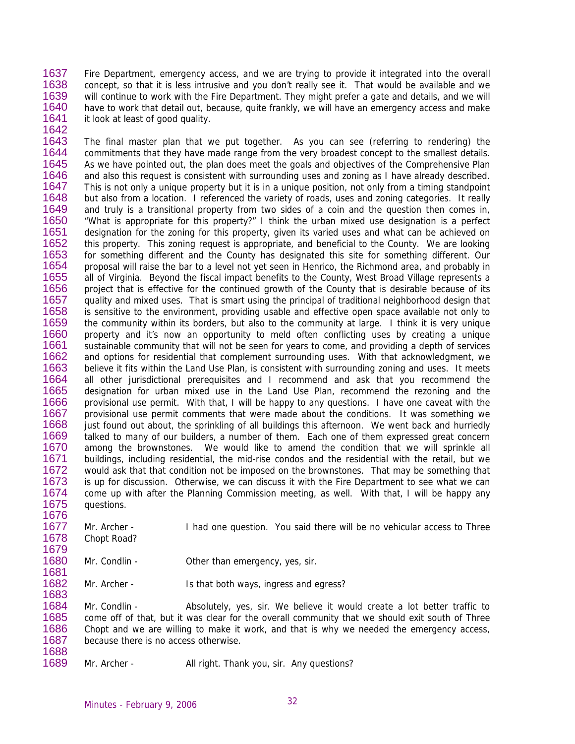Fire Department, emergency access, and we are trying to provide it integrated into the overall concept, so that it is less intrusive and you don't really see it. That would be available and we will continue to work with the Fire Department. They might prefer a gate and details, and we will have to work that detail out, because, quite frankly, we will have an emergency access and make it look at least of good quality.

The final master plan that we put together. As you can see (referring to rendering) the commitments that they have made range from the very broadest concept to the smallest details. As we have pointed out, the plan does meet the goals and objectives of the Comprehensive Plan and also this request is consistent with surrounding uses and zoning as I have already described. This is not only a unique property but it is in a unique position, not only from a timing standpoint but also from a location. I referenced the variety of roads, uses and zoning categories. It really and truly is a transitional property from two sides of a coin and the question then comes in, "What is appropriate for this property?" I think the urban mixed use designation is a perfect designation for the zoning for this property, given its varied uses and what can be achieved on this property. This zoning request is appropriate, and beneficial to the County. We are looking for something different and the County has designated this site for something different. Our proposal will raise the bar to a level not yet seen in Henrico, the Richmond area, and probably in all of Virginia. Beyond the fiscal impact benefits to the County, West Broad Village represents a project that is effective for the continued growth of the County that is desirable because of its quality and mixed uses. That is smart using the principal of traditional neighborhood design that is sensitive to the environment, providing usable and effective open space available not only to the community within its borders, but also to the community at large. I think it is very unique property and it's now an opportunity to meld often conflicting uses by creating a unique sustainable community that will not be seen for years to come, and providing a depth of services and options for residential that complement surrounding uses. With that acknowledgment, we believe it fits within the Land Use Plan, is consistent with surrounding zoning and uses. It meets all other jurisdictional prerequisites and I recommend and ask that you recommend the designation for urban mixed use in the Land Use Plan, recommend the rezoning and the provisional use permit. With that, I will be happy to any questions. I have one caveat with the provisional use permit comments that were made about the conditions. It was something we just found out about, the sprinkling of all buildings this afternoon. We went back and hurriedly talked to many of our builders, a number of them. Each one of them expressed great concern among the brownstones. We would like to amend the condition that we will sprinkle all buildings, including residential, the mid-rise condos and the residential with the retail, but we would ask that that condition not be imposed on the brownstones. That may be something that is up for discussion. Otherwise, we can discuss it with the Fire Department to see what we can come up with after the Planning Commission meeting, as well. With that, I will be happy any questions.

Mr. Archer - I had one question. You said there will be no vehicular access to Three Chopt Road?

Mr. Condlin - Other than emergency, yes, sir.

Mr. Archer - Is that both ways, ingress and egress?

Mr. Condlin - Absolutely, yes, sir. We believe it would create a lot better traffic to come off of that, but it was clear for the overall community that we should exit south of Three Chopt and we are willing to make it work, and that is why we needed the emergency access, because there is no access otherwise.

Mr. Archer - All right. Thank you, sir. Any questions?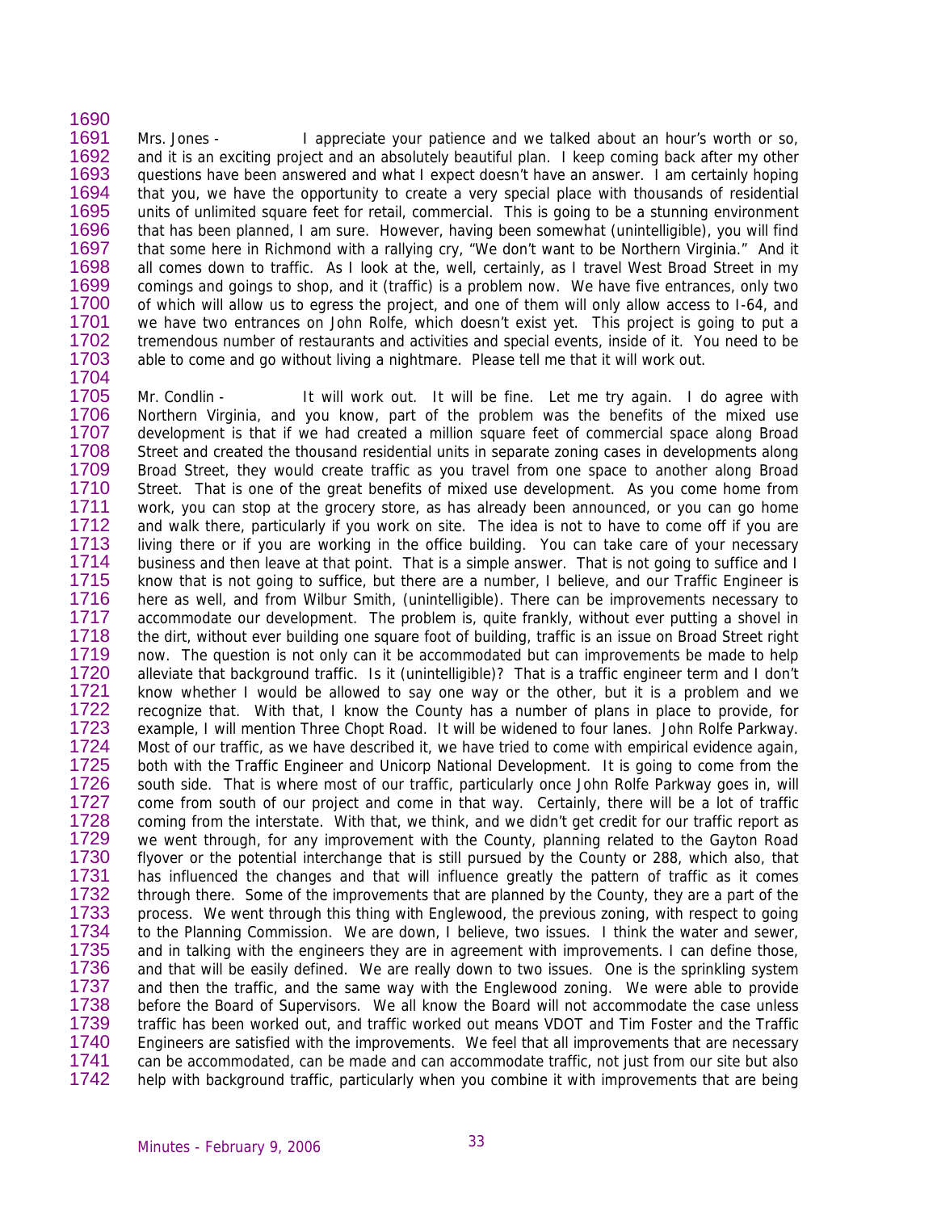Mrs. Jones - I appreciate your patience and we talked about an hour's worth or so, and it is an exciting project and an absolutely beautiful plan. I keep coming back after my other questions have been answered and what I expect doesn't have an answer. I am certainly hoping that you, we have the opportunity to create a very special place with thousands of residential units of unlimited square feet for retail, commercial. This is going to be a stunning environment that has been planned, I am sure. However, having been somewhat (unintelligible), you will find that some here in Richmond with a rallying cry, "We don't want to be Northern Virginia." And it all comes down to traffic. As I look at the, well, certainly, as I travel West Broad Street in my comings and goings to shop, and it (traffic) is a problem now. We have five entrances, only two of which will allow us to egress the project, and one of them will only allow access to I-64, and we have two entrances on John Rolfe, which doesn't exist yet. This project is going to put a tremendous number of restaurants and activities and special events, inside of it. You need to be able to come and go without living a nightmare. Please tell me that it will work out.

Mr. Condlin - It will work out. It will be fine. Let me try again. I do agree with Northern Virginia, and you know, part of the problem was the benefits of the mixed use development is that if we had created a million square feet of commercial space along Broad Street and created the thousand residential units in separate zoning cases in developments along Broad Street, they would create traffic as you travel from one space to another along Broad Street. That is one of the great benefits of mixed use development. As you come home from work, you can stop at the grocery store, as has already been announced, or you can go home and walk there, particularly if you work on site. The idea is not to have to come off if you are living there or if you are working in the office building. You can take care of your necessary business and then leave at that point. That is a simple answer. That is not going to suffice and I know that is not going to suffice, but there are a number, I believe, and our Traffic Engineer is here as well, and from Wilbur Smith, (unintelligible). There can be improvements necessary to accommodate our development. The problem is, quite frankly, without ever putting a shovel in the dirt, without ever building one square foot of building, traffic is an issue on Broad Street right now. The question is not only can it be accommodated but can improvements be made to help alleviate that background traffic. Is it (unintelligible)? That is a traffic engineer term and I don't know whether I would be allowed to say one way or the other, but it is a problem and we recognize that. With that, I know the County has a number of plans in place to provide, for example, I will mention Three Chopt Road. It will be widened to four lanes. John Rolfe Parkway. Most of our traffic, as we have described it, we have tried to come with empirical evidence again, both with the Traffic Engineer and Unicorp National Development. It is going to come from the south side. That is where most of our traffic, particularly once John Rolfe Parkway goes in, will come from south of our project and come in that way. Certainly, there will be a lot of traffic coming from the interstate. With that, we think, and we didn't get credit for our traffic report as we went through, for any improvement with the County, planning related to the Gayton Road flyover or the potential interchange that is still pursued by the County or 288, which also, that has influenced the changes and that will influence greatly the pattern of traffic as it comes through there. Some of the improvements that are planned by the County, they are a part of the process. We went through this thing with Englewood, the previous zoning, with respect to going to the Planning Commission. We are down, I believe, two issues. I think the water and sewer, and in talking with the engineers they are in agreement with improvements. I can define those, and that will be easily defined. We are really down to two issues. One is the sprinkling system and then the traffic, and the same way with the Englewood zoning. We were able to provide before the Board of Supervisors. We all know the Board will not accommodate the case unless traffic has been worked out, and traffic worked out means VDOT and Tim Foster and the Traffic Engineers are satisfied with the improvements. We feel that all improvements that are necessary can be accommodated, can be made and can accommodate traffic, not just from our site but also help with background traffic, particularly when you combine it with improvements that are being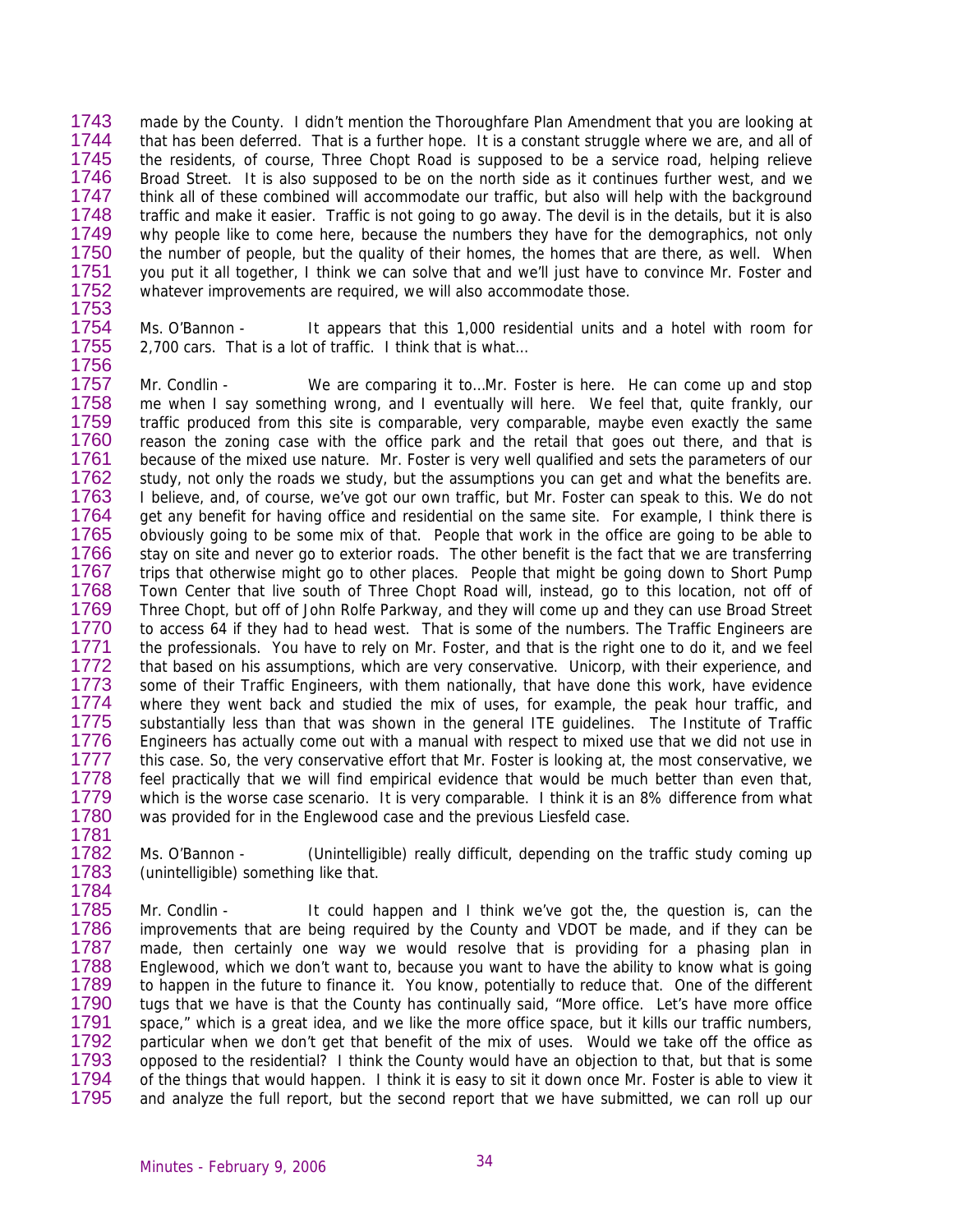made by the County. I didn't mention the Thoroughfare Plan Amendment that you are looking at that has been deferred. That is a further hope. It is a constant struggle where we are, and all of the residents, of course, Three Chopt Road is supposed to be a service road, helping relieve Broad Street. It is also supposed to be on the north side as it continues further west, and we think all of these combined will accommodate our traffic, but also will help with the background traffic and make it easier. Traffic is not going to go away. The devil is in the details, but it is also why people like to come here, because the numbers they have for the demographics, not only the number of people, but the quality of their homes, the homes that are there, as well. When you put it all together, I think we can solve that and we'll just have to convince Mr. Foster and whatever improvements are required, we will also accommodate those.

Ms. O'Bannon - It appears that this 1,000 residential units and a hotel with room for 2,700 cars. That is a lot of traffic. I think that is what...

Mr. Condlin - We are comparing it to...Mr. Foster is here. He can come up and stop me when I say something wrong, and I eventually will here. We feel that, quite frankly, our traffic produced from this site is comparable, very comparable, maybe even exactly the same reason the zoning case with the office park and the retail that goes out there, and that is because of the mixed use nature. Mr. Foster is very well qualified and sets the parameters of our study, not only the roads we study, but the assumptions you can get and what the benefits are. I believe, and, of course, we've got our own traffic, but Mr. Foster can speak to this. We do not get any benefit for having office and residential on the same site. For example, I think there is obviously going to be some mix of that. People that work in the office are going to be able to stay on site and never go to exterior roads. The other benefit is the fact that we are transferring trips that otherwise might go to other places. People that might be going down to Short Pump Town Center that live south of Three Chopt Road will, instead, go to this location, not off of Three Chopt, but off of John Rolfe Parkway, and they will come up and they can use Broad Street to access 64 if they had to head west. That is some of the numbers. The Traffic Engineers are the professionals. You have to rely on Mr. Foster, and that is the right one to do it, and we feel that based on his assumptions, which are very conservative. Unicorp, with their experience, and some of their Traffic Engineers, with them nationally, that have done this work, have evidence where they went back and studied the mix of uses, for example, the peak hour traffic, and substantially less than that was shown in the general ITE guidelines. The Institute of Traffic Engineers has actually come out with a manual with respect to mixed use that we did not use in this case. So, the very conservative effort that Mr. Foster is looking at, the most conservative, we feel practically that we will find empirical evidence that would be much better than even that, which is the worse case scenario. It is very comparable. I think it is an 8% difference from what was provided for in the Englewood case and the previous Liesfeld case.

Ms. O'Bannon - (Unintelligible) really difficult, depending on the traffic study coming up (unintelligible) something like that.

Mr. Condlin - It could happen and I think we've got the, the question is, can the improvements that are being required by the County and VDOT be made, and if they can be made, then certainly one way we would resolve that is providing for a phasing plan in Englewood, which we don't want to, because you want to have the ability to know what is going to happen in the future to finance it. You know, potentially to reduce that. One of the different tugs that we have is that the County has continually said, "More office. Let's have more office space," which is a great idea, and we like the more office space, but it kills our traffic numbers, particular when we don't get that benefit of the mix of uses. Would we take off the office as opposed to the residential? I think the County would have an objection to that, but that is some of the things that would happen. I think it is easy to sit it down once Mr. Foster is able to view it and analyze the full report, but the second report that we have submitted, we can roll up our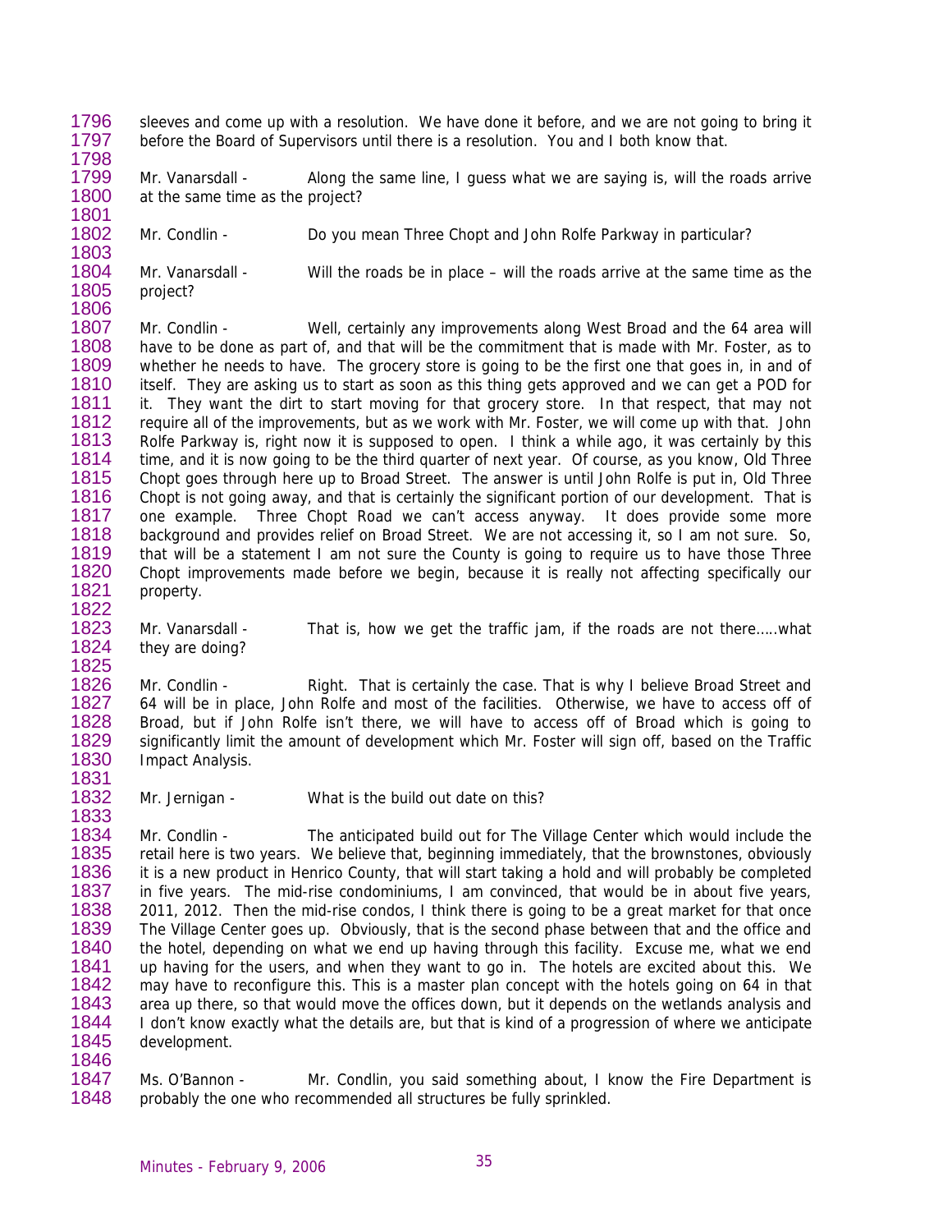sleeves and come up with a resolution. We have done it before, and we are not going to bring it before the Board of Supervisors until there is a resolution. You and I both know that.

Mr. Vanarsdall - Along the same line, I guess what we are saying is, will the roads arrive at the same time as the project?

Mr. Condlin - Do you mean Three Chopt and John Rolfe Parkway in particular?

Mr. Vanarsdall - Will the roads be in place – will the roads arrive at the same time as the project?

Mr. Condlin - Well, certainly any improvements along West Broad and the 64 area will have to be done as part of, and that will be the commitment that is made with Mr. Foster, as to whether he needs to have. The grocery store is going to be the first one that goes in, in and of itself. They are asking us to start as soon as this thing gets approved and we can get a POD for it. They want the dirt to start moving for that grocery store. In that respect, that may not require all of the improvements, but as we work with Mr. Foster, we will come up with that. John Rolfe Parkway is, right now it is supposed to open. I think a while ago, it was certainly by this time, and it is now going to be the third quarter of next year. Of course, as you know, Old Three Chopt goes through here up to Broad Street. The answer is until John Rolfe is put in, Old Three Chopt is not going away, and that is certainly the significant portion of our development. That is one example. Three Chopt Road we can't access anyway. It does provide some more background and provides relief on Broad Street. We are not accessing it, so I am not sure. So, that will be a statement I am not sure the County is going to require us to have those Three Chopt improvements made before we begin, because it is really not affecting specifically our property.

Mr. Vanarsdall - That is, how we get the traffic jam, if the roads are not there…..what they are doing?

Mr. Condlin - Right. That is certainly the case. That is why I believe Broad Street and 64 will be in place, John Rolfe and most of the facilities. Otherwise, we have to access off of Broad, but if John Rolfe isn't there, we will have to access off of Broad which is going to significantly limit the amount of development which Mr. Foster will sign off, based on the Traffic Impact Analysis.

Mr. Jernigan - What is the build out date on this?

Mr. Condlin - The anticipated build out for The Village Center which would include the retail here is two years. We believe that, beginning immediately, that the brownstones, obviously it is a new product in Henrico County, that will start taking a hold and will probably be completed in five years. The mid-rise condominiums, I am convinced, that would be in about five years, 2011, 2012. Then the mid-rise condos, I think there is going to be a great market for that once The Village Center goes up. Obviously, that is the second phase between that and the office and the hotel, depending on what we end up having through this facility. Excuse me, what we end up having for the users, and when they want to go in. The hotels are excited about this. We may have to reconfigure this. This is a master plan concept with the hotels going on 64 in that area up there, so that would move the offices down, but it depends on the wetlands analysis and I don't know exactly what the details are, but that is kind of a progression of where we anticipate development.

Ms. O'Bannon - Mr. Condlin, you said something about, I know the Fire Department is probably the one who recommended all structures be fully sprinkled.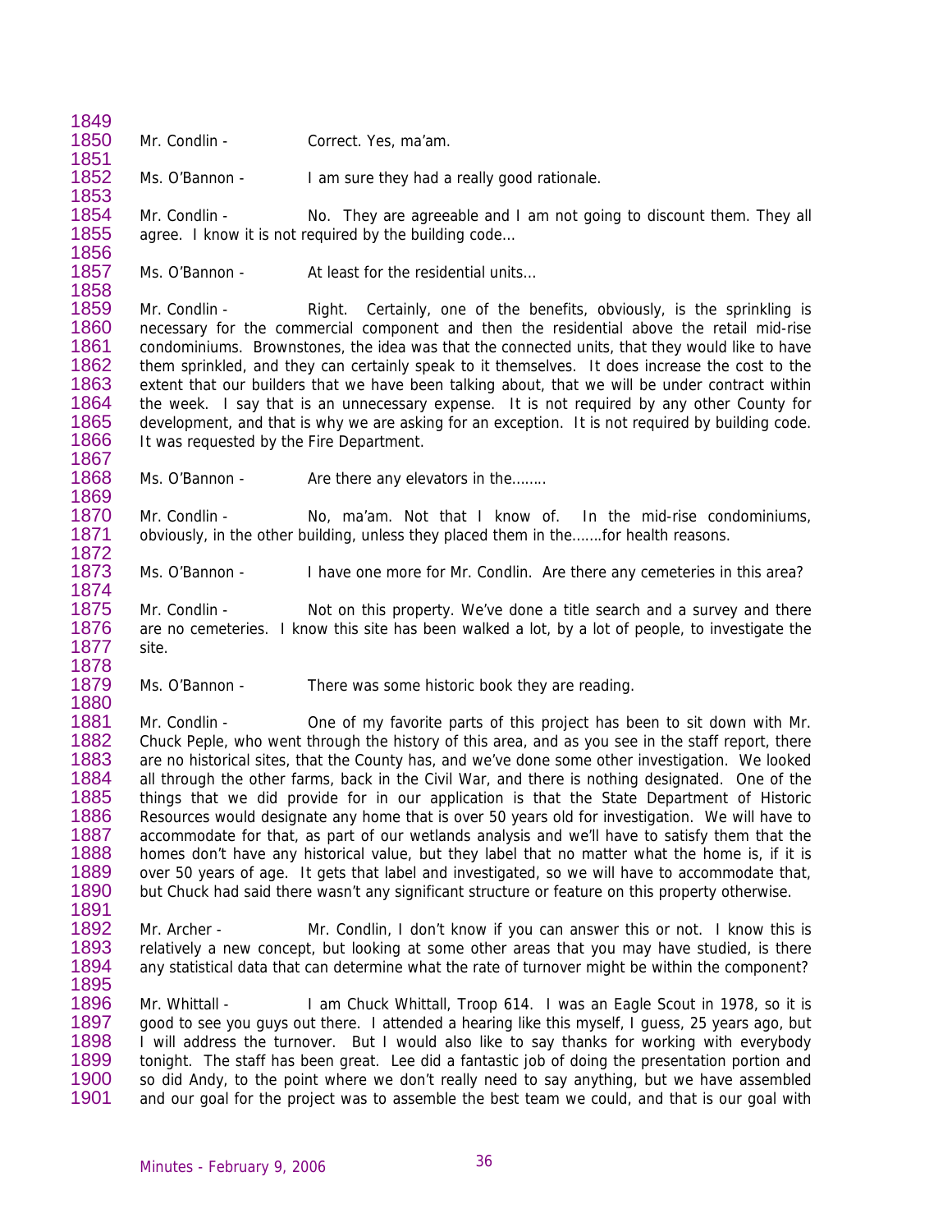Mr. Condlin - Correct. Yes, ma'am.

Ms. O'Bannon - I am sure they had a really good rationale.

Mr. Condlin - No. They are agreeable and I am not going to discount them. They all agree. I know it is not required by the building code…

Ms. O'Bannon - At least for the residential units…

Mr. Condlin - Right. Certainly, one of the benefits, obviously, is the sprinkling is necessary for the commercial component and then the residential above the retail mid-rise condominiums. Brownstones, the idea was that the connected units, that they would like to have them sprinkled, and they can certainly speak to it themselves. It does increase the cost to the extent that our builders that we have been talking about, that we will be under contract within the week. I say that is an unnecessary expense. It is not required by any other County for development, and that is why we are asking for an exception. It is not required by building code. It was requested by the Fire Department.

Ms. O'Bannon - Are there any elevators in the……..

Mr. Condlin - No, ma'am. Not that I know of. In the mid-rise condominiums, obviously, in the other building, unless they placed them in the…….for health reasons.

Ms. O'Bannon - I have one more for Mr. Condlin. Are there any cemeteries in this area?

Mr. Condlin - Not on this property. We've done a title search and a survey and there are no cemeteries. I know this site has been walked a lot, by a lot of people, to investigate the site.

Ms. O'Bannon - There was some historic book they are reading.

Mr. Condlin - One of my favorite parts of this project has been to sit down with Mr. Chuck Peple, who went through the history of this area, and as you see in the staff report, there are no historical sites, that the County has, and we've done some other investigation. We looked all through the other farms, back in the Civil War, and there is nothing designated. One of the things that we did provide for in our application is that the State Department of Historic Resources would designate any home that is over 50 years old for investigation. We will have to accommodate for that, as part of our wetlands analysis and we'll have to satisfy them that the homes don't have any historical value, but they label that no matter what the home is, if it is over 50 years of age. It gets that label and investigated, so we will have to accommodate that, but Chuck had said there wasn't any significant structure or feature on this property otherwise.

Mr. Archer - Mr. Condlin, I don't know if you can answer this or not. I know this is relatively a new concept, but looking at some other areas that you may have studied, is there any statistical data that can determine what the rate of turnover might be within the component?

Mr. Whittall - I am Chuck Whittall, Troop 614. I was an Eagle Scout in 1978, so it is good to see you guys out there. I attended a hearing like this myself, I guess, 25 years ago, but I will address the turnover. But I would also like to say thanks for working with everybody tonight. The staff has been great. Lee did a fantastic job of doing the presentation portion and so did Andy, to the point where we don't really need to say anything, but we have assembled and our goal for the project was to assemble the best team we could, and that is our goal with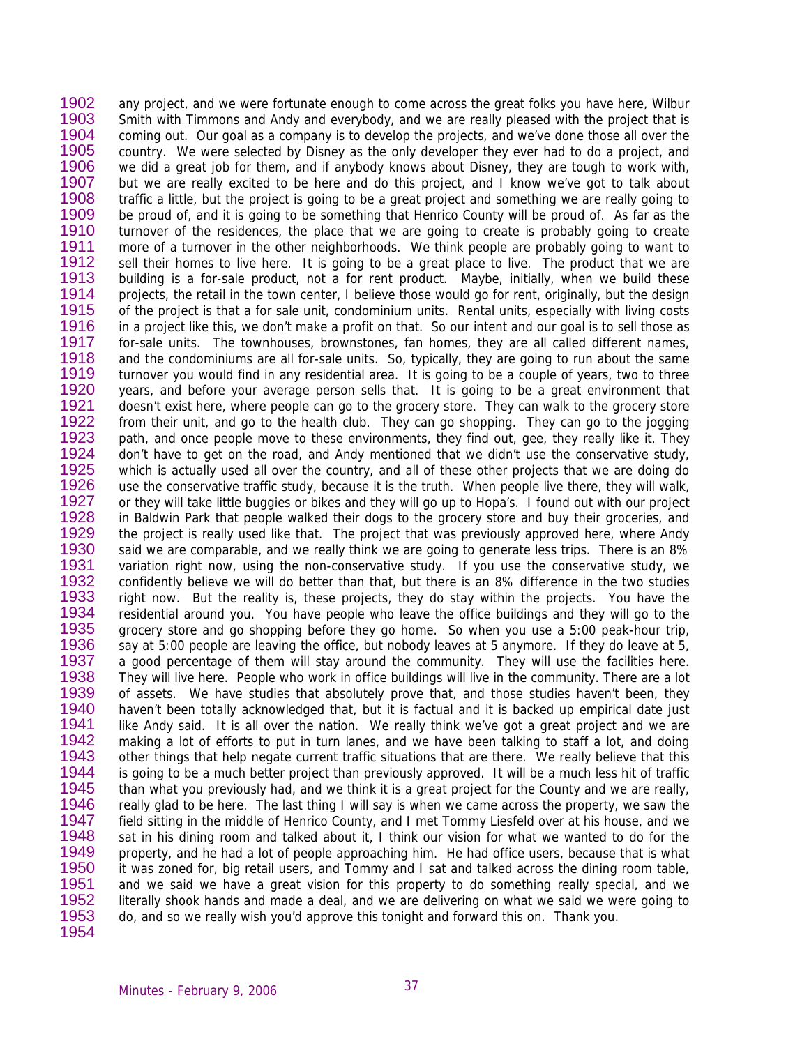any project, and we were fortunate enough to come across the great folks you have here, Wilbur Smith with Timmons and Andy and everybody, and we are really pleased with the project that is coming out. Our goal as a company is to develop the projects, and we've done those all over the country. We were selected by Disney as the only developer they ever had to do a project, and we did a great job for them, and if anybody knows about Disney, they are tough to work with, but we are really excited to be here and do this project, and I know we've got to talk about traffic a little, but the project is going to be a great project and something we are really going to be proud of, and it is going to be something that Henrico County will be proud of. As far as the turnover of the residences, the place that we are going to create is probably going to create more of a turnover in the other neighborhoods. We think people are probably going to want to sell their homes to live here. It is going to be a great place to live. The product that we are building is a for-sale product, not a for rent product. Maybe, initially, when we build these projects, the retail in the town center, I believe those would go for rent, originally, but the design of the project is that a for sale unit, condominium units. Rental units, especially with living costs in a project like this, we don't make a profit on that. So our intent and our goal is to sell those as for-sale units. The townhouses, brownstones, fan homes, they are all called different names, and the condominiums are all for-sale units. So, typically, they are going to run about the same turnover you would find in any residential area. It is going to be a couple of years, two to three years, and before your average person sells that. It is going to be a great environment that doesn't exist here, where people can go to the grocery store. They can walk to the grocery store from their unit, and go to the health club. They can go shopping. They can go to the jogging path, and once people move to these environments, they find out, gee, they really like it. They don't have to get on the road, and Andy mentioned that we didn't use the conservative study, which is actually used all over the country, and all of these other projects that we are doing do use the conservative traffic study, because it is the truth. When people live there, they will walk, or they will take little buggies or bikes and they will go up to Hopa's. I found out with our project in Baldwin Park that people walked their dogs to the grocery store and buy their groceries, and the project is really used like that. The project that was previously approved here, where Andy said we are comparable, and we really think we are going to generate less trips. There is an 8% variation right now, using the non-conservative study. If you use the conservative study, we confidently believe we will do better than that, but there is an 8% difference in the two studies right now. But the reality is, these projects, they do stay within the projects. You have the residential around you. You have people who leave the office buildings and they will go to the grocery store and go shopping before they go home. So when you use a 5:00 peak-hour trip, say at 5:00 people are leaving the office, but nobody leaves at 5 anymore. If they do leave at 5, a good percentage of them will stay around the community. They will use the facilities here. They will live here. People who work in office buildings will live in the community. There are a lot of assets. We have studies that absolutely prove that, and those studies haven't been, they haven't been totally acknowledged that, but it is factual and it is backed up empirical date just like Andy said. It is all over the nation. We really think we've got a great project and we are making a lot of efforts to put in turn lanes, and we have been talking to staff a lot, and doing other things that help negate current traffic situations that are there. We really believe that this is going to be a much better project than previously approved. It will be a much less hit of traffic than what you previously had, and we think it is a great project for the County and we are really, really glad to be here. The last thing I will say is when we came across the property, we saw the field sitting in the middle of Henrico County, and I met Tommy Liesfeld over at his house, and we sat in his dining room and talked about it, I think our vision for what we wanted to do for the property, and he had a lot of people approaching him. He had office users, because that is what it was zoned for, big retail users, and Tommy and I sat and talked across the dining room table, and we said we have a great vision for this property to do something really special, and we literally shook hands and made a deal, and we are delivering on what we said we were going to do, and so we really wish you'd approve this tonight and forward this on. Thank you.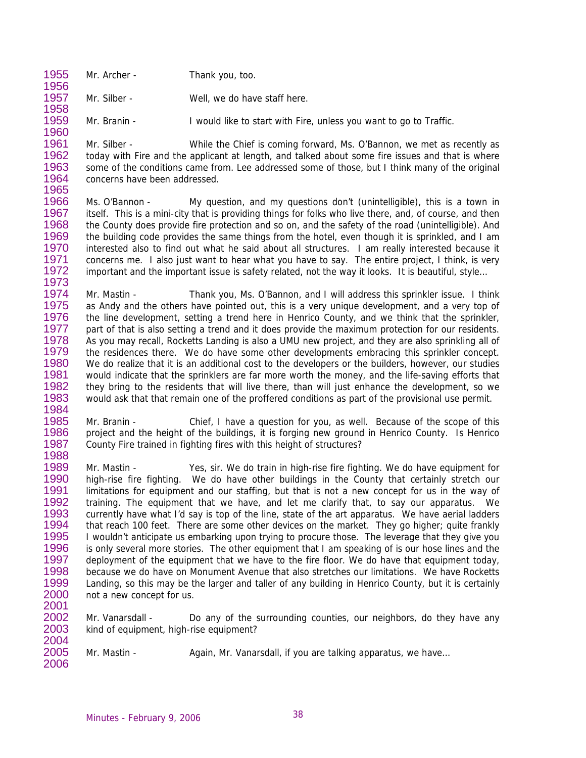Mr. Archer - Thank you, too.

Mr. Silber - Well, we do have staff here.

Mr. Branin - I would like to start with Fire, unless you want to go to Traffic.

Mr. Silber - While the Chief is coming forward, Ms. O'Bannon, we met as recently as today with Fire and the applicant at length, and talked about some fire issues and that is where some of the conditions came from. Lee addressed some of those, but I think many of the original concerns have been addressed.

Ms. O'Bannon - My question, and my questions don't (unintelligible), this is a town in itself. This is a mini-city that is providing things for folks who live there, and, of course, and then the County does provide fire protection and so on, and the safety of the road (unintelligible). And the building code provides the same things from the hotel, even though it is sprinkled, and I am interested also to find out what he said about all structures. I am really interested because it concerns me. I also just want to hear what you have to say. The entire project, I think, is very important and the important issue is safety related, not the way it looks. It is beautiful, style...

Mr. Mastin - Thank you, Ms. O'Bannon, and I will address this sprinkler issue. I think as Andy and the others have pointed out, this is a very unique development, and a very top of the line development, setting a trend here in Henrico County, and we think that the sprinkler, part of that is also setting a trend and it does provide the maximum protection for our residents. As you may recall, Rocketts Landing is also a UMU new project, and they are also sprinkling all of the residences there. We do have some other developments embracing this sprinkler concept. We do realize that it is an additional cost to the developers or the builders, however, our studies would indicate that the sprinklers are far more worth the money, and the life-saving efforts that they bring to the residents that will live there, than will just enhance the development, so we would ask that that remain one of the proffered conditions as part of the provisional use permit.

Mr. Branin - Chief, I have a question for you, as well. Because of the scope of this project and the height of the buildings, it is forging new ground in Henrico County. Is Henrico County Fire trained in fighting fires with this height of structures?

Mr. Mastin - Yes, sir. We do train in high-rise fire fighting. We do have equipment for high-rise fire fighting. We do have other buildings in the County that certainly stretch our limitations for equipment and our staffing, but that is not a new concept for us in the way of training. The equipment that we have, and let me clarify that, to say our apparatus. We currently have what I'd say is top of the line, state of the art apparatus. We have aerial ladders that reach 100 feet. There are some other devices on the market. They go higher; quite frankly I wouldn't anticipate us embarking upon trying to procure those. The leverage that they give you is only several more stories. The other equipment that I am speaking of is our hose lines and the deployment of the equipment that we have to the fire floor. We do have that equipment today, because we do have on Monument Avenue that also stretches our limitations. We have Rocketts Landing, so this may be the larger and taller of any building in Henrico County, but it is certainly not a new concept for us.

Mr. Vanarsdall - Do any of the surrounding counties, our neighbors, do they have any kind of equipment, high-rise equipment?

Mr. Mastin - Again, Mr. Vanarsdall, if you are talking apparatus, we have...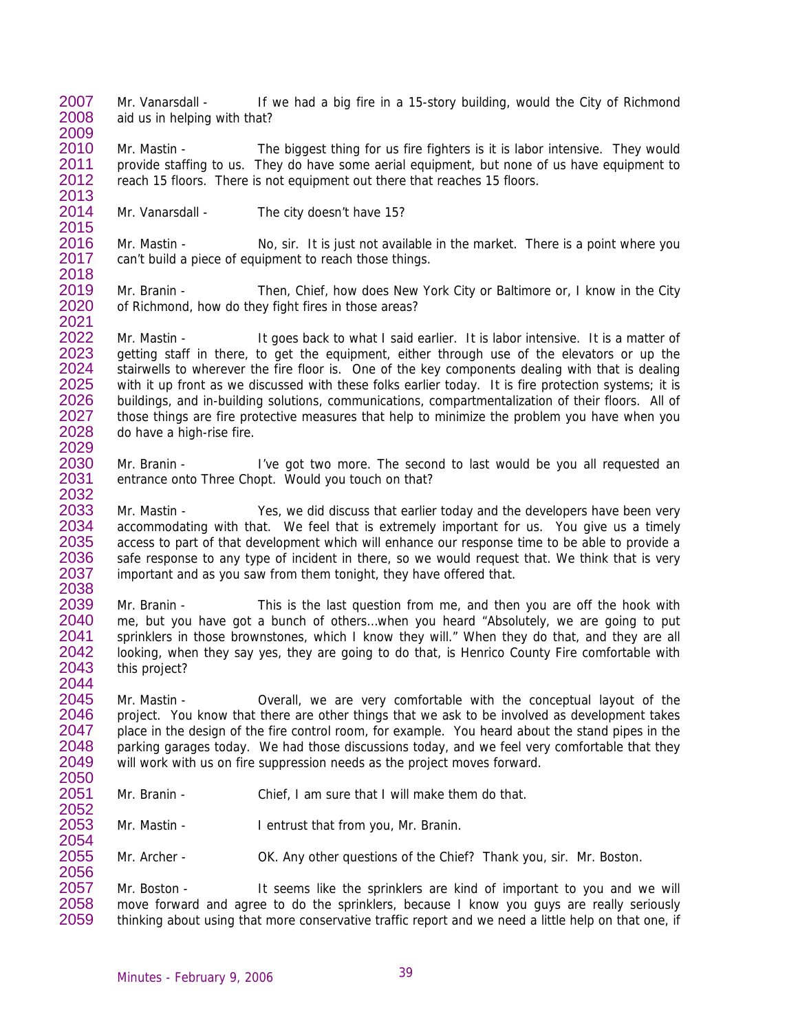Mr. Vanarsdall - If we had a big fire in a 15-story building, would the City of Richmond aid us in helping with that?

Mr. Mastin - The biggest thing for us fire fighters is it is labor intensive. They would provide staffing to us. They do have some aerial equipment, but none of us have equipment to reach 15 floors. There is not equipment out there that reaches 15 floors.

Mr. Vanarsdall - The city doesn't have 15?

Mr. Mastin - No, sir. It is just not available in the market. There is a point where you can't build a piece of equipment to reach those things.

Mr. Branin - Then, Chief, how does New York City or Baltimore or, I know in the City of Richmond, how do they fight fires in those areas?

Mr. Mastin - It goes back to what I said earlier. It is labor intensive. It is a matter of getting staff in there, to get the equipment, either through use of the elevators or up the stairwells to wherever the fire floor is. One of the key components dealing with that is dealing with it up front as we discussed with these folks earlier today. It is fire protection systems; it is buildings, and in-building solutions, communications, compartmentalization of their floors. All of those things are fire protective measures that help to minimize the problem you have when you do have a high-rise fire.

Mr. Branin - I've got two more. The second to last would be you all requested an entrance onto Three Chopt. Would you touch on that?

Mr. Mastin - Yes, we did discuss that earlier today and the developers have been very accommodating with that. We feel that is extremely important for us. You give us a timely access to part of that development which will enhance our response time to be able to provide a safe response to any type of incident in there, so we would request that. We think that is very important and as you saw from them tonight, they have offered that.

Mr. Branin - This is the last question from me, and then you are off the hook with me, but you have got a bunch of others…when you heard "Absolutely, we are going to put sprinklers in those brownstones, which I know they will." When they do that, and they are all looking, when they say yes, they are going to do that, is Henrico County Fire comfortable with this project?

Mr. Mastin - Overall, we are very comfortable with the conceptual layout of the project. You know that there are other things that we ask to be involved as development takes place in the design of the fire control room, for example. You heard about the stand pipes in the parking garages today. We had those discussions today, and we feel very comfortable that they will work with us on fire suppression needs as the project moves forward.

Mr. Branin - Chief, I am sure that I will make them do that.

Mr. Mastin - I entrust that from you, Mr. Branin.

Mr. Archer - OK. Any other questions of the Chief? Thank you, sir. Mr. Boston.

Mr. Boston - It seems like the sprinklers are kind of important to you and we will move forward and agree to do the sprinklers, because I know you guys are really seriously thinking about using that more conservative traffic report and we need a little help on that one, if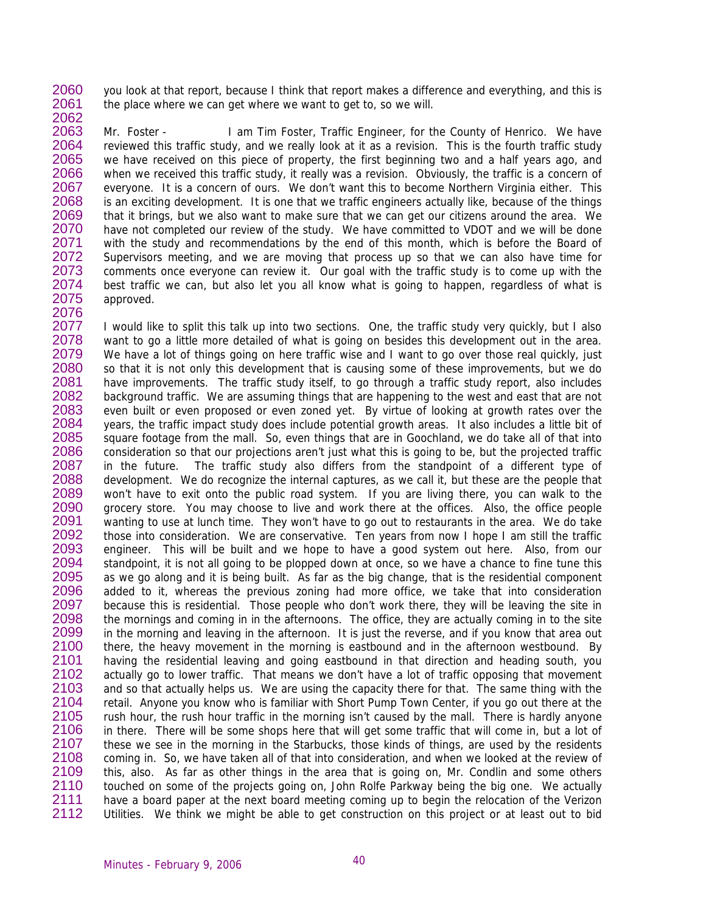you look at that report, because I think that report makes a difference and everything, and this is the place where we can get where we want to get to, so we will.

Mr. Foster - I am Tim Foster, Traffic Engineer, for the County of Henrico. We have reviewed this traffic study, and we really look at it as a revision. This is the fourth traffic study we have received on this piece of property, the first beginning two and a half years ago, and when we received this traffic study, it really was a revision. Obviously, the traffic is a concern of everyone. It is a concern of ours. We don't want this to become Northern Virginia either. This is an exciting development. It is one that we traffic engineers actually like, because of the things that it brings, but we also want to make sure that we can get our citizens around the area. We have not completed our review of the study. We have committed to VDOT and we will be done with the study and recommendations by the end of this month, which is before the Board of Supervisors meeting, and we are moving that process up so that we can also have time for comments once everyone can review it. Our goal with the traffic study is to come up with the best traffic we can, but also let you all know what is going to happen, regardless of what is approved.

I would like to split this talk up into two sections. One, the traffic study very quickly, but I also want to go a little more detailed of what is going on besides this development out in the area. We have a lot of things going on here traffic wise and I want to go over those real quickly, just so that it is not only this development that is causing some of these improvements, but we do have improvements. The traffic study itself, to go through a traffic study report, also includes background traffic. We are assuming things that are happening to the west and east that are not even built or even proposed or even zoned yet. By virtue of looking at growth rates over the years, the traffic impact study does include potential growth areas. It also includes a little bit of square footage from the mall. So, even things that are in Goochland, we do take all of that into consideration so that our projections aren't just what this is going to be, but the projected traffic in the future. The traffic study also differs from the standpoint of a different type of development. We do recognize the internal captures, as we call it, but these are the people that won't have to exit onto the public road system. If you are living there, you can walk to the grocery store. You may choose to live and work there at the offices. Also, the office people wanting to use at lunch time. They won't have to go out to restaurants in the area. We do take those into consideration. We are conservative. Ten years from now I hope I am still the traffic engineer. This will be built and we hope to have a good system out here. Also, from our standpoint, it is not all going to be plopped down at once, so we have a chance to fine tune this as we go along and it is being built. As far as the big change, that is the residential component added to it, whereas the previous zoning had more office, we take that into consideration because this is residential. Those people who don't work there, they will be leaving the site in the mornings and coming in in the afternoons. The office, they are actually coming in to the site in the morning and leaving in the afternoon. It is just the reverse, and if you know that area out there, the heavy movement in the morning is eastbound and in the afternoon westbound. By having the residential leaving and going eastbound in that direction and heading south, you actually go to lower traffic. That means we don't have a lot of traffic opposing that movement and so that actually helps us. We are using the capacity there for that. The same thing with the retail. Anyone you know who is familiar with Short Pump Town Center, if you go out there at the rush hour, the rush hour traffic in the morning isn't caused by the mall. There is hardly anyone in there. There will be some shops here that will get some traffic that will come in, but a lot of these we see in the morning in the Starbucks, those kinds of things, are used by the residents coming in. So, we have taken all of that into consideration, and when we looked at the review of this, also. As far as other things in the area that is going on, Mr. Condlin and some others touched on some of the projects going on, John Rolfe Parkway being the big one. We actually have a board paper at the next board meeting coming up to begin the relocation of the Verizon Utilities. We think we might be able to get construction on this project or at least out to bid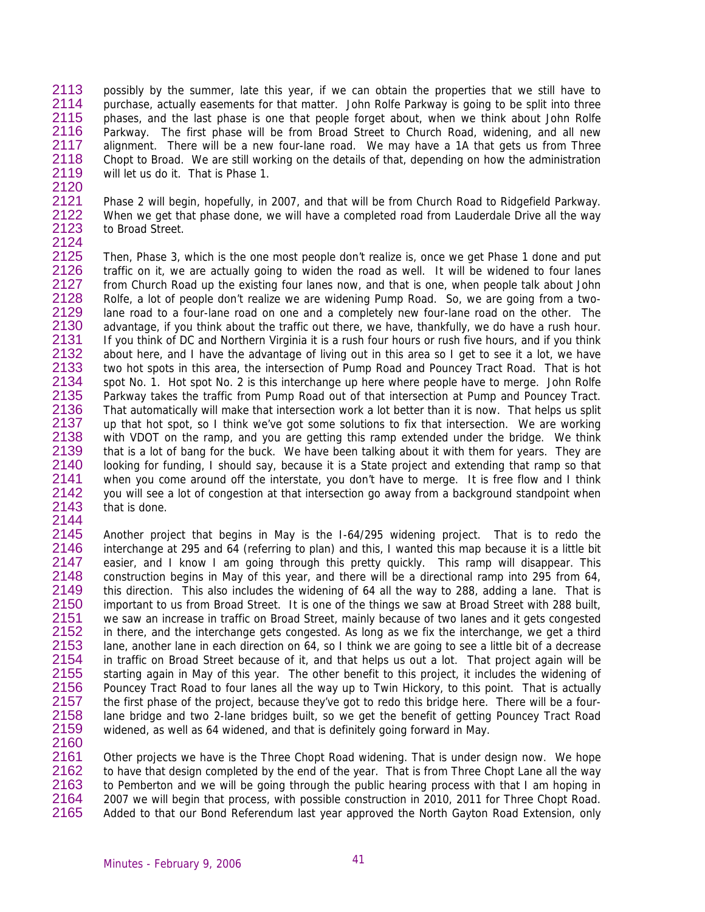possibly by the summer, late this year, if we can obtain the properties that we still have to purchase, actually easements for that matter. John Rolfe Parkway is going to be split into three phases, and the last phase is one that people forget about, when we think about John Rolfe Parkway. The first phase will be from Broad Street to Church Road, widening, and all new alignment. There will be a new four-lane road. We may have a 1A that gets us from Three Chopt to Broad. We are still working on the details of that, depending on how the administration will let us do it. That is Phase 1.

Phase 2 will begin, hopefully, in 2007, and that will be from Church Road to Ridgefield Parkway. When we get that phase done, we will have a completed road from Lauderdale Drive all the way to Broad Street.

Then, Phase 3, which is the one most people don't realize is, once we get Phase 1 done and put traffic on it, we are actually going to widen the road as well. It will be widened to four lanes from Church Road up the existing four lanes now, and that is one, when people talk about John Rolfe, a lot of people don't realize we are widening Pump Road. So, we are going from a two-lane road to a four-lane road on one and a completely new four-lane road on the other. The advantage, if you think about the traffic out there, we have, thankfully, we do have a rush hour. If you think of DC and Northern Virginia it is a rush four hours or rush five hours, and if you think about here, and I have the advantage of living out in this area so I get to see it a lot, we have two hot spots in this area, the intersection of Pump Road and Pouncey Tract Road. That is hot spot No. 1. Hot spot No. 2 is this interchange up here where people have to merge. John Rolfe Parkway takes the traffic from Pump Road out of that intersection at Pump and Pouncey Tract. That automatically will make that intersection work a lot better than it is now. That helps us split up that hot spot, so I think we've got some solutions to fix that intersection. We are working with VDOT on the ramp, and you are getting this ramp extended under the bridge. We think that is a lot of bang for the buck. We have been talking about it with them for years. They are looking for funding, I should say, because it is a State project and extending that ramp so that when you come around off the interstate, you don't have to merge. It is free flow and I think you will see a lot of congestion at that intersection go away from a background standpoint when that is done.

Another project that begins in May is the I-64/295 widening project. That is to redo the interchange at 295 and 64 (referring to plan) and this, I wanted this map because it is a little bit easier, and I know I am going through this pretty quickly. This ramp will disappear. This construction begins in May of this year, and there will be a directional ramp into 295 from 64, this direction. This also includes the widening of 64 all the way to 288, adding a lane. That is important to us from Broad Street. It is one of the things we saw at Broad Street with 288 built, we saw an increase in traffic on Broad Street, mainly because of two lanes and it gets congested in there, and the interchange gets congested. As long as we fix the interchange, we get a third lane, another lane in each direction on 64, so I think we are going to see a little bit of a decrease in traffic on Broad Street because of it, and that helps us out a lot. That project again will be starting again in May of this year. The other benefit to this project, it includes the widening of Pouncey Tract Road to four lanes all the way up to Twin Hickory, to this point. That is actually the first phase of the project, because they've got to redo this bridge here. There will be a four-lane bridge and two 2-lane bridges built, so we get the benefit of getting Pouncey Tract Road widened, as well as 64 widened, and that is definitely going forward in May.

Other projects we have is the Three Chopt Road widening. That is under design now. We hope to have that design completed by the end of the year. That is from Three Chopt Lane all the way to Pemberton and we will be going through the public hearing process with that I am hoping in 2007 we will begin that process, with possible construction in 2010, 2011 for Three Chopt Road. Added to that our Bond Referendum last year approved the North Gayton Road Extension, only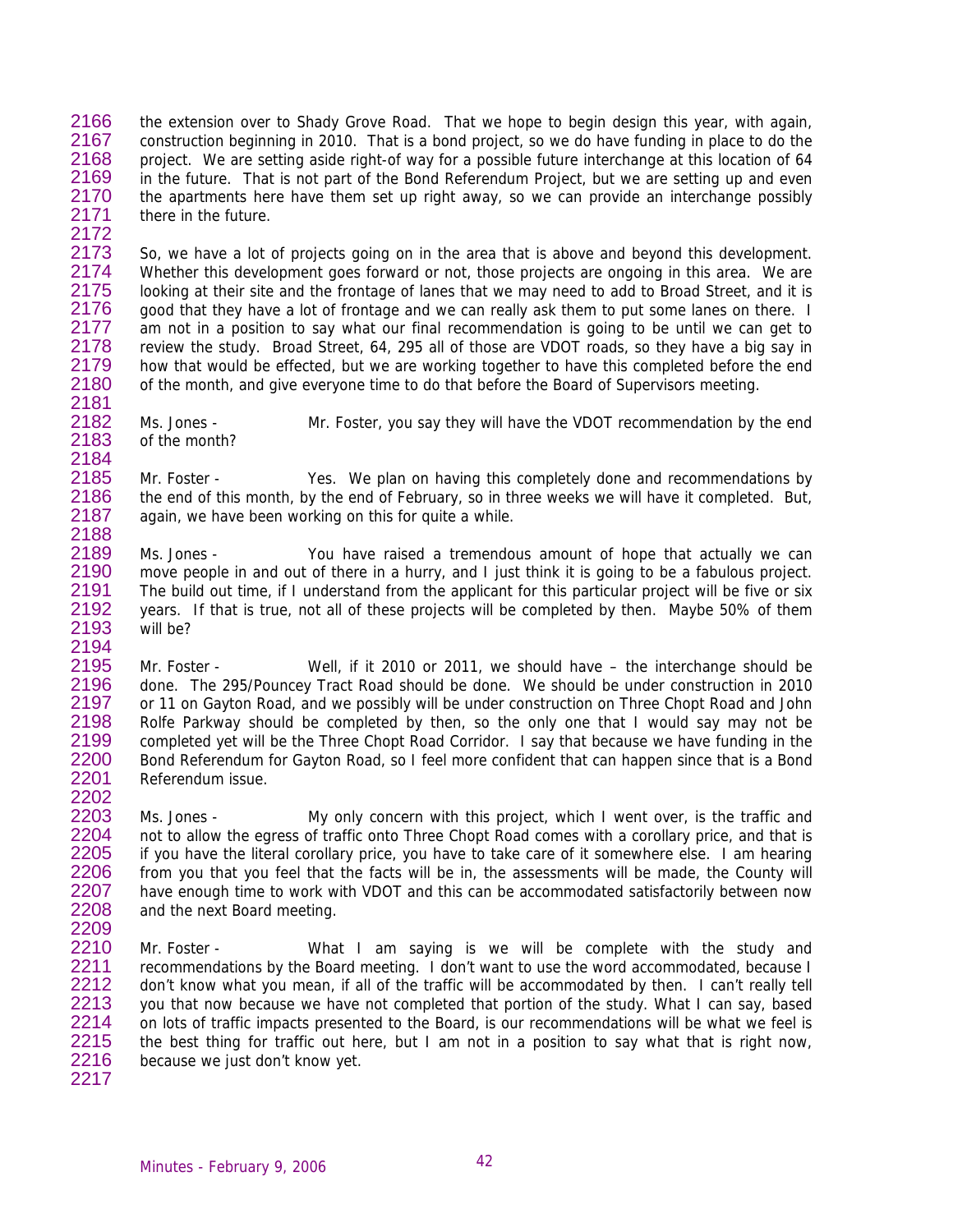the extension over to Shady Grove Road. That we hope to begin design this year, with again, construction beginning in 2010. That is a bond project, so we do have funding in place to do the project. We are setting aside right-of way for a possible future interchange at this location of 64 in the future. That is not part of the Bond Referendum Project, but we are setting up and even the apartments here have them set up right away, so we can provide an interchange possibly there in the future.

So, we have a lot of projects going on in the area that is above and beyond this development. Whether this development goes forward or not, those projects are ongoing in this area. We are looking at their site and the frontage of lanes that we may need to add to Broad Street, and it is good that they have a lot of frontage and we can really ask them to put some lanes on there. I am not in a position to say what our final recommendation is going to be until we can get to review the study. Broad Street, 64, 295 all of those are VDOT roads, so they have a big say in how that would be effected, but we are working together to have this completed before the end of the month, and give everyone time to do that before the Board of Supervisors meeting.

Ms. Jones - Mr. Foster, you say they will have the VDOT recommendation by the end of the month?

Mr. Foster - Yes. We plan on having this completely done and recommendations by the end of this month, by the end of February, so in three weeks we will have it completed. But, again, we have been working on this for quite a while.

Ms. Jones - You have raised a tremendous amount of hope that actually we can move people in and out of there in a hurry, and I just think it is going to be a fabulous project. The build out time, if I understand from the applicant for this particular project will be five or six years. If that is true, not all of these projects will be completed by then. Maybe 50% of them will be?

Mr. Foster - Well, if it 2010 or 2011, we should have – the interchange should be done. The 295/Pouncey Tract Road should be done. We should be under construction in 2010 or 11 on Gayton Road, and we possibly will be under construction on Three Chopt Road and John Rolfe Parkway should be completed by then, so the only one that I would say may not be completed yet will be the Three Chopt Road Corridor. I say that because we have funding in the Bond Referendum for Gayton Road, so I feel more confident that can happen since that is a Bond Referendum issue.

Ms. Jones - My only concern with this project, which I went over, is the traffic and not to allow the egress of traffic onto Three Chopt Road comes with a corollary price, and that is if you have the literal corollary price, you have to take care of it somewhere else. I am hearing from you that you feel that the facts will be in, the assessments will be made, the County will have enough time to work with VDOT and this can be accommodated satisfactorily between now and the next Board meeting.

Mr. Foster - What I am saying is we will be complete with the study and recommendations by the Board meeting. I don't want to use the word accommodated, because I don't know what you mean, if all of the traffic will be accommodated by then. I can't really tell you that now because we have not completed that portion of the study. What I can say, based on lots of traffic impacts presented to the Board, is our recommendations will be what we feel is the best thing for traffic out here, but I am not in a position to say what that is right now, because we just don't know yet.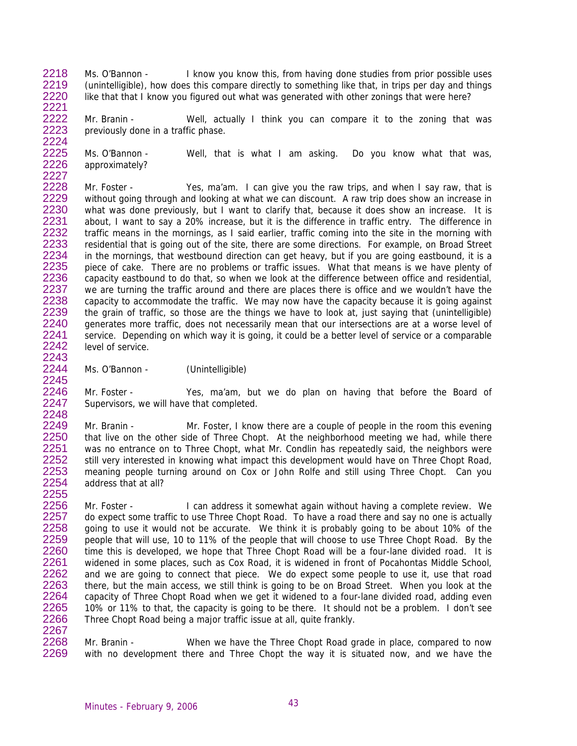Ms. O'Bannon - I know you know this, from having done studies from prior possible uses (unintelligible), how does this compare directly to something like that, in trips per day and things like that that I know you figured out what was generated with other zonings that were here?

Mr. Branin - Well, actually I think you can compare it to the zoning that was previously done in a traffic phase.

Ms. O'Bannon - Well, that is what I am asking. Do you know what that was, approximately?

Mr. Foster - Yes, ma'am. I can give you the raw trips, and when I say raw, that is without going through and looking at what we can discount. A raw trip does show an increase in what was done previously, but I want to clarify that, because it does show an increase. It is about, I want to say a 20% increase, but it is the difference in traffic entry. The difference in traffic means in the mornings, as I said earlier, traffic coming into the site in the morning with residential that is going out of the site, there are some directions. For example, on Broad Street in the mornings, that westbound direction can get heavy, but if you are going eastbound, it is a piece of cake. There are no problems or traffic issues. What that means is we have plenty of capacity eastbound to do that, so when we look at the difference between office and residential, we are turning the traffic around and there are places there is office and we wouldn't have the capacity to accommodate the traffic. We may now have the capacity because it is going against the grain of traffic, so those are the things we have to look at, just saying that (unintelligible) generates more traffic, does not necessarily mean that our intersections are at a worse level of service. Depending on which way it is going, it could be a better level of service or a comparable level of service.

Ms. O'Bannon - (Unintelligible)

Mr. Foster - Yes, ma'am, but we do plan on having that before the Board of Supervisors, we will have that completed.

Mr. Branin - Mr. Foster, I know there are a couple of people in the room this evening that live on the other side of Three Chopt. At the neighborhood meeting we had, while there was no entrance on to Three Chopt, what Mr. Condlin has repeatedly said, the neighbors were still very interested in knowing what impact this development would have on Three Chopt Road, meaning people turning around on Cox or John Rolfe and still using Three Chopt. Can you address that at all?

Mr. Foster - I can address it somewhat again without having a complete review. We do expect some traffic to use Three Chopt Road. To have a road there and say no one is actually going to use it would not be accurate. We think it is probably going to be about 10% of the people that will use, 10 to 11% of the people that will choose to use Three Chopt Road. By the time this is developed, we hope that Three Chopt Road will be a four-lane divided road. It is widened in some places, such as Cox Road, it is widened in front of Pocahontas Middle School, and we are going to connect that piece. We do expect some people to use it, use that road there, but the main access, we still think is going to be on Broad Street. When you look at the capacity of Three Chopt Road when we get it widened to a four-lane divided road, adding even 10% or 11% to that, the capacity is going to be there. It should not be a problem. I don't see Three Chopt Road being a major traffic issue at all, quite frankly.

Mr. Branin - When we have the Three Chopt Road grade in place, compared to now with no development there and Three Chopt the way it is situated now, and we have the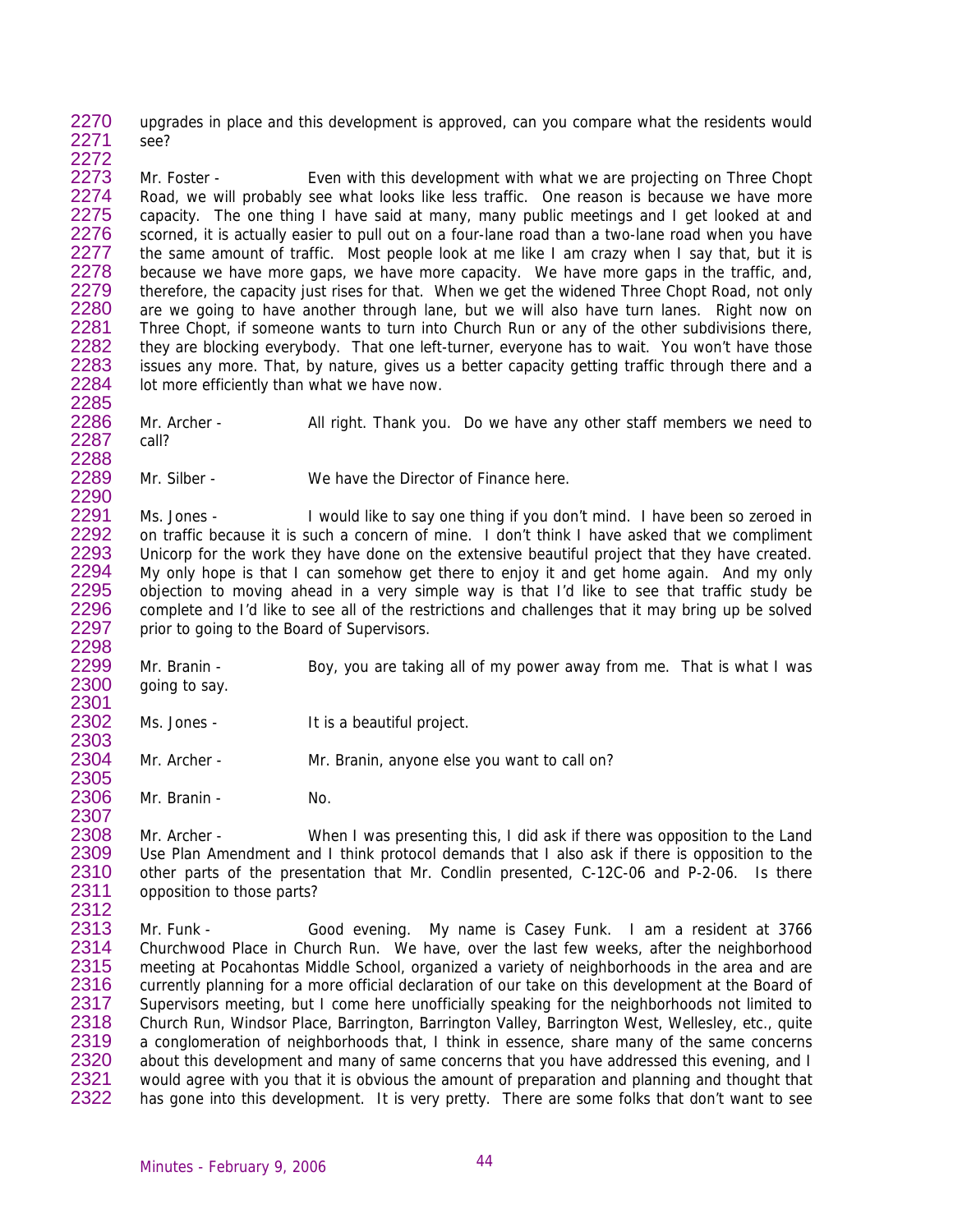upgrades in place and this development is approved, can you compare what the residents would see?

Mr. Foster - Even with this development with what we are projecting on Three Chopt Road, we will probably see what looks like less traffic. One reason is because we have more capacity. The one thing I have said at many, many public meetings and I get looked at and scorned, it is actually easier to pull out on a four-lane road than a two-lane road when you have the same amount of traffic. Most people look at me like I am crazy when I say that, but it is because we have more gaps, we have more capacity. We have more gaps in the traffic, and, therefore, the capacity just rises for that. When we get the widened Three Chopt Road, not only are we going to have another through lane, but we will also have turn lanes. Right now on Three Chopt, if someone wants to turn into Church Run or any of the other subdivisions there, they are blocking everybody. That one left-turner, everyone has to wait. You won't have those issues any more. That, by nature, gives us a better capacity getting traffic through there and a lot more efficiently than what we have now.

Mr. Archer - All right. Thank you. Do we have any other staff members we need to call?

Mr. Silber - We have the Director of Finance here.

Ms. Jones - I would like to say one thing if you don't mind. I have been so zeroed in on traffic because it is such a concern of mine. I don't think I have asked that we compliment Unicorp for the work they have done on the extensive beautiful project that they have created. My only hope is that I can somehow get there to enjoy it and get home again. And my only objection to moving ahead in a very simple way is that I'd like to see that traffic study be complete and I'd like to see all of the restrictions and challenges that it may bring up be solved prior to going to the Board of Supervisors.

Mr. Branin - Boy, you are taking all of my power away from me. That is what I was going to say.

Ms. Jones - It is a beautiful project.

Mr. Archer - Mr. Branin, anyone else you want to call on?

Mr. Branin - No.

Mr. Archer - When I was presenting this, I did ask if there was opposition to the Land Use Plan Amendment and I think protocol demands that I also ask if there is opposition to the other parts of the presentation that Mr. Condlin presented, C-12C-06 and P-2-06. Is there opposition to those parts?

Mr. Funk - Good evening. My name is Casey Funk. I am a resident at 3766 Churchwood Place in Church Run. We have, over the last few weeks, after the neighborhood meeting at Pocahontas Middle School, organized a variety of neighborhoods in the area and are currently planning for a more official declaration of our take on this development at the Board of Supervisors meeting, but I come here unofficially speaking for the neighborhoods not limited to Church Run, Windsor Place, Barrington, Barrington Valley, Barrington West, Wellesley, etc., quite a conglomeration of neighborhoods that, I think in essence, share many of the same concerns about this development and many of same concerns that you have addressed this evening, and I would agree with you that it is obvious the amount of preparation and planning and thought that has gone into this development. It is very pretty. There are some folks that don't want to see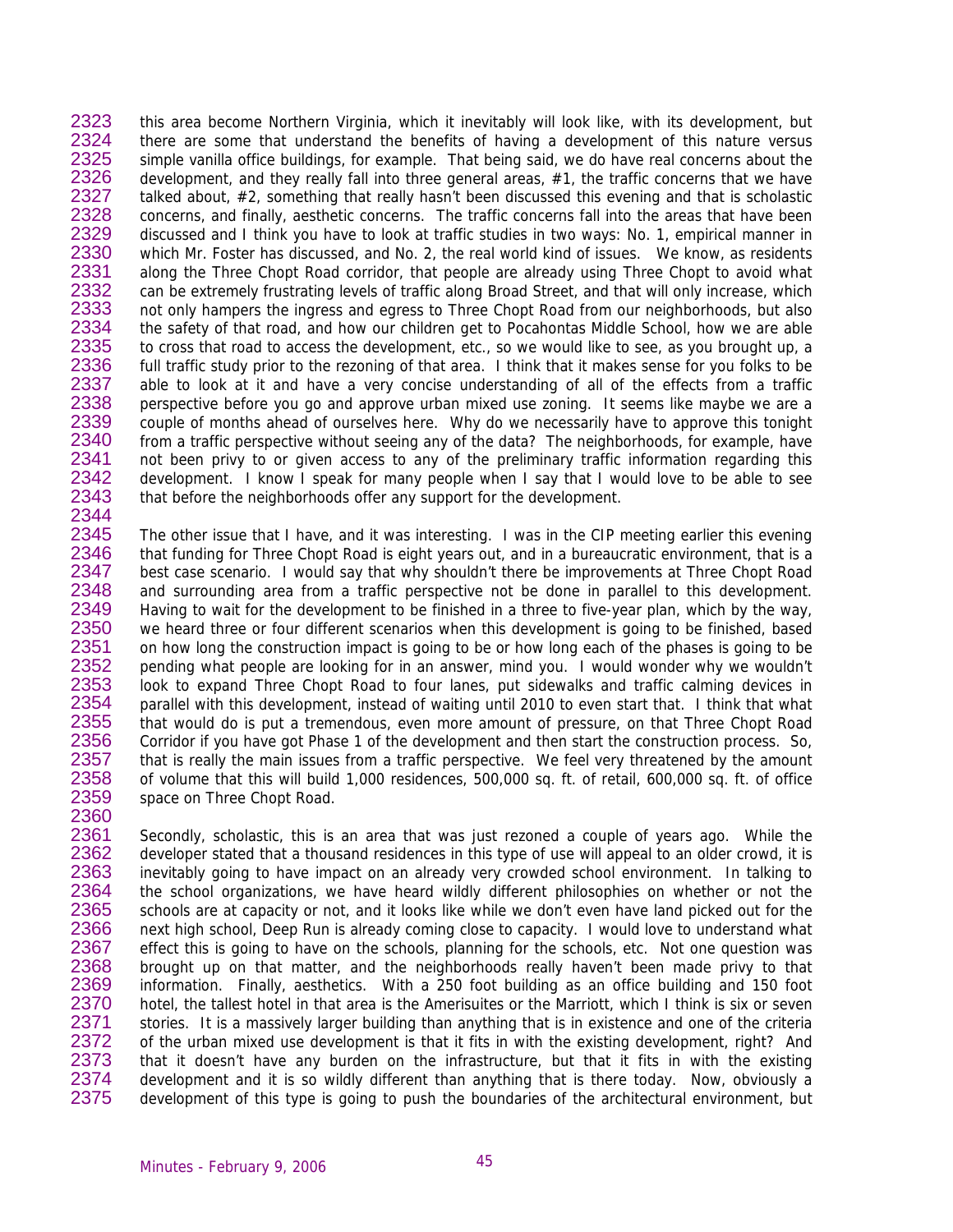this area become Northern Virginia, which it inevitably will look like, with its development, but there are some that understand the benefits of having a development of this nature versus simple vanilla office buildings, for example. That being said, we do have real concerns about the development, and they really fall into three general areas, #1, the traffic concerns that we have talked about, #2, something that really hasn't been discussed this evening and that is scholastic concerns, and finally, aesthetic concerns. The traffic concerns fall into the areas that have been discussed and I think you have to look at traffic studies in two ways: No. 1, empirical manner in which Mr. Foster has discussed, and No. 2, the real world kind of issues. We know, as residents along the Three Chopt Road corridor, that people are already using Three Chopt to avoid what can be extremely frustrating levels of traffic along Broad Street, and that will only increase, which not only hampers the ingress and egress to Three Chopt Road from our neighborhoods, but also the safety of that road, and how our children get to Pocahontas Middle School, how we are able to cross that road to access the development, etc., so we would like to see, as you brought up, a full traffic study prior to the rezoning of that area. I think that it makes sense for you folks to be able to look at it and have a very concise understanding of all of the effects from a traffic perspective before you go and approve urban mixed use zoning. It seems like maybe we are a couple of months ahead of ourselves here. Why do we necessarily have to approve this tonight from a traffic perspective without seeing any of the data? The neighborhoods, for example, have not been privy to or given access to any of the preliminary traffic information regarding this development. I know I speak for many people when I say that I would love to be able to see that before the neighborhoods offer any support for the development.

The other issue that I have, and it was interesting. I was in the CIP meeting earlier this evening that funding for Three Chopt Road is eight years out, and in a bureaucratic environment, that is a best case scenario. I would say that why shouldn't there be improvements at Three Chopt Road and surrounding area from a traffic perspective not be done in parallel to this development. Having to wait for the development to be finished in a three to five-year plan, which by the way, we heard three or four different scenarios when this development is going to be finished, based on how long the construction impact is going to be or how long each of the phases is going to be pending what people are looking for in an answer, mind you. I would wonder why we wouldn't look to expand Three Chopt Road to four lanes, put sidewalks and traffic calming devices in parallel with this development, instead of waiting until 2010 to even start that. I think that what that would do is put a tremendous, even more amount of pressure, on that Three Chopt Road Corridor if you have got Phase 1 of the development and then start the construction process. So, that is really the main issues from a traffic perspective. We feel very threatened by the amount of volume that this will build 1,000 residences, 500,000 sq. ft. of retail, 600,000 sq. ft. of office space on Three Chopt Road.

Secondly, scholastic, this is an area that was just rezoned a couple of years ago. While the developer stated that a thousand residences in this type of use will appeal to an older crowd, it is inevitably going to have impact on an already very crowded school environment. In talking to the school organizations, we have heard wildly different philosophies on whether or not the schools are at capacity or not, and it looks like while we don't even have land picked out for the next high school, Deep Run is already coming close to capacity. I would love to understand what effect this is going to have on the schools, planning for the schools, etc. Not one question was brought up on that matter, and the neighborhoods really haven't been made privy to that information. Finally, aesthetics. With a 250 foot building as an office building and 150 foot hotel, the tallest hotel in that area is the Amerisuites or the Marriott, which I think is six or seven stories. It is a massively larger building than anything that is in existence and one of the criteria of the urban mixed use development is that it fits in with the existing development, right? And that it doesn't have any burden on the infrastructure, but that it fits in with the existing development and it is so wildly different than anything that is there today. Now, obviously a development of this type is going to push the boundaries of the architectural environment, but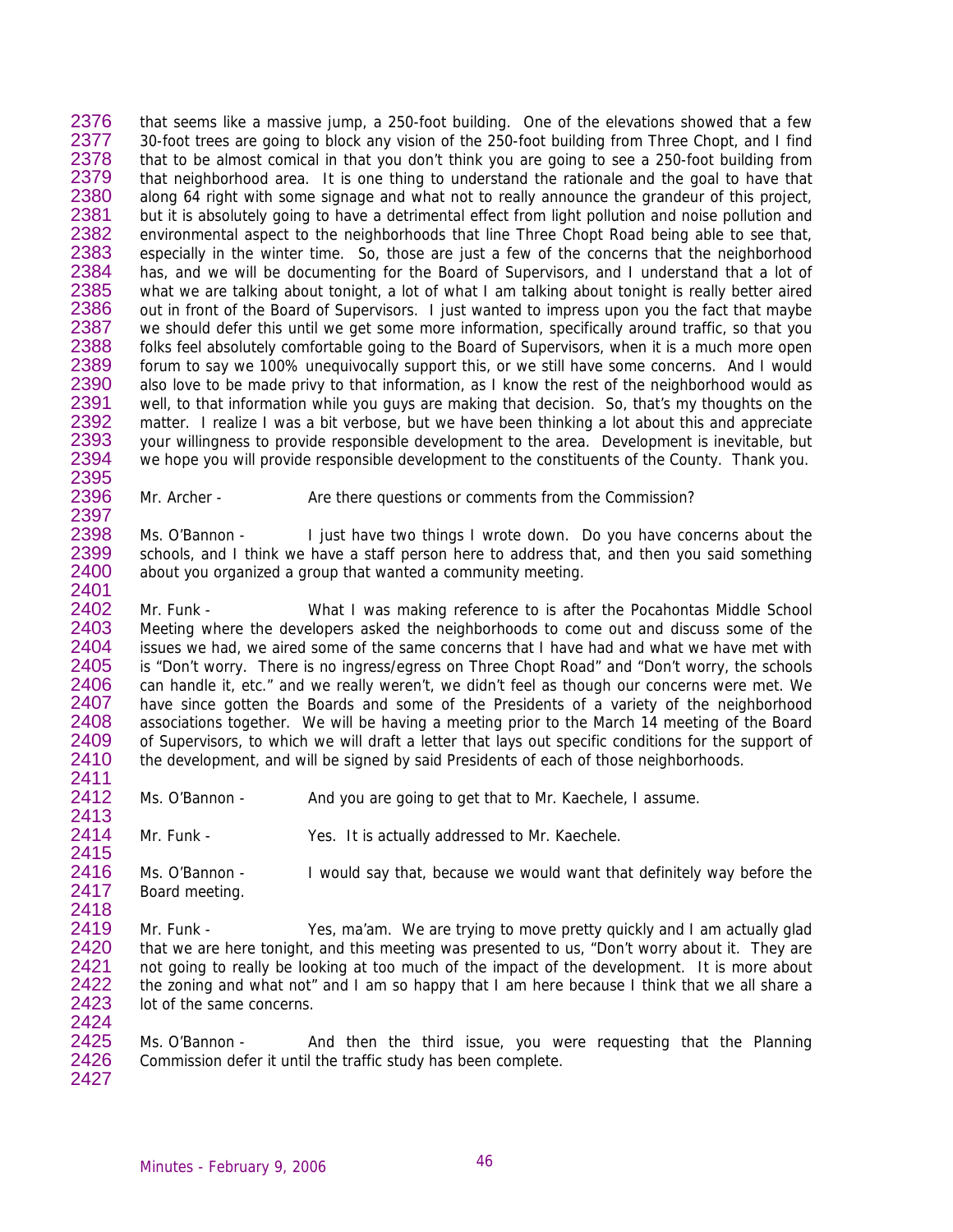that seems like a massive jump, a 250-foot building. One of the elevations showed that a few 30-foot trees are going to block any vision of the 250-foot building from Three Chopt, and I find that to be almost comical in that you don't think you are going to see a 250-foot building from that neighborhood area. It is one thing to understand the rationale and the goal to have that along 64 right with some signage and what not to really announce the grandeur of this project, but it is absolutely going to have a detrimental effect from light pollution and noise pollution and environmental aspect to the neighborhoods that line Three Chopt Road being able to see that, especially in the winter time. So, those are just a few of the concerns that the neighborhood has, and we will be documenting for the Board of Supervisors, and I understand that a lot of what we are talking about tonight, a lot of what I am talking about tonight is really better aired out in front of the Board of Supervisors. I just wanted to impress upon you the fact that maybe we should defer this until we get some more information, specifically around traffic, so that you folks feel absolutely comfortable going to the Board of Supervisors, when it is a much more open forum to say we 100% unequivocally support this, or we still have some concerns. And I would also love to be made privy to that information, as I know the rest of the neighborhood would as well, to that information while you guys are making that decision. So, that's my thoughts on the matter. I realize I was a bit verbose, but we have been thinking a lot about this and appreciate your willingness to provide responsible development to the area. Development is inevitable, but we hope you will provide responsible development to the constituents of the County. Thank you.

Mr. Archer - Are there questions or comments from the Commission?

Ms. O'Bannon - I just have two things I wrote down. Do you have concerns about the schools, and I think we have a staff person here to address that, and then you said something about you organized a group that wanted a community meeting.

Mr. Funk - What I was making reference to is after the Pocahontas Middle School Meeting where the developers asked the neighborhoods to come out and discuss some of the issues we had, we aired some of the same concerns that I have had and what we have met with is "Don't worry. There is no ingress/egress on Three Chopt Road" and "Don't worry, the schools can handle it, etc." and we really weren't, we didn't feel as though our concerns were met. We have since gotten the Boards and some of the Presidents of a variety of the neighborhood associations together. We will be having a meeting prior to the March 14 meeting of the Board of Supervisors, to which we will draft a letter that lays out specific conditions for the support of the development, and will be signed by said Presidents of each of those neighborhoods.

Ms. O'Bannon - And you are going to get that to Mr. Kaechele, I assume.

Mr. Funk - Yes. It is actually addressed to Mr. Kaechele.

Ms. O'Bannon - I would say that, because we would want that definitely way before the Board meeting.

Mr. Funk - Yes, ma'am. We are trying to move pretty quickly and I am actually glad that we are here tonight, and this meeting was presented to us, "Don't worry about it. They are not going to really be looking at too much of the impact of the development. It is more about the zoning and what not" and I am so happy that I am here because I think that we all share a lot of the same concerns.

Ms. O'Bannon - And then the third issue, you were requesting that the Planning Commission defer it until the traffic study has been complete.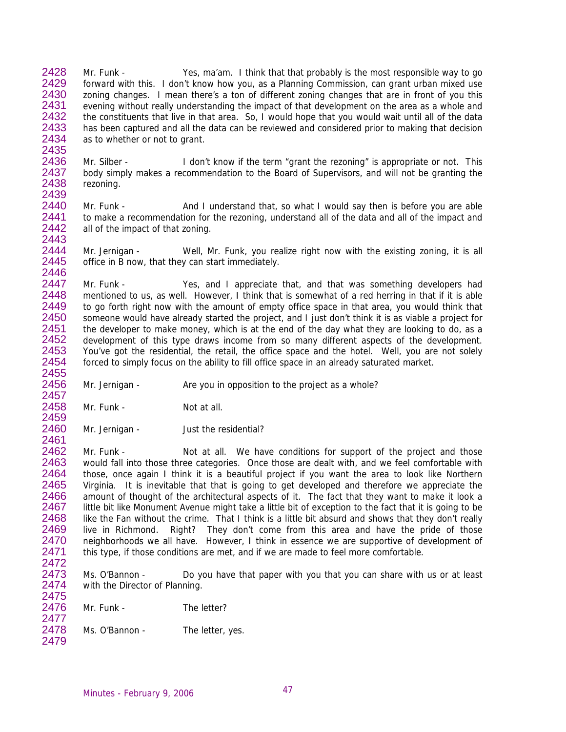Mr. Funk - Yes, ma'am. I think that that probably is the most responsible way to go forward with this. I don't know how you, as a Planning Commission, can grant urban mixed use zoning changes. I mean there's a ton of different zoning changes that are in front of you this evening without really understanding the impact of that development on the area as a whole and the constituents that live in that area. So, I would hope that you would wait until all of the data has been captured and all the data can be reviewed and considered prior to making that decision as to whether or not to grant.

Mr. Silber - I don't know if the term "grant the rezoning" is appropriate or not. This body simply makes a recommendation to the Board of Supervisors, and will not be granting the rezoning.

Mr. Funk - And I understand that, so what I would say then is before you are able to make a recommendation for the rezoning, understand all of the data and all of the impact and all of the impact of that zoning.

Mr. Jernigan - Well, Mr. Funk, you realize right now with the existing zoning, it is all office in B now, that they can start immediately.

Mr. Funk - Yes, and I appreciate that, and that was something developers had mentioned to us, as well. However, I think that is somewhat of a red herring in that if it is able to go forth right now with the amount of empty office space in that area, you would think that someone would have already started the project, and I just don't think it is as viable a project for the developer to make money, which is at the end of the day what they are looking to do, as a development of this type draws income from so many different aspects of the development. You've got the residential, the retail, the office space and the hotel. Well, you are not solely forced to simply focus on the ability to fill office space in an already saturated market.

Mr. Jernigan - Are you in opposition to the project as a whole?

Mr. Funk - Not at all.

Mr. Jernigan - Just the residential?

Mr. Funk - Not at all. We have conditions for support of the project and those would fall into those three categories. Once those are dealt with, and we feel comfortable with those, once again I think it is a beautiful project if you want the area to look like Northern Virginia. It is inevitable that that is going to get developed and therefore we appreciate the amount of thought of the architectural aspects of it. The fact that they want to make it look a little bit like Monument Avenue might take a little bit of exception to the fact that it is going to be like the Fan without the crime. That I think is a little bit absurd and shows that they don't really live in Richmond. Right? They don't come from this area and have the pride of those neighborhoods we all have. However, I think in essence we are supportive of development of this type, if those conditions are met, and if we are made to feel more comfortable.

Ms. O'Bannon - Do you have that paper with you that you can share with us or at least with the Director of Planning.

Mr. Funk - The letter?

Ms. O'Bannon - The letter, yes.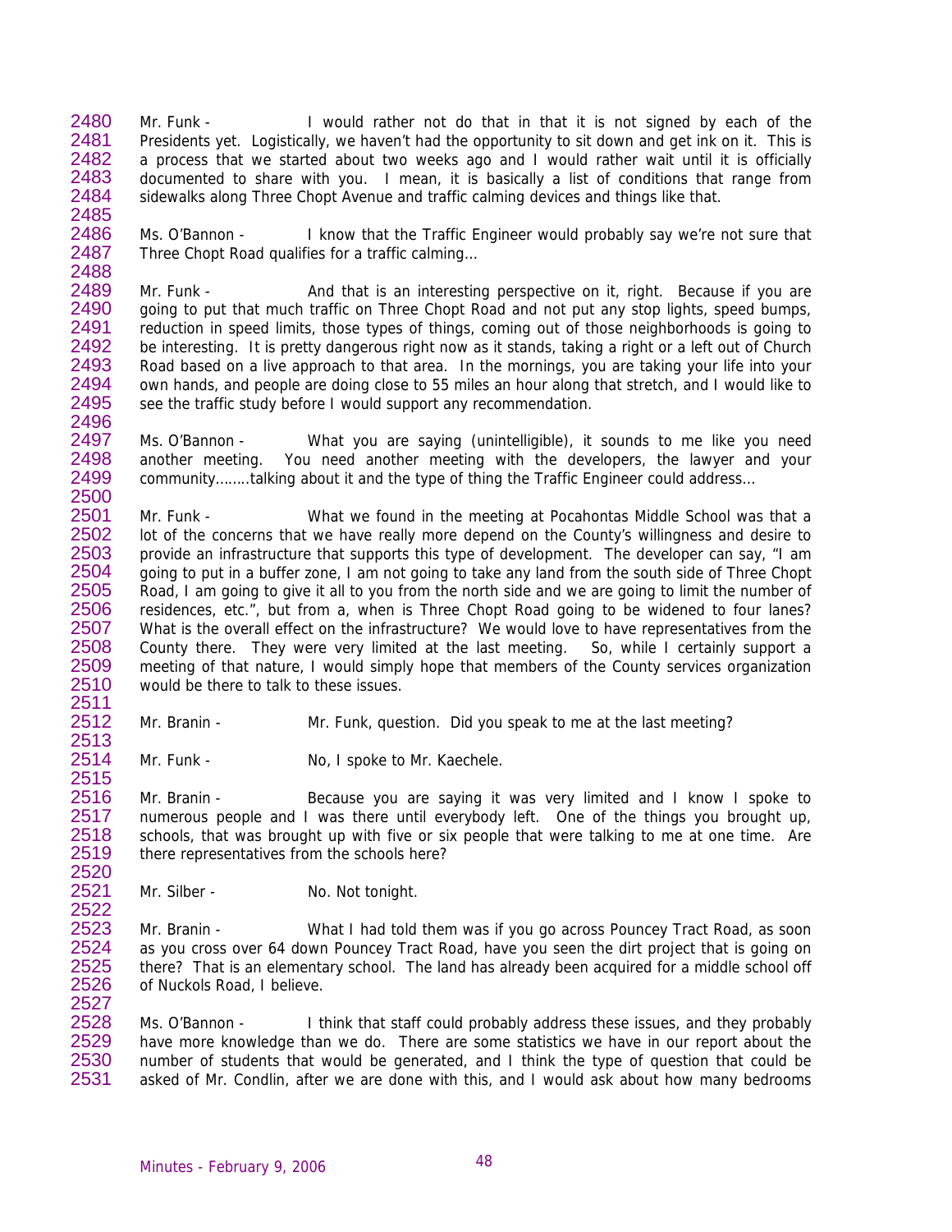Mr. Funk - I would rather not do that in that it is not signed by each of the Presidents yet. Logistically, we haven't had the opportunity to sit down and get ink on it. This is a process that we started about two weeks ago and I would rather wait until it is officially documented to share with you. I mean, it is basically a list of conditions that range from sidewalks along Three Chopt Avenue and traffic calming devices and things like that.

Ms. O'Bannon - I know that the Traffic Engineer would probably say we're not sure that Three Chopt Road qualifies for a traffic calming…

Mr. Funk - And that is an interesting perspective on it, right. Because if you are going to put that much traffic on Three Chopt Road and not put any stop lights, speed bumps, reduction in speed limits, those types of things, coming out of those neighborhoods is going to be interesting. It is pretty dangerous right now as it stands, taking a right or a left out of Church Road based on a live approach to that area. In the mornings, you are taking your life into your own hands, and people are doing close to 55 miles an hour along that stretch, and I would like to see the traffic study before I would support any recommendation.

Ms. O'Bannon - What you are saying (unintelligible), it sounds to me like you need another meeting. You need another meeting with the developers, the lawyer and your community……..talking about it and the type of thing the Traffic Engineer could address…

Mr. Funk - What we found in the meeting at Pocahontas Middle School was that a lot of the concerns that we have really more depend on the County's willingness and desire to provide an infrastructure that supports this type of development. The developer can say, "I am going to put in a buffer zone, I am not going to take any land from the south side of Three Chopt Road, I am going to give it all to you from the north side and we are going to limit the number of residences, etc.", but from a, when is Three Chopt Road going to be widened to four lanes? What is the overall effect on the infrastructure? We would love to have representatives from the County there. They were very limited at the last meeting. So, while I certainly support a meeting of that nature, I would simply hope that members of the County services organization would be there to talk to these issues.

Mr. Branin - Mr. Funk, question. Did you speak to me at the last meeting?

Mr. Funk - No, I spoke to Mr. Kaechele.

Mr. Branin - Because you are saying it was very limited and I know I spoke to numerous people and I was there until everybody left. One of the things you brought up, schools, that was brought up with five or six people that were talking to me at one time. Are there representatives from the schools here?

Mr. Silber - No. Not tonight.

Mr. Branin - What I had told them was if you go across Pouncey Tract Road, as soon as you cross over 64 down Pouncey Tract Road, have you seen the dirt project that is going on there? That is an elementary school. The land has already been acquired for a middle school off of Nuckols Road, I believe.

Ms. O'Bannon - I think that staff could probably address these issues, and they probably have more knowledge than we do. There are some statistics we have in our report about the number of students that would be generated, and I think the type of question that could be asked of Mr. Condlin, after we are done with this, and I would ask about how many bedrooms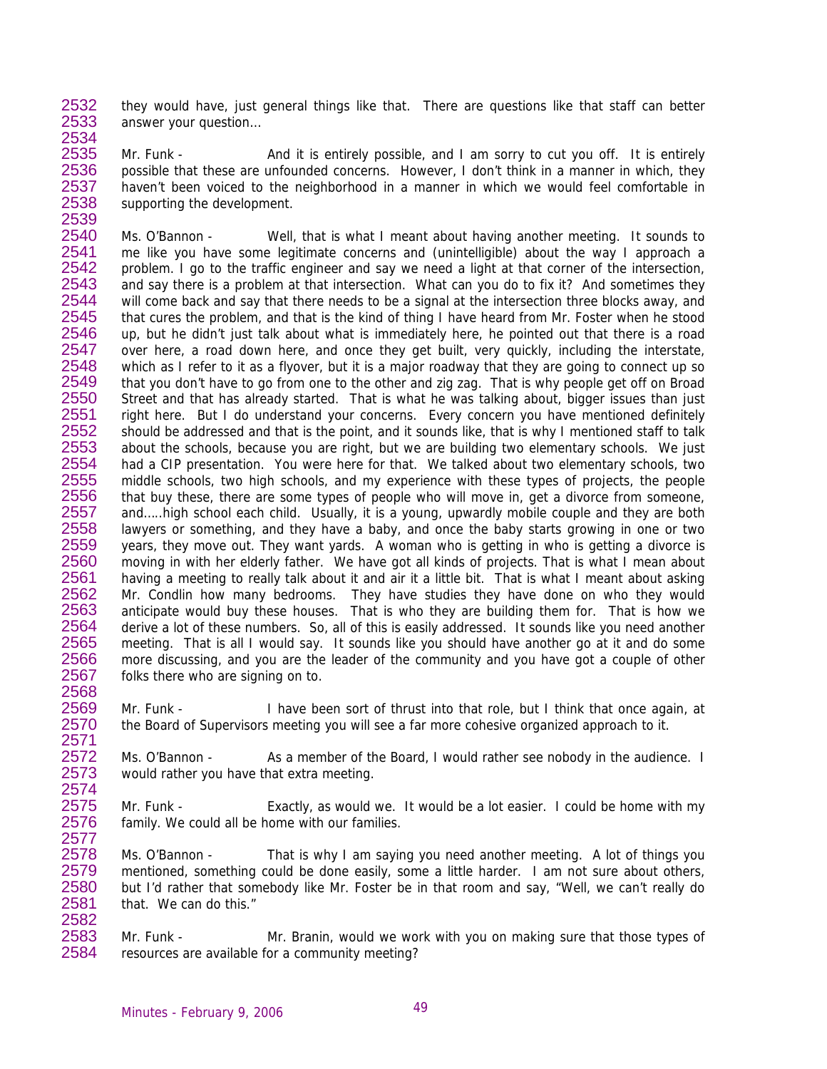they would have, just general things like that. There are questions like that staff can better answer your question…

Mr. Funk - And it is entirely possible, and I am sorry to cut you off. It is entirely possible that these are unfounded concerns. However, I don't think in a manner in which, they haven't been voiced to the neighborhood in a manner in which we would feel comfortable in supporting the development.

Ms. O'Bannon - Well, that is what I meant about having another meeting. It sounds to me like you have some legitimate concerns and (unintelligible) about the way I approach a problem. I go to the traffic engineer and say we need a light at that corner of the intersection, and say there is a problem at that intersection. What can you do to fix it? And sometimes they will come back and say that there needs to be a signal at the intersection three blocks away, and that cures the problem, and that is the kind of thing I have heard from Mr. Foster when he stood up, but he didn't just talk about what is immediately here, he pointed out that there is a road over here, a road down here, and once they get built, very quickly, including the interstate, which as I refer to it as a flyover, but it is a major roadway that they are going to connect up so that you don't have to go from one to the other and zig zag. That is why people get off on Broad Street and that has already started. That is what he was talking about, bigger issues than just right here. But I do understand your concerns. Every concern you have mentioned definitely should be addressed and that is the point, and it sounds like, that is why I mentioned staff to talk about the schools, because you are right, but we are building two elementary schools. We just had a CIP presentation. You were here for that. We talked about two elementary schools, two middle schools, two high schools, and my experience with these types of projects, the people that buy these, there are some types of people who will move in, get a divorce from someone, and…..high school each child. Usually, it is a young, upwardly mobile couple and they are both lawyers or something, and they have a baby, and once the baby starts growing in one or two years, they move out. They want yards. A woman who is getting in who is getting a divorce is moving in with her elderly father. We have got all kinds of projects. That is what I mean about having a meeting to really talk about it and air it a little bit. That is what I meant about asking Mr. Condlin how many bedrooms. They have studies they have done on who they would anticipate would buy these houses. That is who they are building them for. That is how we derive a lot of these numbers. So, all of this is easily addressed. It sounds like you need another meeting. That is all I would say. It sounds like you should have another go at it and do some more discussing, and you are the leader of the community and you have got a couple of other folks there who are signing on to.

Mr. Funk - I have been sort of thrust into that role, but I think that once again, at the Board of Supervisors meeting you will see a far more cohesive organized approach to it.

Ms. O'Bannon - As a member of the Board, I would rather see nobody in the audience. I would rather you have that extra meeting.

Mr. Funk - Exactly, as would we. It would be a lot easier. I could be home with my family. We could all be home with our families.

Ms. O'Bannon - That is why I am saying you need another meeting. A lot of things you mentioned, something could be done easily, some a little harder. I am not sure about others, but I'd rather that somebody like Mr. Foster be in that room and say, "Well, we can't really do that. We can do this."

Mr. Funk - Mr. Branin, would we work with you on making sure that those types of resources are available for a community meeting?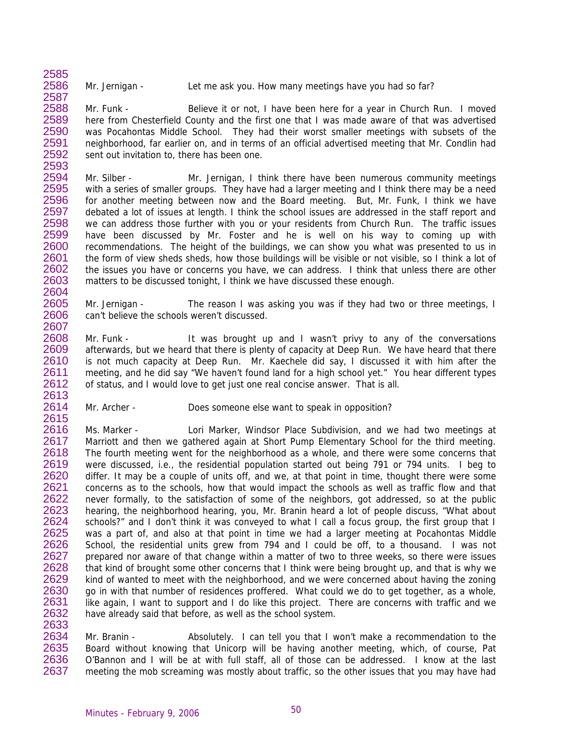Mr. Jernigan - Let me ask you. How many meetings have you had so far?

Mr. Funk - Believe it or not, I have been here for a year in Church Run. I moved here from Chesterfield County and the first one that I was made aware of that was advertised was Pocahontas Middle School. They had their worst smaller meetings with subsets of the neighborhood, far earlier on, and in terms of an official advertised meeting that Mr. Condlin had sent out invitation to, there has been one.

Mr. Silber - Mr. Jernigan, I think there have been numerous community meetings with a series of smaller groups. They have had a larger meeting and I think there may be a need for another meeting between now and the Board meeting. But, Mr. Funk, I think we have debated a lot of issues at length. I think the school issues are addressed in the staff report and we can address those further with you or your residents from Church Run. The traffic issues have been discussed by Mr. Foster and he is well on his way to coming up with recommendations. The height of the buildings, we can show you what was presented to us in the form of view sheds sheds, how those buildings will be visible or not visible, so I think a lot of the issues you have or concerns you have, we can address. I think that unless there are other matters to be discussed tonight, I think we have discussed these enough.

Mr. Jernigan - The reason I was asking you was if they had two or three meetings, I can't believe the schools weren't discussed.

Mr. Funk - It was brought up and I wasn't privy to any of the conversations afterwards, but we heard that there is plenty of capacity at Deep Run. We have heard that there is not much capacity at Deep Run. Mr. Kaechele did say, I discussed it with him after the meeting, and he did say "We haven't found land for a high school yet." You hear different types of status, and I would love to get just one real concise answer. That is all.

Mr. Archer - Does someone else want to speak in opposition?

Ms. Marker - Lori Marker, Windsor Place Subdivision, and we had two meetings at Marriott and then we gathered again at Short Pump Elementary School for the third meeting. The fourth meeting went for the neighborhood as a whole, and there were some concerns that were discussed, i.e., the residential population started out being 791 or 794 units. I beg to differ. It may be a couple of units off, and we, at that point in time, thought there were some concerns as to the schools, how that would impact the schools as well as traffic flow and that never formally, to the satisfaction of some of the neighbors, got addressed, so at the public hearing, the neighborhood hearing, you, Mr. Branin heard a lot of people discuss, "What about schools?" and I don't think it was conveyed to what I call a focus group, the first group that I was a part of, and also at that point in time we had a larger meeting at Pocahontas Middle School, the residential units grew from 794 and I could be off, to a thousand. I was not prepared nor aware of that change within a matter of two to three weeks, so there were issues that kind of brought some other concerns that I think were being brought up, and that is why we kind of wanted to meet with the neighborhood, and we were concerned about having the zoning go in with that number of residences proffered. What could we do to get together, as a whole, like again, I want to support and I do like this project. There are concerns with traffic and we have already said that before, as well as the school system.

Mr. Branin - Absolutely. I can tell you that I won't make a recommendation to the Board without knowing that Unicorp will be having another meeting, which, of course, Pat O'Bannon and I will be at with full staff, all of those can be addressed. I know at the last meeting the mob screaming was mostly about traffic, so the other issues that you may have had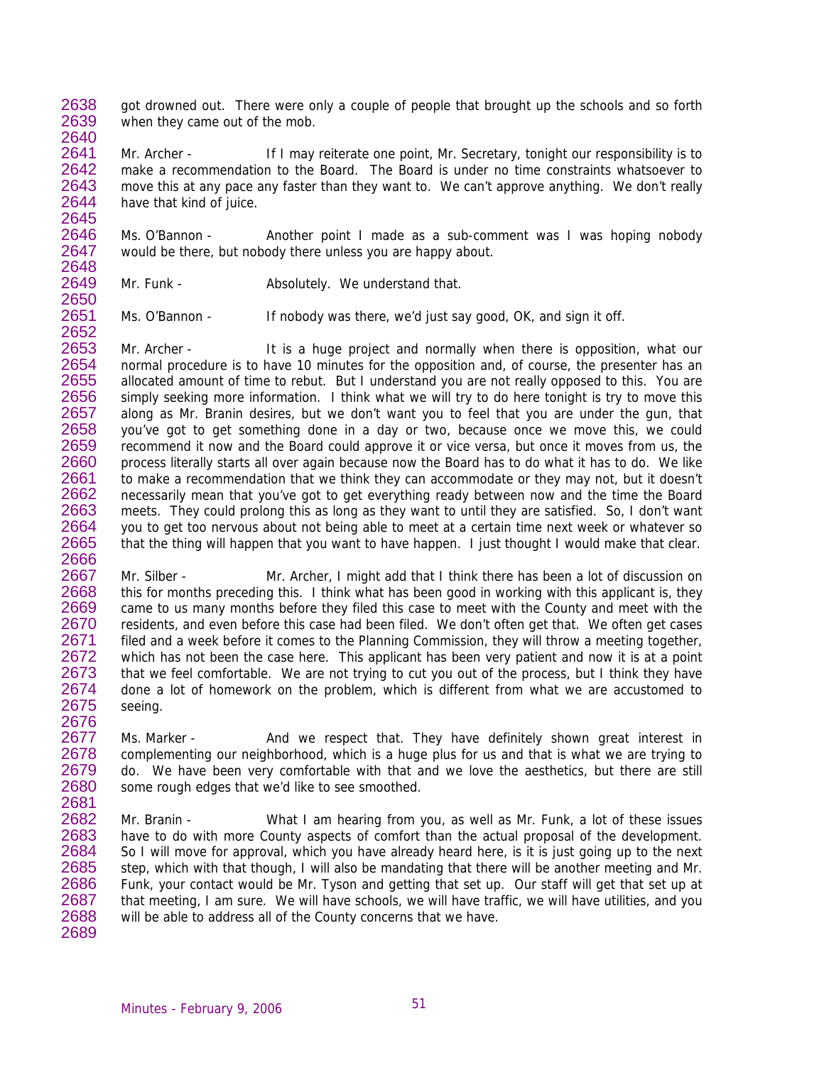got drowned out. There were only a couple of people that brought up the schools and so forth when they came out of the mob.

Mr. Archer - If I may reiterate one point, Mr. Secretary, tonight our responsibility is to make a recommendation to the Board. The Board is under no time constraints whatsoever to move this at any pace any faster than they want to. We can't approve anything. We don't really have that kind of juice.

Ms. O'Bannon - Another point I made as a sub-comment was I was hoping nobody would be there, but nobody there unless you are happy about.

Mr. Funk - Absolutely. We understand that.

Ms. O'Bannon - If nobody was there, we'd just say good, OK, and sign it off.

Mr. Archer - It is a huge project and normally when there is opposition, what our normal procedure is to have 10 minutes for the opposition and, of course, the presenter has an allocated amount of time to rebut. But I understand you are not really opposed to this. You are simply seeking more information. I think what we will try to do here tonight is try to move this along as Mr. Branin desires, but we don't want you to feel that you are under the gun, that you've got to get something done in a day or two, because once we move this, we could recommend it now and the Board could approve it or vice versa, but once it moves from us, the process literally starts all over again because now the Board has to do what it has to do. We like to make a recommendation that we think they can accommodate or they may not, but it doesn't necessarily mean that you've got to get everything ready between now and the time the Board meets. They could prolong this as long as they want to until they are satisfied. So, I don't want you to get too nervous about not being able to meet at a certain time next week or whatever so that the thing will happen that you want to have happen. I just thought I would make that clear.

Mr. Silber - Mr. Archer, I might add that I think there has been a lot of discussion on this for months preceding this. I think what has been good in working with this applicant is, they came to us many months before they filed this case to meet with the County and meet with the residents, and even before this case had been filed. We don't often get that. We often get cases filed and a week before it comes to the Planning Commission, they will throw a meeting together, which has not been the case here. This applicant has been very patient and now it is at a point that we feel comfortable. We are not trying to cut you out of the process, but I think they have done a lot of homework on the problem, which is different from what we are accustomed to seeing.

Ms. Marker - And we respect that. They have definitely shown great interest in complementing our neighborhood, which is a huge plus for us and that is what we are trying to do. We have been very comfortable with that and we love the aesthetics, but there are still some rough edges that we'd like to see smoothed.

Mr. Branin - What I am hearing from you, as well as Mr. Funk, a lot of these issues have to do with more County aspects of comfort than the actual proposal of the development. So I will move for approval, which you have already heard here, is it is just going up to the next step, which with that though, I will also be mandating that there will be another meeting and Mr. Funk, your contact would be Mr. Tyson and getting that set up. Our staff will get that set up at that meeting, I am sure. We will have schools, we will have traffic, we will have utilities, and you will be able to address all of the County concerns that we have.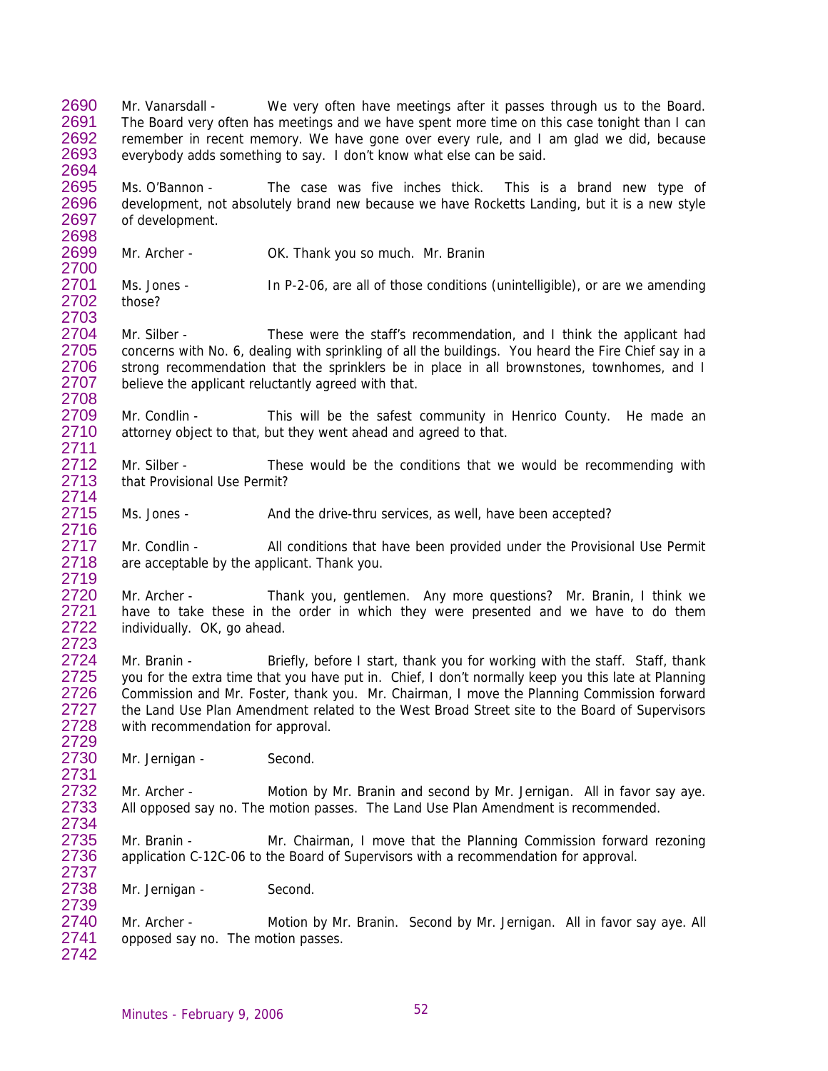Mr. Vanarsdall - We very often have meetings after it passes through us to the Board. The Board very often has meetings and we have spent more time on this case tonight than I can remember in recent memory. We have gone over every rule, and I am glad we did, because everybody adds something to say. I don't know what else can be said.

Ms. O'Bannon - The case was five inches thick. This is a brand new type of development, not absolutely brand new because we have Rocketts Landing, but it is a new style of development.

Mr. Archer - OK. Thank you so much. Mr. Branin

Ms. Jones - In P-2-06, are all of those conditions (unintelligible), or are we amending those?

Mr. Silber - These were the staff's recommendation, and I think the applicant had concerns with No. 6, dealing with sprinkling of all the buildings. You heard the Fire Chief say in a strong recommendation that the sprinklers be in place in all brownstones, townhomes, and I believe the applicant reluctantly agreed with that.

Mr. Condlin - This will be the safest community in Henrico County. He made an attorney object to that, but they went ahead and agreed to that.

Mr. Silber - These would be the conditions that we would be recommending with that Provisional Use Permit?

Ms. Jones - And the drive-thru services, as well, have been accepted?

Mr. Condlin - All conditions that have been provided under the Provisional Use Permit are acceptable by the applicant. Thank you.

Mr. Archer - Thank you, gentlemen. Any more questions? Mr. Branin, I think we have to take these in the order in which they were presented and we have to do them individually. OK, go ahead.

Mr. Branin - Briefly, before I start, thank you for working with the staff. Staff, thank you for the extra time that you have put in. Chief, I don't normally keep you this late at Planning Commission and Mr. Foster, thank you. Mr. Chairman, I move the Planning Commission forward the Land Use Plan Amendment related to the West Broad Street site to the Board of Supervisors with recommendation for approval.

Mr. Jernigan - Second.

Mr. Archer - Motion by Mr. Branin and second by Mr. Jernigan. All in favor say aye. All opposed say no. The motion passes. The Land Use Plan Amendment is recommended.

Mr. Branin - Mr. Chairman, I move that the Planning Commission forward rezoning application C-12C-06 to the Board of Supervisors with a recommendation for approval.

Mr. Jernigan - Second.

Mr. Archer - Motion by Mr. Branin. Second by Mr. Jernigan. All in favor say aye. All opposed say no. The motion passes.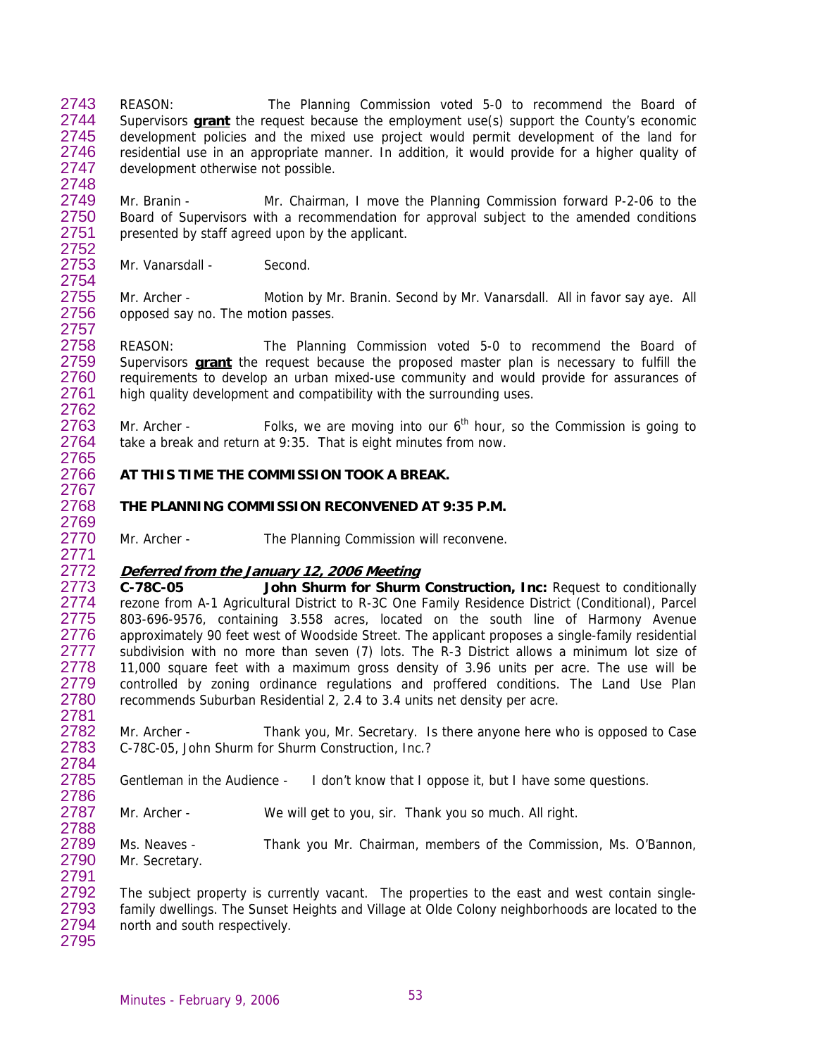REASON: The Planning Commission voted 5-0 to recommend the Board of Supervisors **grant** the request because the employment use(s) support the County's economic development policies and the mixed use project would permit development of the land for residential use in an appropriate manner. In addition, it would provide for a higher quality of development otherwise not possible.

Mr. Branin - Mr. Chairman, I move the Planning Commission forward P-2-06 to the Board of Supervisors with a recommendation for approval subject to the amended conditions presented by staff agreed upon by the applicant.

Mr. Vanarsdall - Second.

Mr. Archer - Motion by Mr. Branin. Second by Mr. Vanarsdall. All in favor say aye. All opposed say no. The motion passes.

REASON: The Planning Commission voted 5-0 to recommend the Board of Supervisors **grant** the request because the proposed master plan is necessary to fulfill the requirements to develop an urban mixed-use community and would provide for assurances of high quality development and compatibility with the surrounding uses.

Mr. Archer - Folks, we are moving into our 6th hour, so the Commission is going to take a break and return at 9:35. That is eight minutes from now.

**AT THIS TIME THE COMMISSION TOOK A BREAK.**

**THE PLANNING COMMISSION RECONVENED AT 9:35 P.M.**

Mr. Archer - The Planning Commission will reconvene.

***Deferred from the January 12, 2006 Meeting***

**C-78C-05 John Shurm for Shurm Construction, Inc.:** Request to conditionally rezone from A-1 Agricultural District to R-3C One Family Residence District (Conditional), Parcel 803-696-9576, containing 3.558 acres, located on the south line of Harmony Avenue approximately 90 feet west of Woodside Street. The applicant proposes a single-family residential subdivision with no more than seven (7) lots. The R-3 District allows a minimum lot size of 11,000 square feet with a maximum gross density of 3.96 units per acre. The use will be controlled by zoning ordinance regulations and proffered conditions. The Land Use Plan recommends Suburban Residential 2, 2.4 to 3.4 units net density per acre.

Mr. Archer - Thank you, Mr. Secretary. Is there anyone here who is opposed to Case C-78C-05, John Shurm for Shurm Construction, Inc.?

Gentleman in the Audience - I don't know that I oppose it, but I have some questions.

Mr. Archer - We will get to you, sir. Thank you so much. All right.

Ms. Neaves - Thank you Mr. Chairman, members of the Commission, Ms. O'Bannon, Mr. Secretary.

The subject property is currently vacant. The properties to the east and west contain single-family dwellings. The Sunset Heights and Village at Olde Colony neighborhoods are located to the north and south respectively.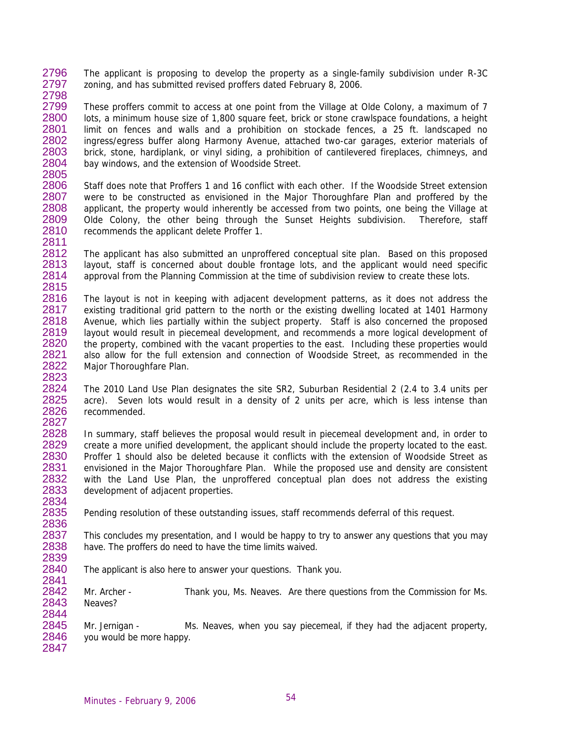The applicant is proposing to develop the property as a single-family subdivision under R-3C zoning, and has submitted revised proffers dated February 8, 2006.

These proffers commit to access at one point from the Village at Olde Colony, a maximum of 7 lots, a minimum house size of 1,800 square feet, brick or stone crawlspace foundations, a height limit on fences and walls and a prohibition on stockade fences, a 25 ft. landscaped no ingress/egress buffer along Harmony Avenue, attached two-car garages, exterior materials of brick, stone, hardiplank, or vinyl siding, a prohibition of cantilevered fireplaces, chimneys, and bay windows, and the extension of Woodside Street.

Staff does note that Proffers 1 and 16 conflict with each other. If the Woodside Street extension were to be constructed as envisioned in the Major Thoroughfare Plan and proffered by the applicant, the property would inherently be accessed from two points, one being the Village at Olde Colony, the other being through the Sunset Heights subdivision. Therefore, staff recommends the applicant delete Proffer 1.

The applicant has also submitted an unproffered conceptual site plan. Based on this proposed layout, staff is concerned about double frontage lots, and the applicant would need specific approval from the Planning Commission at the time of subdivision review to create these lots.

The layout is not in keeping with adjacent development patterns, as it does not address the existing traditional grid pattern to the north or the existing dwelling located at 1401 Harmony Avenue, which lies partially within the subject property. Staff is also concerned the proposed layout would result in piecemeal development, and recommends a more logical development of the property, combined with the vacant properties to the east. Including these properties would also allow for the full extension and connection of Woodside Street, as recommended in the Major Thoroughfare Plan.

The 2010 Land Use Plan designates the site SR2, Suburban Residential 2 (2.4 to 3.4 units per acre). Seven lots would result in a density of 2 units per acre, which is less intense than recommended.

In summary, staff believes the proposal would result in piecemeal development and, in order to create a more unified development, the applicant should include the property located to the east. Proffer 1 should also be deleted because it conflicts with the extension of Woodside Street as envisioned in the Major Thoroughfare Plan. While the proposed use and density are consistent with the Land Use Plan, the unproffered conceptual plan does not address the existing development of adjacent properties.

Pending resolution of these outstanding issues, staff recommends deferral of this request.

This concludes my presentation, and I would be happy to try to answer any questions that you may have. The proffers do need to have the time limits waived.

The applicant is also here to answer your questions. Thank you.

Mr. Archer - Thank you, Ms. Neaves. Are there questions from the Commission for Ms. Neaves?

Mr. Jernigan - Ms. Neaves, when you say piecemeal, if they had the adjacent property, you would be more happy.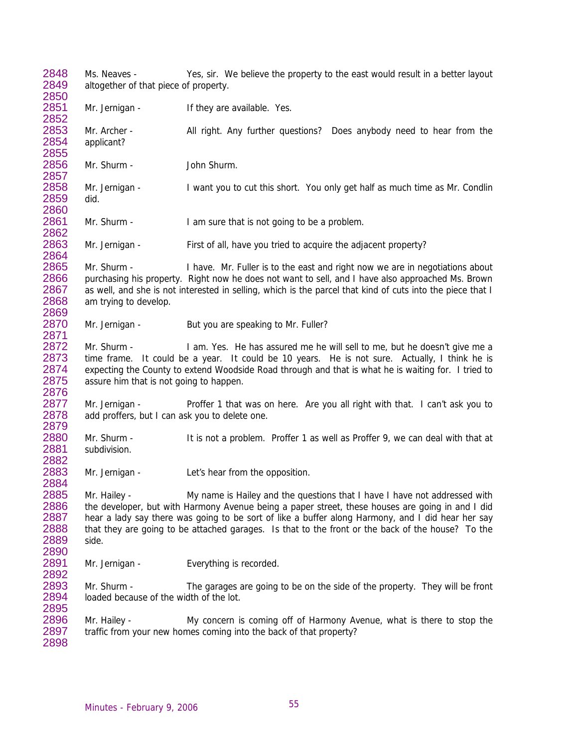2848 Ms. Neaves - Yes, sir. We believe the property to the east would result in a better layout
2849 altogether of that piece of property.
2850
2851 Mr. Jernigan - If they are available. Yes.
2852
2853 Mr. Archer - All right. Any further questions? Does anybody need to hear from the
2854 applicant?
2855
2856 Mr. Shurm - John Shurm.
2857
2858 Mr. Jernigan - I want you to cut this short. You only get half as much time as Mr. Condlin
2859 did.
2860
2861 Mr. Shurm - I am sure that is not going to be a problem.
2862
2863 Mr. Jernigan - First of all, have you tried to acquire the adjacent property?
2864
2865 Mr. Shurm - I have. Mr. Fuller is to the east and right now we are in negotiations about
2866 purchasing his property. Right now he does not want to sell, and I have also approached Ms. Brown
2867 as well, and she is not interested in selling, which is the parcel that kind of cuts into the piece that I
2868 am trying to develop.
2869
2870 Mr. Jernigan - But you are speaking to Mr. Fuller?
2871
2872 Mr. Shurm - I am. Yes. He has assured me he will sell to me, but he doesn't give me a
2873 time frame. It could be a year. It could be 10 years. He is not sure. Actually, I think he is
2874 expecting the County to extend Woodside Road through and that is what he is waiting for. I tried to
2875 assure him that is not going to happen.
2876
2877 Mr. Jernigan - Proffer 1 that was on here. Are you all right with that. I can't ask you to
2878 add proffers, but I can ask you to delete one.
2879
2880 Mr. Shurm - It is not a problem. Proffer 1 as well as Proffer 9, we can deal with that at
2881 subdivision.
2882
2883 Mr. Jernigan - Let's hear from the opposition.
2884
2885 Mr. Hailey - My name is Hailey and the questions that I have I have not addressed with
2886 the developer, but with Harmony Avenue being a paper street, these houses are going in and I did
2887 hear a lady say there was going to be sort of like a buffer along Harmony, and I did hear her say
2888 that they are going to be attached garages. Is that to the front or the back of the house? To the
2889 side.
2890
2891 Mr. Jernigan - Everything is recorded.
2892
2893 Mr. Shurm - The garages are going to be on the side of the property. They will be front
2894 loaded because of the width of the lot.
2895
2896 Mr. Hailey - My concern is coming off of Harmony Avenue, what is there to stop the
2897 traffic from your new homes coming into the back of that property?
2898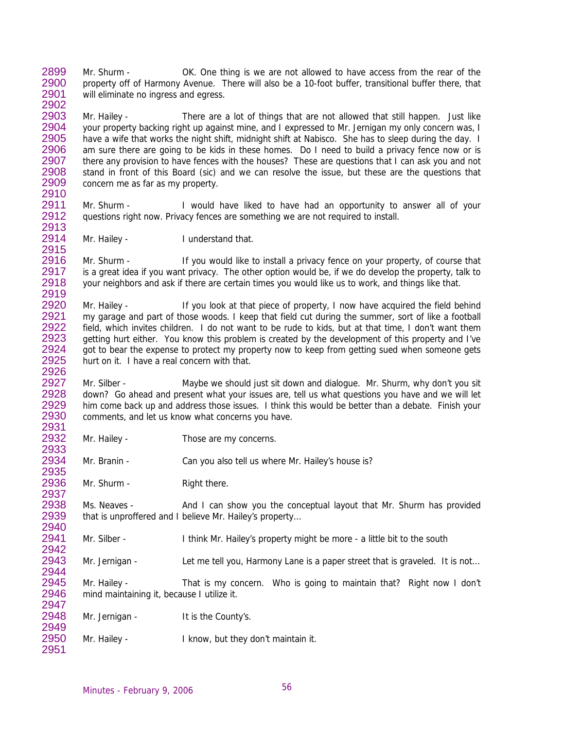Mr. Shurm - OK. One thing is we are not allowed to have access from the rear of the property off of Harmony Avenue. There will also be a 10-foot buffer, transitional buffer there, that will eliminate no ingress and egress.

Mr. Hailey - There are a lot of things that are not allowed that still happen. Just like your property backing right up against mine, and I expressed to Mr. Jernigan my only concern was, I have a wife that works the night shift, midnight shift at Nabisco. She has to sleep during the day. I am sure there are going to be kids in these homes. Do I need to build a privacy fence now or is there any provision to have fences with the houses? These are questions that I can ask you and not stand in front of this Board (sic) and we can resolve the issue, but these are the questions that concern me as far as my property.

Mr. Shurm - I would have liked to have had an opportunity to answer all of your questions right now. Privacy fences are something we are not required to install.

Mr. Hailey - I understand that.

Mr. Shurm - If you would like to install a privacy fence on your property, of course that is a great idea if you want privacy. The other option would be, if we do develop the property, talk to your neighbors and ask if there are certain times you would like us to work, and things like that.

Mr. Hailey - If you look at that piece of property, I now have acquired the field behind my garage and part of those woods. I keep that field cut during the summer, sort of like a football field, which invites children. I do not want to be rude to kids, but at that time, I don't want them getting hurt either. You know this problem is created by the development of this property and I've got to bear the expense to protect my property now to keep from getting sued when someone gets hurt on it. I have a real concern with that.

Mr. Silber - Maybe we should just sit down and dialogue. Mr. Shurm, why don't you sit down? Go ahead and present what your issues are, tell us what questions you have and we will let him come back up and address those issues. I think this would be better than a debate. Finish your comments, and let us know what concerns you have.

Mr. Hailey - Those are my concerns.

Mr. Branin - Can you also tell us where Mr. Hailey's house is?

Mr. Shurm - Right there.

Ms. Neaves - And I can show you the conceptual layout that Mr. Shurm has provided that is unproffered and I believe Mr. Hailey's property…

Mr. Silber - I think Mr. Hailey's property might be more - a little bit to the south

Mr. Jernigan - Let me tell you, Harmony Lane is a paper street that is graveled. It is not…

Mr. Hailey - That is my concern. Who is going to maintain that? Right now I don't mind maintaining it, because I utilize it.

Mr. Jernigan - It is the County's.

Mr. Hailey - I know, but they don't maintain it.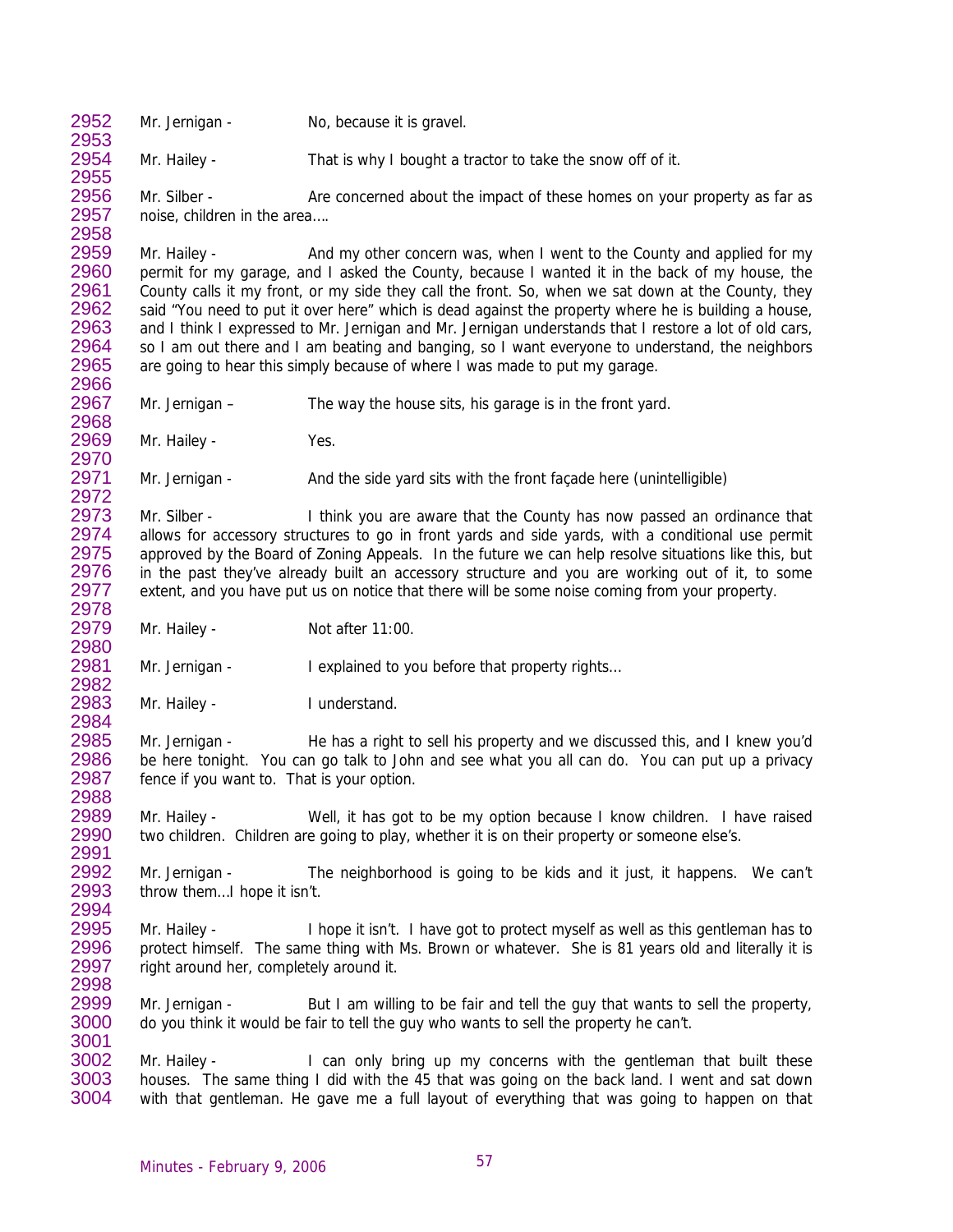Mr. Jernigan - No, because it is gravel.

Mr. Hailey - That is why I bought a tractor to take the snow off of it.

Mr. Silber - Are concerned about the impact of these homes on your property as far as noise, children in the area….

Mr. Hailey - And my other concern was, when I went to the County and applied for my permit for my garage, and I asked the County, because I wanted it in the back of my house, the County calls it my front, or my side they call the front. So, when we sat down at the County, they said "You need to put it over here" which is dead against the property where he is building a house, and I think I expressed to Mr. Jernigan and Mr. Jernigan understands that I restore a lot of old cars, so I am out there and I am beating and banging, so I want everyone to understand, the neighbors are going to hear this simply because of where I was made to put my garage.

Mr. Jernigan – The way the house sits, his garage is in the front yard.

Mr. Hailey - Yes.

Mr. Jernigan - And the side yard sits with the front façade here (unintelligible)

Mr. Silber - I think you are aware that the County has now passed an ordinance that allows for accessory structures to go in front yards and side yards, with a conditional use permit approved by the Board of Zoning Appeals. In the future we can help resolve situations like this, but in the past they've already built an accessory structure and you are working out of it, to some extent, and you have put us on notice that there will be some noise coming from your property.

Mr. Hailey - Not after 11:00.

Mr. Jernigan - I explained to you before that property rights…

Mr. Hailey - I understand.

Mr. Jernigan - He has a right to sell his property and we discussed this, and I knew you'd be here tonight. You can go talk to John and see what you all can do. You can put up a privacy fence if you want to. That is your option.

Mr. Hailey - Well, it has got to be my option because I know children. I have raised two children. Children are going to play, whether it is on their property or someone else's.

Mr. Jernigan - The neighborhood is going to be kids and it just, it happens. We can't throw them…I hope it isn't.

Mr. Hailey - I hope it isn't. I have got to protect myself as well as this gentleman has to protect himself. The same thing with Ms. Brown or whatever. She is 81 years old and literally it is right around her, completely around it.

Mr. Jernigan - But I am willing to be fair and tell the guy that wants to sell the property, do you think it would be fair to tell the guy who wants to sell the property he can't.

Mr. Hailey - I can only bring up my concerns with the gentleman that built these houses. The same thing I did with the 45 that was going on the back land. I went and sat down with that gentleman. He gave me a full layout of everything that was going to happen on that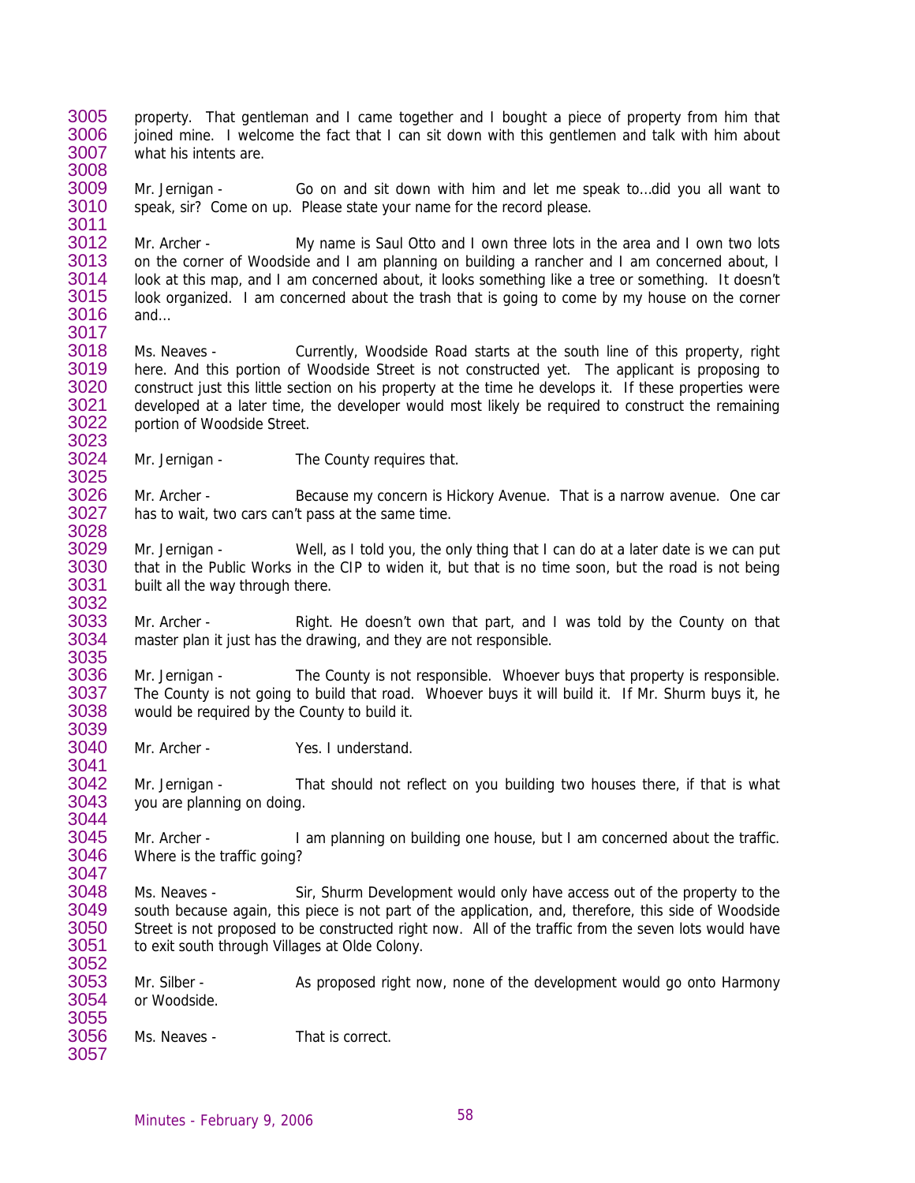property. That gentleman and I came together and I bought a piece of property from him that joined mine. I welcome the fact that I can sit down with this gentlemen and talk with him about what his intents are.

Mr. Jernigan - Go on and sit down with him and let me speak to…did you all want to speak, sir? Come on up. Please state your name for the record please.

Mr. Archer - My name is Saul Otto and I own three lots in the area and I own two lots on the corner of Woodside and I am planning on building a rancher and I am concerned about, I look at this map, and I am concerned about, it looks something like a tree or something. It doesn't look organized. I am concerned about the trash that is going to come by my house on the corner and…

Ms. Neaves - Currently, Woodside Road starts at the south line of this property, right here. And this portion of Woodside Street is not constructed yet. The applicant is proposing to construct just this little section on his property at the time he develops it. If these properties were developed at a later time, the developer would most likely be required to construct the remaining portion of Woodside Street.

Mr. Jernigan - The County requires that.

Mr. Archer - Because my concern is Hickory Avenue. That is a narrow avenue. One car has to wait, two cars can't pass at the same time.

Mr. Jernigan - Well, as I told you, the only thing that I can do at a later date is we can put that in the Public Works in the CIP to widen it, but that is no time soon, but the road is not being built all the way through there.

Mr. Archer - Right. He doesn't own that part, and I was told by the County on that master plan it just has the drawing, and they are not responsible.

Mr. Jernigan - The County is not responsible. Whoever buys that property is responsible. The County is not going to build that road. Whoever buys it will build it. If Mr. Shurm buys it, he would be required by the County to build it.

Mr. Archer - Yes. I understand.

Mr. Jernigan - That should not reflect on you building two houses there, if that is what you are planning on doing.

Mr. Archer - I am planning on building one house, but I am concerned about the traffic. Where is the traffic going?

Ms. Neaves - Sir, Shurm Development would only have access out of the property to the south because again, this piece is not part of the application, and, therefore, this side of Woodside Street is not proposed to be constructed right now. All of the traffic from the seven lots would have to exit south through Villages at Olde Colony.

Mr. Silber - As proposed right now, none of the development would go onto Harmony or Woodside.

Ms. Neaves - That is correct.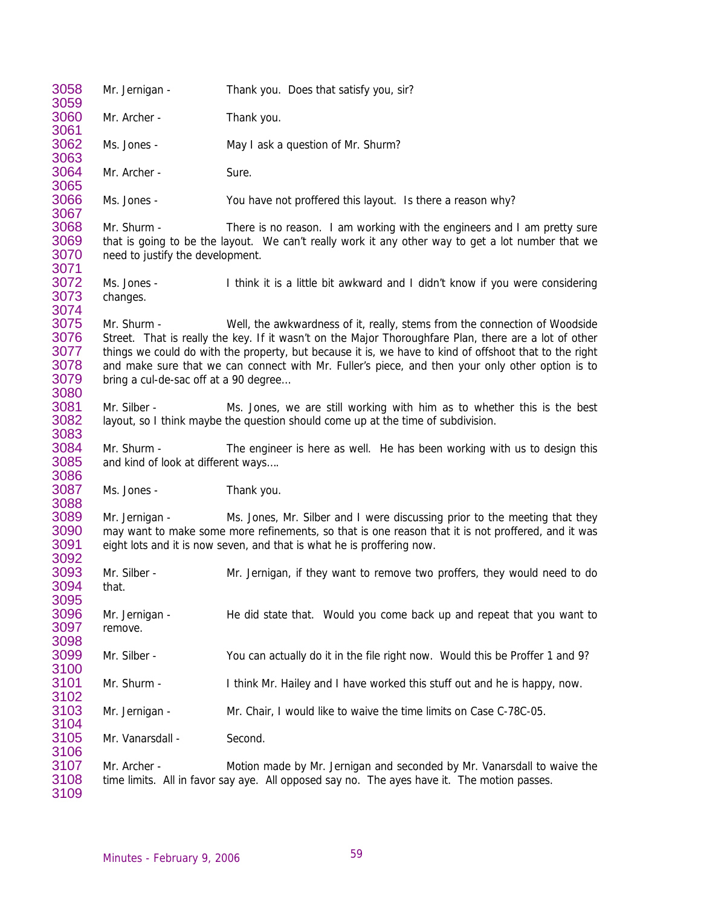3058 Mr. Jernigan - Thank you. Does that satisfy you, sir?
3059
3060 Mr. Archer - Thank you.
3061
3062 Ms. Jones - May I ask a question of Mr. Shurm?
3063
3064 Mr. Archer - Sure.
3065
3066 Ms. Jones - You have not proffered this layout. Is there a reason why?
3067
3068 Mr. Shurm - There is no reason. I am working with the engineers and I am pretty sure
3069 that is going to be the layout. We can't really work it any other way to get a lot number that we
3070 need to justify the development.
3071
3072 Ms. Jones - I think it is a little bit awkward and I didn't know if you were considering
3073 changes.
3074
3075 Mr. Shurm - Well, the awkwardness of it, really, stems from the connection of Woodside
3076 Street. That is really the key. If it wasn't on the Major Thoroughfare Plan, there are a lot of other
3077 things we could do with the property, but because it is, we have to kind of offshoot that to the right
3078 and make sure that we can connect with Mr. Fuller's piece, and then your only option is to
3079 bring a cul-de-sac off at a 90 degree…
3080
3081 Mr. Silber - Ms. Jones, we are still working with him as to whether this is the best
3082 layout, so I think maybe the question should come up at the time of subdivision.
3083
3084 Mr. Shurm - The engineer is here as well. He has been working with us to design this
3085 and kind of look at different ways….
3086
3087 Ms. Jones - Thank you.
3088
3089 Mr. Jernigan - Ms. Jones, Mr. Silber and I were discussing prior to the meeting that they
3090 may want to make some more refinements, so that is one reason that it is not proffered, and it was
3091 eight lots and it is now seven, and that is what he is proffering now.
3092
3093 Mr. Silber - Mr. Jernigan, if they want to remove two proffers, they would need to do
3094 that.
3095
3096 Mr. Jernigan - He did state that. Would you come back up and repeat that you want to
3097 remove.
3098
3099 Mr. Silber - You can actually do it in the file right now. Would this be Proffer 1 and 9?
3100
3101 Mr. Shurm - I think Mr. Hailey and I have worked this stuff out and he is happy, now.
3102
3103 Mr. Jernigan - Mr. Chair, I would like to waive the time limits on Case C-78C-05.
3104
3105 Mr. Vanarsdall - Second.
3106
3107 Mr. Archer - Motion made by Mr. Jernigan and seconded by Mr. Vanarsdall to waive the
3108 time limits. All in favor say aye. All opposed say no. The ayes have it. The motion passes.
3109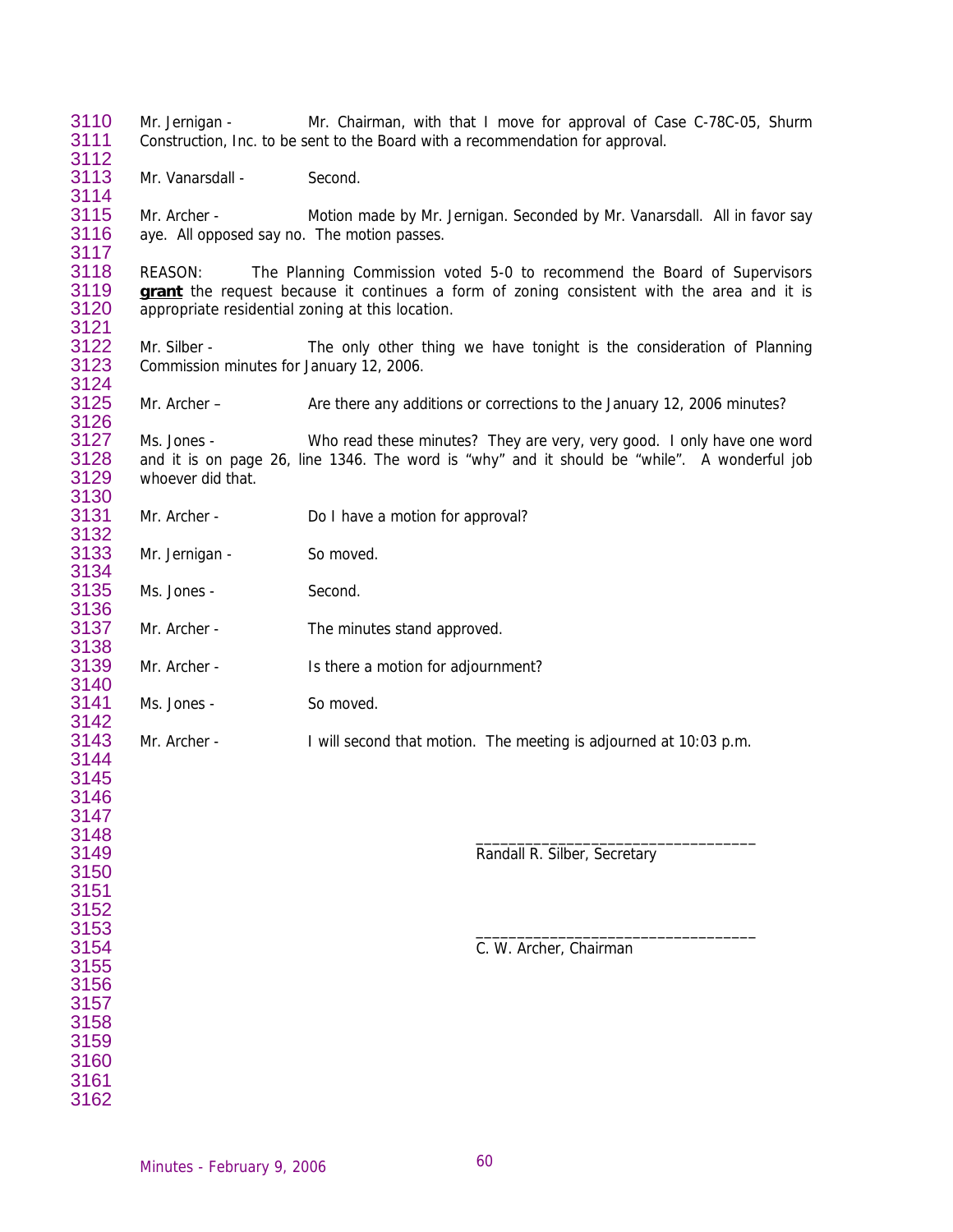Mr. Jernigan - Mr. Chairman, with that I move for approval of Case C-78C-05, Shurm Construction, Inc. to be sent to the Board with a recommendation for approval.

Mr. Vanarsdall - Second.

Mr. Archer - Motion made by Mr. Jernigan. Seconded by Mr. Vanarsdall. All in favor say aye. All opposed say no. The motion passes.

REASON: The Planning Commission voted 5-0 to recommend the Board of Supervisors **grant** the request because it continues a form of zoning consistent with the area and it is appropriate residential zoning at this location.

Mr. Silber - The only other thing we have tonight is the consideration of Planning Commission minutes for January 12, 2006.

Mr. Archer – Are there any additions or corrections to the January 12, 2006 minutes?

Ms. Jones - Who read these minutes? They are very, very good. I only have one word and it is on page 26, line 1346. The word is "why" and it should be "while". A wonderful job whoever did that.

Mr. Archer - Do I have a motion for approval?

Mr. Jernigan - So moved.

Ms. Jones - Second.

Mr. Archer - The minutes stand approved.

Mr. Archer - Is there a motion for adjournment?

Ms. Jones - So moved.

Mr. Archer - I will second that motion. The meeting is adjourned at 10:03 p.m.

\_\_\_\_\_\_\_\_\_\_\_\_\_\_\_\_\_\_\_\_\_\_\_\_\_\_\_\_\_\_\_\_\_\_
Randall R. Silber, Secretary

\_\_\_\_\_\_\_\_\_\_\_\_\_\_\_\_\_\_\_\_\_\_\_\_\_\_\_\_\_\_\_\_\_\_
C. W. Archer, Chairman